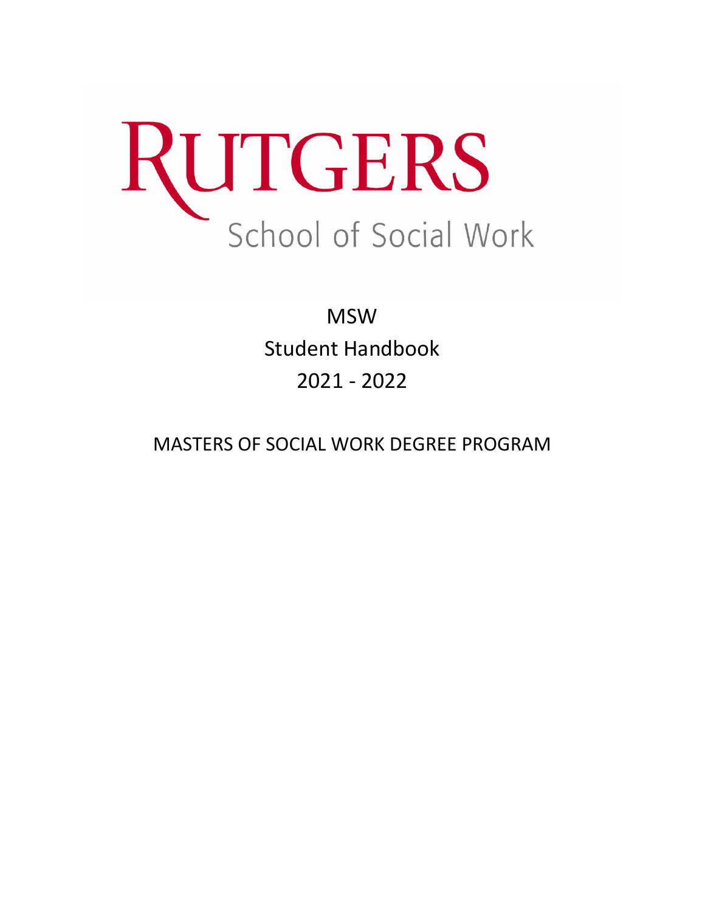# RUTGERS

School of Social Work

MSW

Student Handbook

2021 - 2022

MASTERS OF SOCIAL WORK DEGREE PROGRAM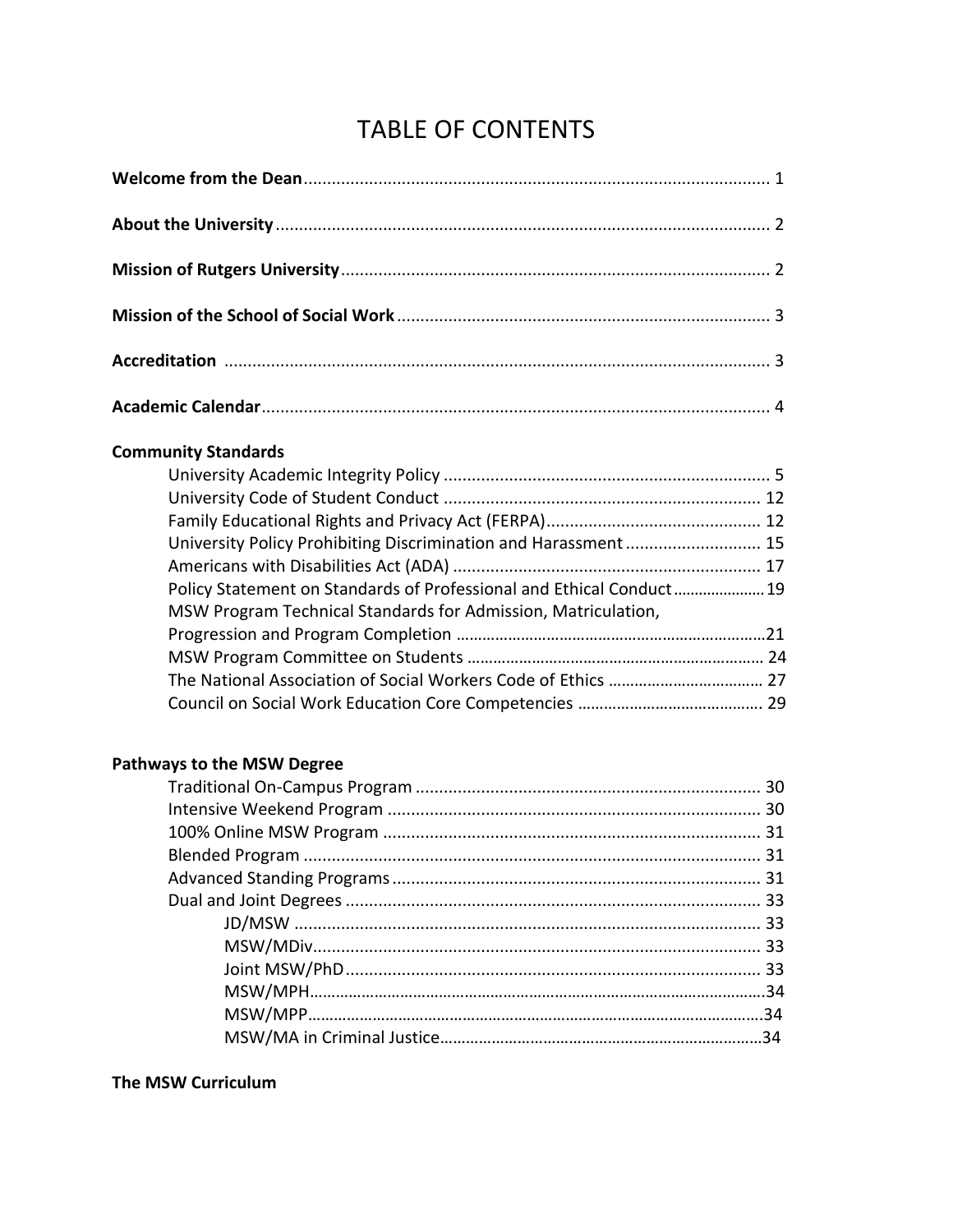# TABLE OF CONTENTS

**Welcome from the Dean**.................................................................................................... 1

**About the University**.......................................................................................................... 2

**Mission of Rutgers University**............................................................................................ 2

**Mission of the School of Social Work**................................................................................ 3

**Accreditation** ..................................................................................................................... 3

**Academic Calendar**............................................................................................................. 4

**Community Standards**

- University Academic Integrity Policy ...................................................................... 5
- University Code of Student Conduct .................................................................... 12
- Family Educational Rights and Privacy Act (FERPA).............................................. 12
- University Policy Prohibiting Discrimination and Harassment ............................. 15
- Americans with Disabilities Act (ADA) .................................................................. 17
- Policy Statement on Standards of Professional and Ethical Conduct...................... 19
- MSW Program Technical Standards for Admission, Matriculation, Progression and Program Completion .......................................................................21
- MSW Program Committee on Students ..................................................................... 24
- The National Association of Social Workers Code of Ethics .................................... 27
- Council on Social Work Education Core Competencies ........................................... 29

**Pathways to the MSW Degree**

- Traditional On-Campus Program .......................................................................... 30
- Intensive Weekend Program ................................................................................ 30
- 100% Online MSW Program ................................................................................. 31
- Blended Program .................................................................................................. 31
- Advanced Standing Programs ............................................................................... 31
- Dual and Joint Degrees ......................................................................................... 33
  - JD/MSW .................................................................................................... 33
  - MSW/MDiv................................................................................................ 33
  - Joint MSW/PhD ......................................................................................... 33
  - MSW/MPH..................................................................................................34
  - MSW/MPP...................................................................................................34
  - MSW/MA in Criminal Justice.......................................................................34

**The MSW Curriculum**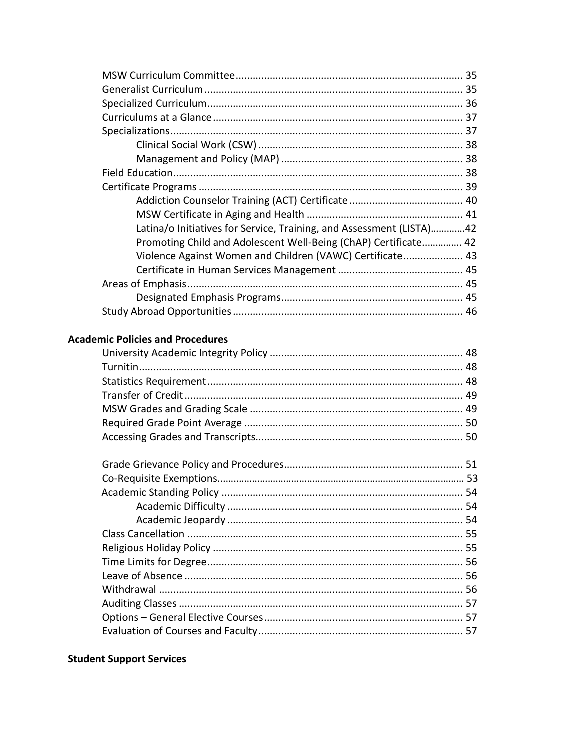MSW Curriculum Committee .............................................................................. 35
Generalist Curriculum ......................................................................................... 35
Specialized Curriculum ........................................................................................ 36
Curriculums at a Glance ...................................................................................... 37
Specializations ..................................................................................................... 37
    Clinical Social Work (CSW) ....................................................................... 38
    Management and Policy (MAP) ............................................................... 38
Field Education ..................................................................................................... 38
Certificate Programs ........................................................................................... 39
    Addiction Counselor Training (ACT) Certificate ........................................ 40
    MSW Certificate in Aging and Health ....................................................... 41
    Latina/o Initiatives for Service, Training, and Assessment (LISTA).............42
    Promoting Child and Adolescent Well-Being (ChAP) Certificate............... 42
    Violence Against Women and Children (VAWC) Certificate..................... 43
    Certificate in Human Services Management ............................................ 45
Areas of Emphasis ................................................................................................ 45
    Designated Emphasis Programs ............................................................... 45
Study Abroad Opportunities ................................................................................ 46

**Academic Policies and Procedures**

University Academic Integrity Policy ................................................................... 48
Turnitin ................................................................................................................. 48
Statistics Requirement ......................................................................................... 48
Transfer of Credit ................................................................................................. 49
MSW Grades and Grading Scale .......................................................................... 49
Required Grade Point Average ............................................................................ 50
Accessing Grades and Transcripts ........................................................................ 50

Grade Grievance Policy and Procedures .............................................................. 51
Co-Requisite Exemptions...................................................................................... 53
Academic Standing Policy .................................................................................... 54
    Academic Difficulty .................................................................................. 54
    Academic Jeopardy .................................................................................. 54
Class Cancellation ................................................................................................ 55
Religious Holiday Policy ....................................................................................... 55
Time Limits for Degree ......................................................................................... 56
Leave of Absence ................................................................................................. 56
Withdrawal .......................................................................................................... 56
Auditing Classes ................................................................................................... 57
Options – General Elective Courses ..................................................................... 57
Evaluation of Courses and Faculty ....................................................................... 57

**Student Support Services**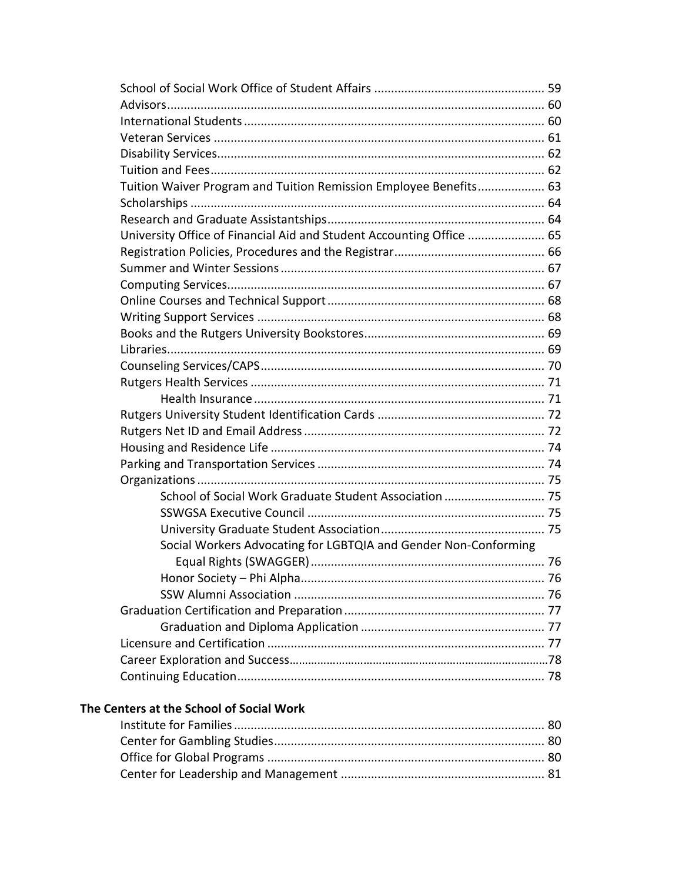School of Social Work Office of Student Affairs .................................................. 59
Advisors................................................................................................ 60
International Students ......................................................................... 60
Veteran Services .................................................................................. 61
Disability Services................................................................................. 62
Tuition and Fees................................................................................... 62
Tuition Waiver Program and Tuition Remission Employee Benefits.................... 63
Scholarships ......................................................................................... 64
Research and Graduate Assistantships................................................................ 64
University Office of Financial Aid and Student Accounting Office ....................... 65
Registration Policies, Procedures and the Registrar............................................. 66
Summer and Winter Sessions .............................................................................. 67
Computing Services.............................................................................................. 67
Online Courses and Technical Support ................................................................ 68
Writing Support Services ..................................................................................... 68
Books and the Rutgers University Bookstores...................................................... 69
Libraries................................................................................................................ 69
Counseling Services/CAPS.................................................................................... 70
Rutgers Health Services ....................................................................................... 71
    Health Insurance ...................................................................................... 71
Rutgers University Student Identification Cards .................................................. 72
Rutgers Net ID and Email Address ....................................................................... 72
Housing and Residence Life ................................................................................. 74
Parking and Transportation Services .................................................................... 74
Organizations ....................................................................................................... 75
    School of Social Work Graduate Student Association .............................. 75
    SSWGSA Executive Council ....................................................................... 75
    University Graduate Student Association................................................. 75
    Social Workers Advocating for LGBTQIA and Gender Non-Conforming Equal Rights (SWAGGER)...................................................................... 76
    Honor Society – Phi Alpha......................................................................... 76
    SSW Alumni Association ........................................................................... 76
Graduation Certification and Preparation ............................................................ 77
    Graduation and Diploma Application ....................................................... 77
Licensure and Certification .................................................................................. 77
Career Exploration and Success.............................................................................78
Continuing Education........................................................................................... 78

**The Centers at the School of Social Work**

Institute for Families ............................................................................................ 80
Center for Gambling Studies................................................................................ 80
Office for Global Programs .................................................................................. 80
Center for Leadership and Management ............................................................ 81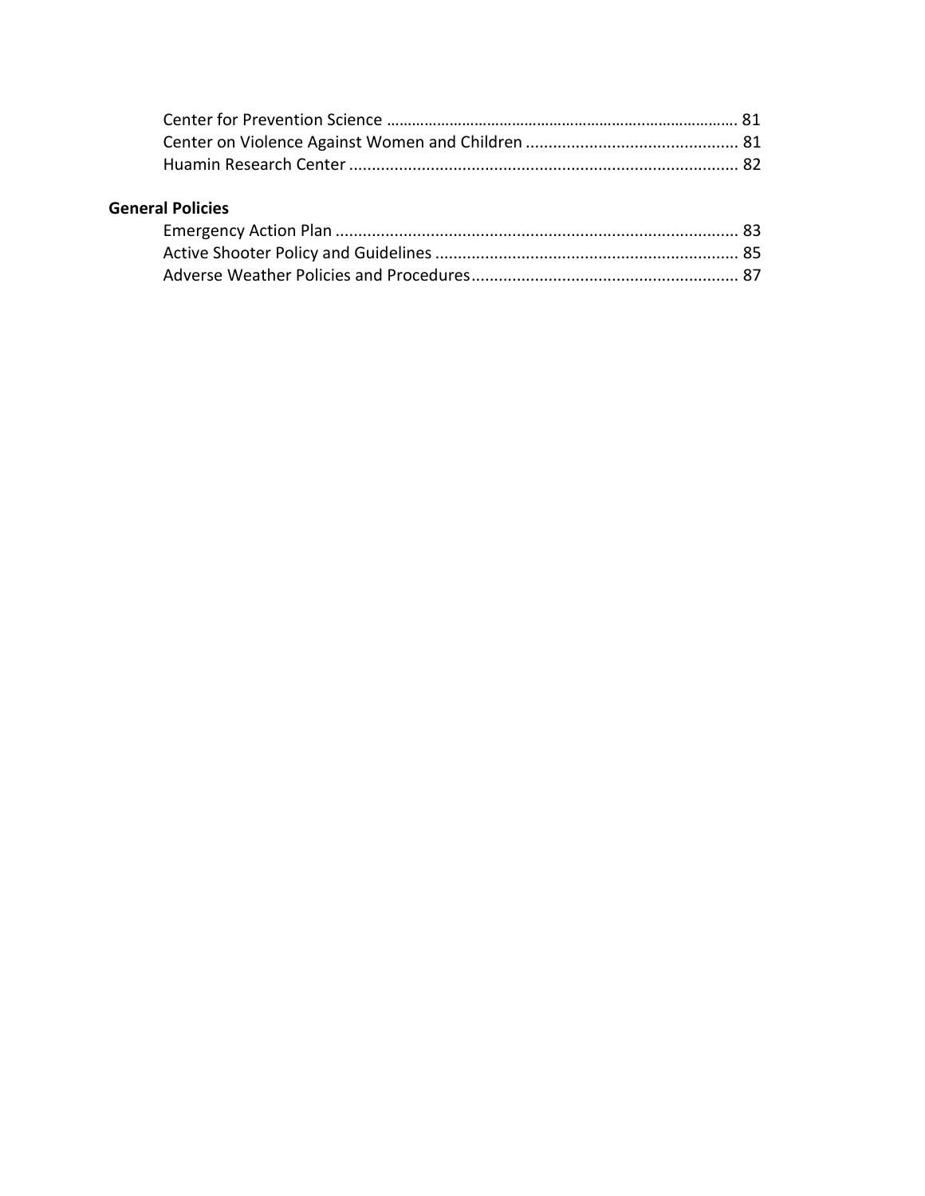Center for Prevention Science ........................................................................... 81
Center on Violence Against Women and Children ............................................... 81
Huamin Research Center ..................................................................................... 82

**General Policies**

Emergency Action Plan ........................................................................................ 83
Active Shooter Policy and Guidelines ................................................................... 85
Adverse Weather Policies and Procedures........................................................... 87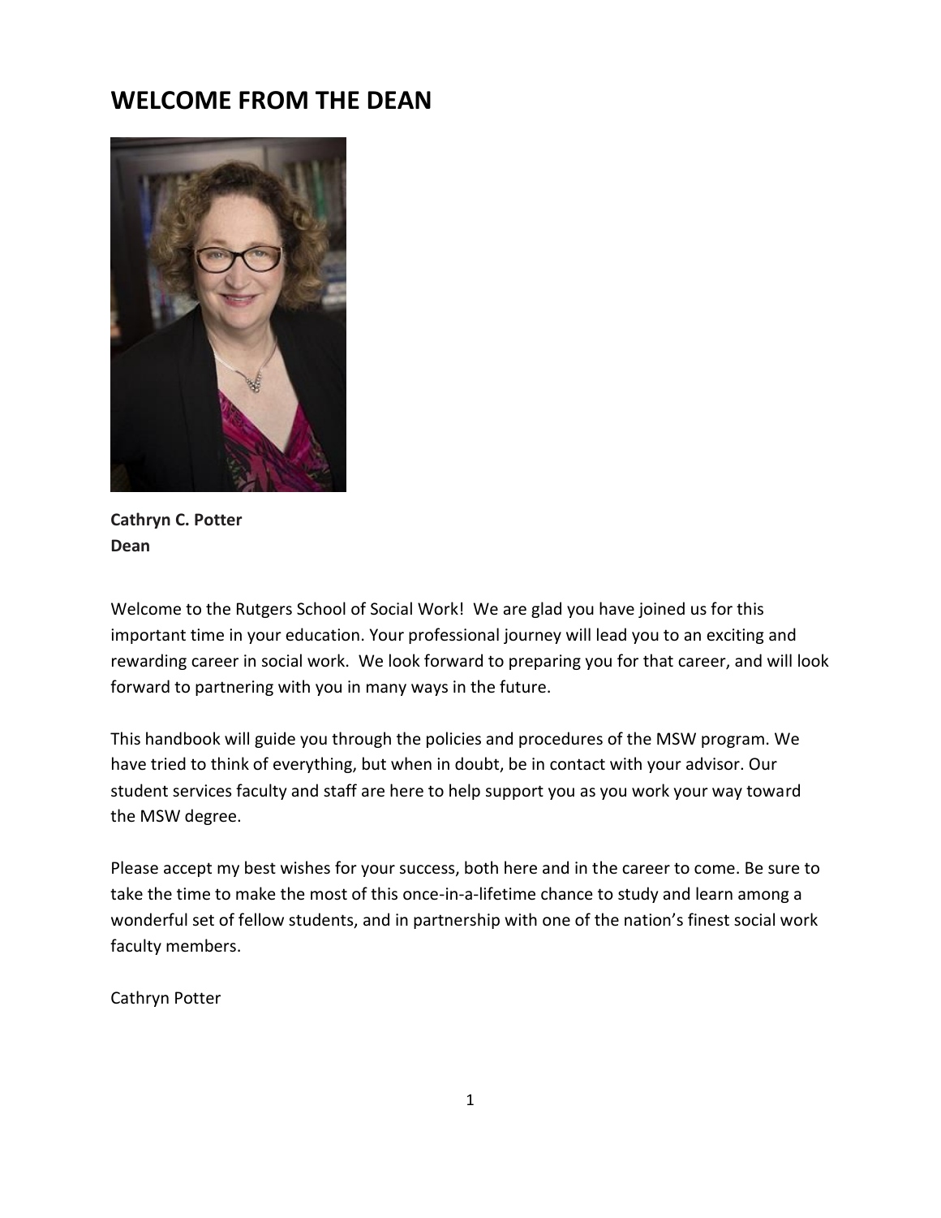# WELCOME FROM THE DEAN

**Cathryn C. Potter**
**Dean**

Welcome to the Rutgers School of Social Work! We are glad you have joined us for this important time in your education. Your professional journey will lead you to an exciting and rewarding career in social work. We look forward to preparing you for that career, and will look forward to partnering with you in many ways in the future.

This handbook will guide you through the policies and procedures of the MSW program. We have tried to think of everything, but when in doubt, be in contact with your advisor. Our student services faculty and staff are here to help support you as you work your way toward the MSW degree.

Please accept my best wishes for your success, both here and in the career to come. Be sure to take the time to make the most of this once-in-a-lifetime chance to study and learn among a wonderful set of fellow students, and in partnership with one of the nation's finest social work faculty members.

Cathryn Potter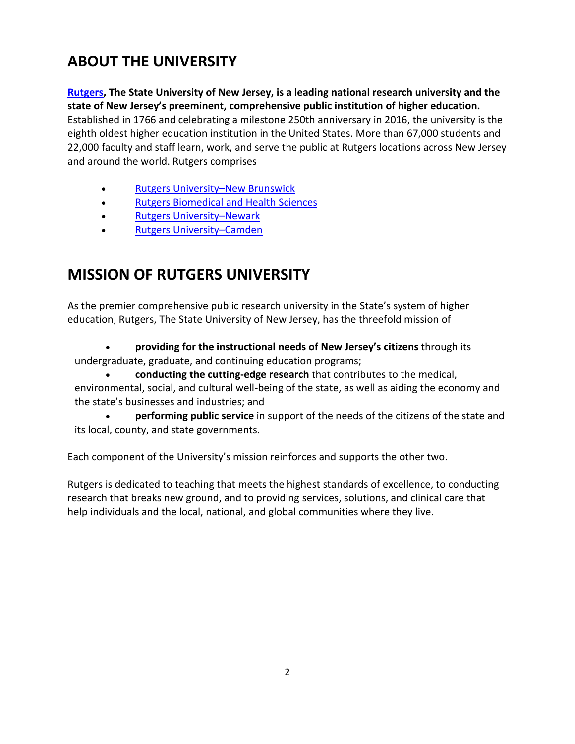## ABOUT THE UNIVERSITY

**Rutgers, The State University of New Jersey, is a leading national research university and the state of New Jersey's preeminent, comprehensive public institution of higher education.** Established in 1766 and celebrating a milestone 250th anniversary in 2016, the university is the eighth oldest higher education institution in the United States. More than 67,000 students and 22,000 faculty and staff learn, work, and serve the public at Rutgers locations across New Jersey and around the world. Rutgers comprises

- Rutgers University–New Brunswick
- Rutgers Biomedical and Health Sciences
- Rutgers University–Newark
- Rutgers University–Camden

## MISSION OF RUTGERS UNIVERSITY

As the premier comprehensive public research university in the State's system of higher education, Rutgers, The State University of New Jersey, has the threefold mission of

- **providing for the instructional needs of New Jersey's citizens** through its undergraduate, graduate, and continuing education programs;
- **conducting the cutting-edge research** that contributes to the medical, environmental, social, and cultural well-being of the state, as well as aiding the economy and the state's businesses and industries; and
- **performing public service** in support of the needs of the citizens of the state and its local, county, and state governments.

Each component of the University's mission reinforces and supports the other two.

Rutgers is dedicated to teaching that meets the highest standards of excellence, to conducting research that breaks new ground, and to providing services, solutions, and clinical care that help individuals and the local, national, and global communities where they live.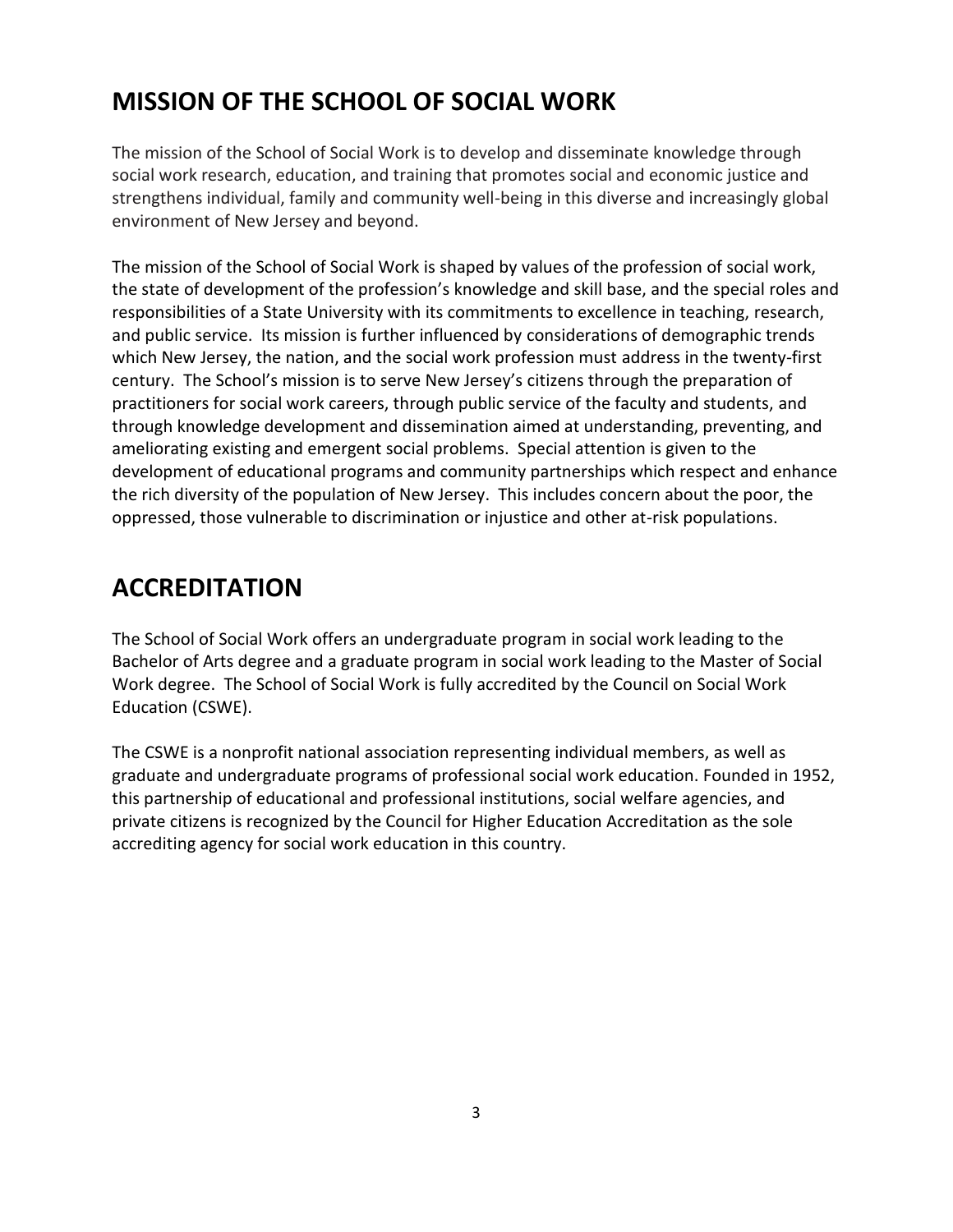# MISSION OF THE SCHOOL OF SOCIAL WORK

The mission of the School of Social Work is to develop and disseminate knowledge through social work research, education, and training that promotes social and economic justice and strengthens individual, family and community well-being in this diverse and increasingly global environment of New Jersey and beyond.

The mission of the School of Social Work is shaped by values of the profession of social work, the state of development of the profession's knowledge and skill base, and the special roles and responsibilities of a State University with its commitments to excellence in teaching, research, and public service. Its mission is further influenced by considerations of demographic trends which New Jersey, the nation, and the social work profession must address in the twenty-first century. The School's mission is to serve New Jersey's citizens through the preparation of practitioners for social work careers, through public service of the faculty and students, and through knowledge development and dissemination aimed at understanding, preventing, and ameliorating existing and emergent social problems. Special attention is given to the development of educational programs and community partnerships which respect and enhance the rich diversity of the population of New Jersey. This includes concern about the poor, the oppressed, those vulnerable to discrimination or injustice and other at-risk populations.

# ACCREDITATION

The School of Social Work offers an undergraduate program in social work leading to the Bachelor of Arts degree and a graduate program in social work leading to the Master of Social Work degree. The School of Social Work is fully accredited by the Council on Social Work Education (CSWE).

The CSWE is a nonprofit national association representing individual members, as well as graduate and undergraduate programs of professional social work education. Founded in 1952, this partnership of educational and professional institutions, social welfare agencies, and private citizens is recognized by the Council for Higher Education Accreditation as the sole accrediting agency for social work education in this country.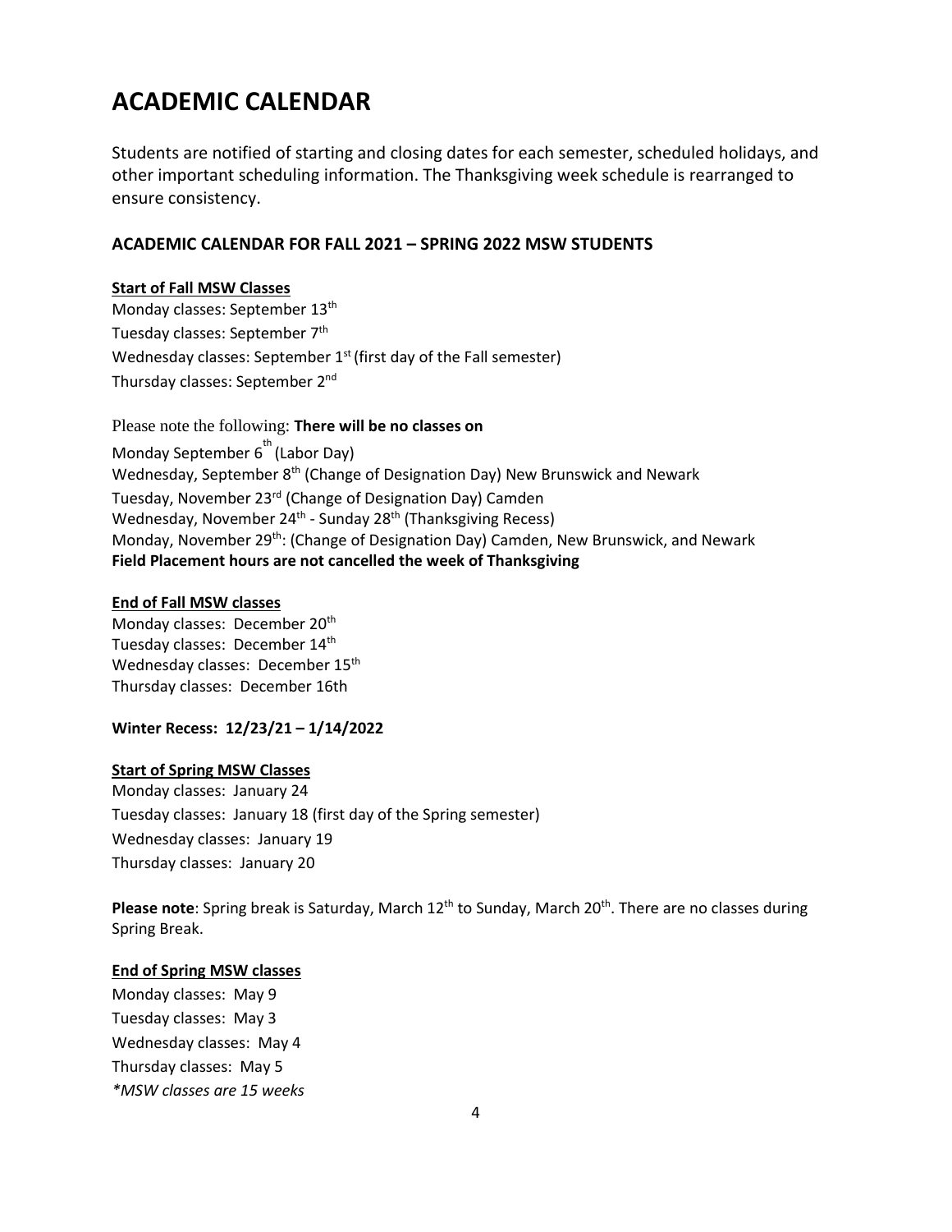# ACADEMIC CALENDAR

Students are notified of starting and closing dates for each semester, scheduled holidays, and other important scheduling information. The Thanksgiving week schedule is rearranged to ensure consistency.

### ACADEMIC CALENDAR FOR FALL 2021 – SPRING 2022 MSW STUDENTS

**Start of Fall MSW Classes**

Monday classes: September 13th
Tuesday classes: September 7th
Wednesday classes: September 1st (first day of the Fall semester)
Thursday classes: September 2nd

Please note the following: **There will be no classes on**

Monday September 6th (Labor Day)
Wednesday, September 8th (Change of Designation Day) New Brunswick and Newark
Tuesday, November 23rd (Change of Designation Day) Camden
Wednesday, November 24th - Sunday 28th (Thanksgiving Recess)
Monday, November 29th: (Change of Designation Day) Camden, New Brunswick, and Newark
**Field Placement hours are not cancelled the week of Thanksgiving**

**End of Fall MSW classes**

Monday classes: December 20th
Tuesday classes: December 14th
Wednesday classes: December 15th
Thursday classes: December 16th

**Winter Recess: 12/23/21 – 1/14/2022**

**Start of Spring MSW Classes**

Monday classes: January 24
Tuesday classes: January 18 (first day of the Spring semester)
Wednesday classes: January 19
Thursday classes: January 20

**Please note**: Spring break is Saturday, March 12th to Sunday, March 20th. There are no classes during Spring Break.

**End of Spring MSW classes**

Monday classes: May 9
Tuesday classes: May 3
Wednesday classes: May 4
Thursday classes: May 5
*\*MSW classes are 15 weeks*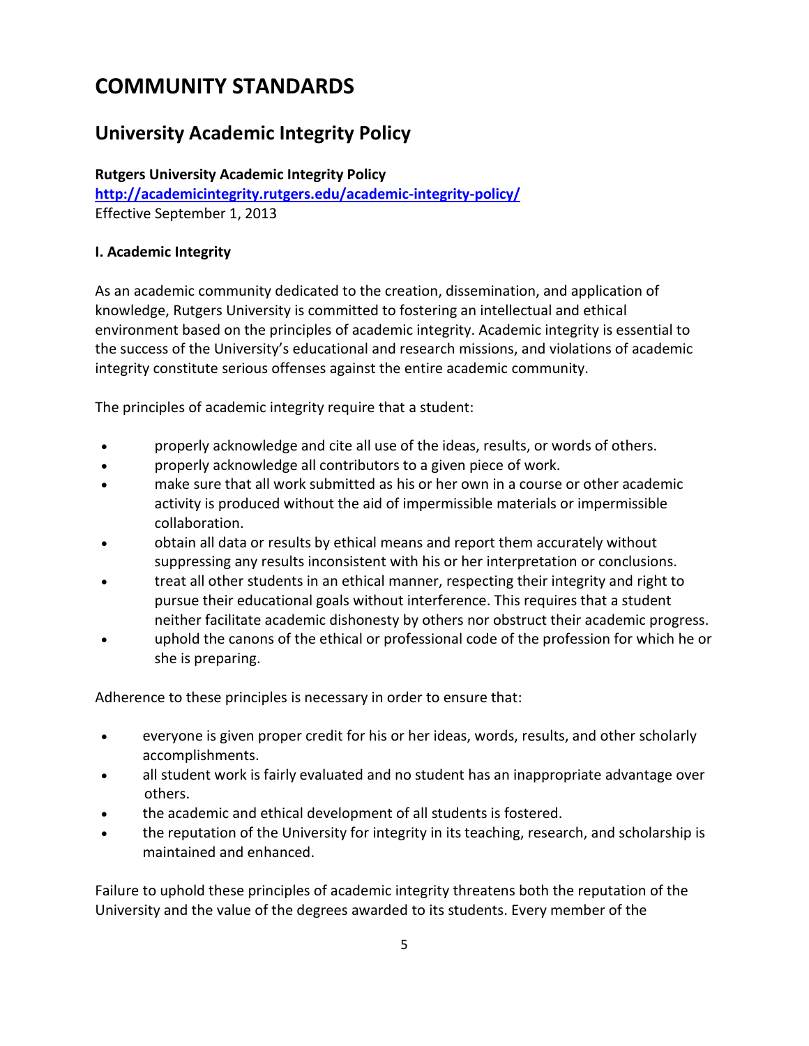# COMMUNITY STANDARDS

## University Academic Integrity Policy

**Rutgers University Academic Integrity Policy**
**http://academicintegrity.rutgers.edu/academic-integrity-policy/**
Effective September 1, 2013

**I. Academic Integrity**

As an academic community dedicated to the creation, dissemination, and application of knowledge, Rutgers University is committed to fostering an intellectual and ethical environment based on the principles of academic integrity. Academic integrity is essential to the success of the University's educational and research missions, and violations of academic integrity constitute serious offenses against the entire academic community.

The principles of academic integrity require that a student:

- properly acknowledge and cite all use of the ideas, results, or words of others.
- properly acknowledge all contributors to a given piece of work.
- make sure that all work submitted as his or her own in a course or other academic activity is produced without the aid of impermissible materials or impermissible collaboration.
- obtain all data or results by ethical means and report them accurately without suppressing any results inconsistent with his or her interpretation or conclusions.
- treat all other students in an ethical manner, respecting their integrity and right to pursue their educational goals without interference. This requires that a student neither facilitate academic dishonesty by others nor obstruct their academic progress.
- uphold the canons of the ethical or professional code of the profession for which he or she is preparing.

Adherence to these principles is necessary in order to ensure that:

- everyone is given proper credit for his or her ideas, words, results, and other scholarly accomplishments.
- all student work is fairly evaluated and no student has an inappropriate advantage over others.
- the academic and ethical development of all students is fostered.
- the reputation of the University for integrity in its teaching, research, and scholarship is maintained and enhanced.

Failure to uphold these principles of academic integrity threatens both the reputation of the University and the value of the degrees awarded to its students. Every member of the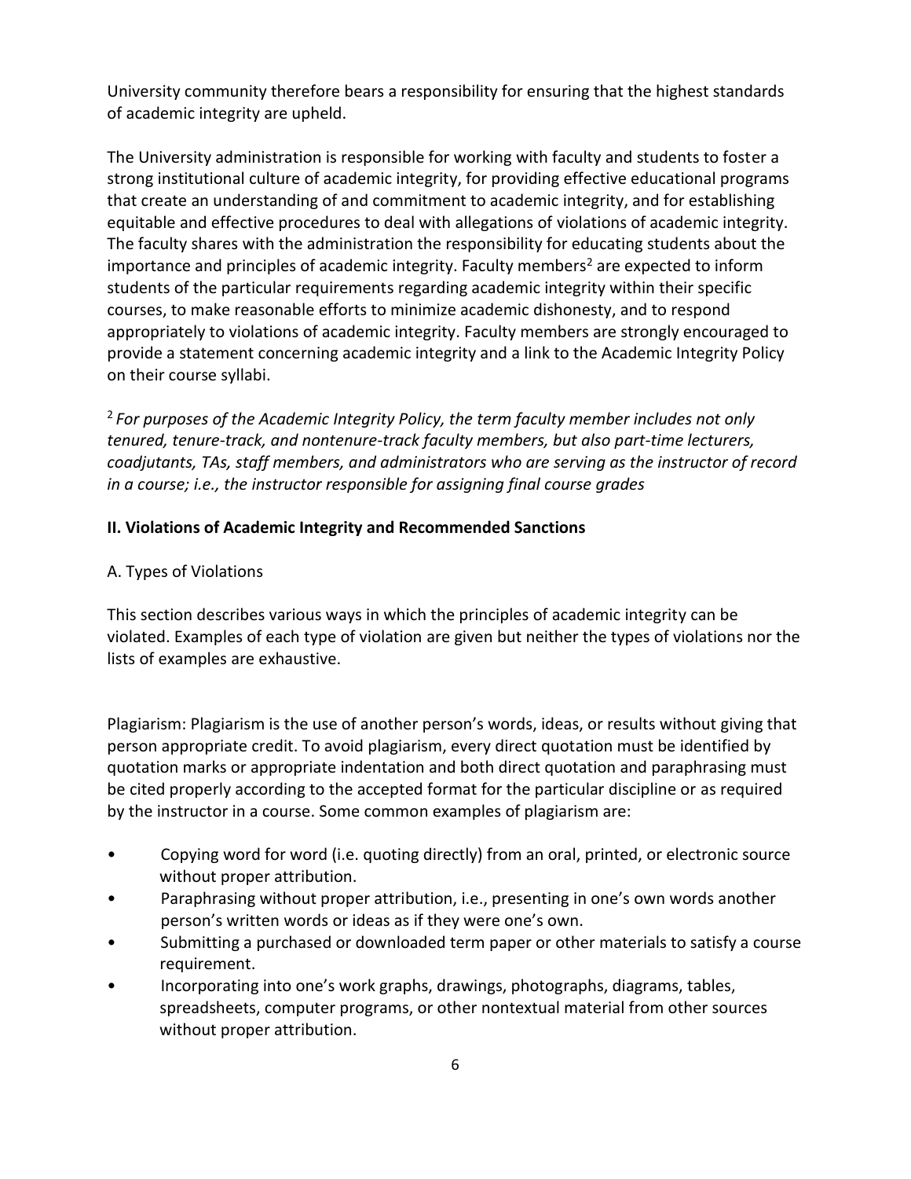University community therefore bears a responsibility for ensuring that the highest standards of academic integrity are upheld.

The University administration is responsible for working with faculty and students to foster a strong institutional culture of academic integrity, for providing effective educational programs that create an understanding of and commitment to academic integrity, and for establishing equitable and effective procedures to deal with allegations of violations of academic integrity. The faculty shares with the administration the responsibility for educating students about the importance and principles of academic integrity. Faculty members[2] are expected to inform students of the particular requirements regarding academic integrity within their specific courses, to make reasonable efforts to minimize academic dishonesty, and to respond appropriately to violations of academic integrity. Faculty members are strongly encouraged to provide a statement concerning academic integrity and a link to the Academic Integrity Policy on their course syllabi.

[2] *For purposes of the Academic Integrity Policy, the term faculty member includes not only tenured, tenure-track, and nontenure-track faculty members, but also part-time lecturers, coadjutants, TAs, staff members, and administrators who are serving as the instructor of record in a course; i.e., the instructor responsible for assigning final course grades*

## II. Violations of Academic Integrity and Recommended Sanctions

### A. Types of Violations

This section describes various ways in which the principles of academic integrity can be violated. Examples of each type of violation are given but neither the types of violations nor the lists of examples are exhaustive.

Plagiarism: Plagiarism is the use of another person's words, ideas, or results without giving that person appropriate credit. To avoid plagiarism, every direct quotation must be identified by quotation marks or appropriate indentation and both direct quotation and paraphrasing must be cited properly according to the accepted format for the particular discipline or as required by the instructor in a course. Some common examples of plagiarism are:

- Copying word for word (i.e. quoting directly) from an oral, printed, or electronic source without proper attribution.
- Paraphrasing without proper attribution, i.e., presenting in one's own words another person's written words or ideas as if they were one's own.
- Submitting a purchased or downloaded term paper or other materials to satisfy a course requirement.
- Incorporating into one's work graphs, drawings, photographs, diagrams, tables, spreadsheets, computer programs, or other nontextual material from other sources without proper attribution.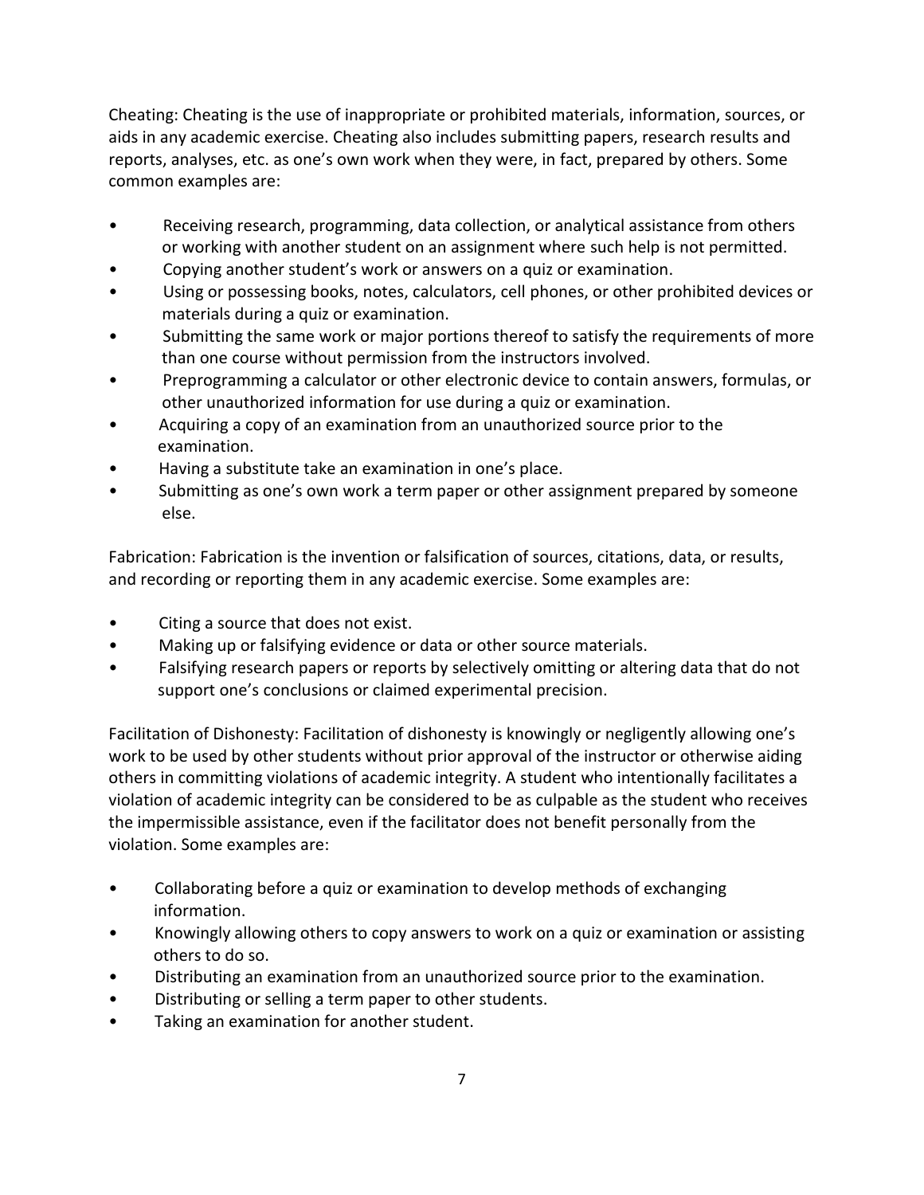Cheating: Cheating is the use of inappropriate or prohibited materials, information, sources, or aids in any academic exercise. Cheating also includes submitting papers, research results and reports, analyses, etc. as one's own work when they were, in fact, prepared by others. Some common examples are:

- Receiving research, programming, data collection, or analytical assistance from others or working with another student on an assignment where such help is not permitted.
- Copying another student's work or answers on a quiz or examination.
- Using or possessing books, notes, calculators, cell phones, or other prohibited devices or materials during a quiz or examination.
- Submitting the same work or major portions thereof to satisfy the requirements of more than one course without permission from the instructors involved.
- Preprogramming a calculator or other electronic device to contain answers, formulas, or other unauthorized information for use during a quiz or examination.
- Acquiring a copy of an examination from an unauthorized source prior to the examination.
- Having a substitute take an examination in one's place.
- Submitting as one's own work a term paper or other assignment prepared by someone else.

Fabrication: Fabrication is the invention or falsification of sources, citations, data, or results, and recording or reporting them in any academic exercise. Some examples are:

- Citing a source that does not exist.
- Making up or falsifying evidence or data or other source materials.
- Falsifying research papers or reports by selectively omitting or altering data that do not support one's conclusions or claimed experimental precision.

Facilitation of Dishonesty: Facilitation of dishonesty is knowingly or negligently allowing one's work to be used by other students without prior approval of the instructor or otherwise aiding others in committing violations of academic integrity. A student who intentionally facilitates a violation of academic integrity can be considered to be as culpable as the student who receives the impermissible assistance, even if the facilitator does not benefit personally from the violation. Some examples are:

- Collaborating before a quiz or examination to develop methods of exchanging information.
- Knowingly allowing others to copy answers to work on a quiz or examination or assisting others to do so.
- Distributing an examination from an unauthorized source prior to the examination.
- Distributing or selling a term paper to other students.
- Taking an examination for another student.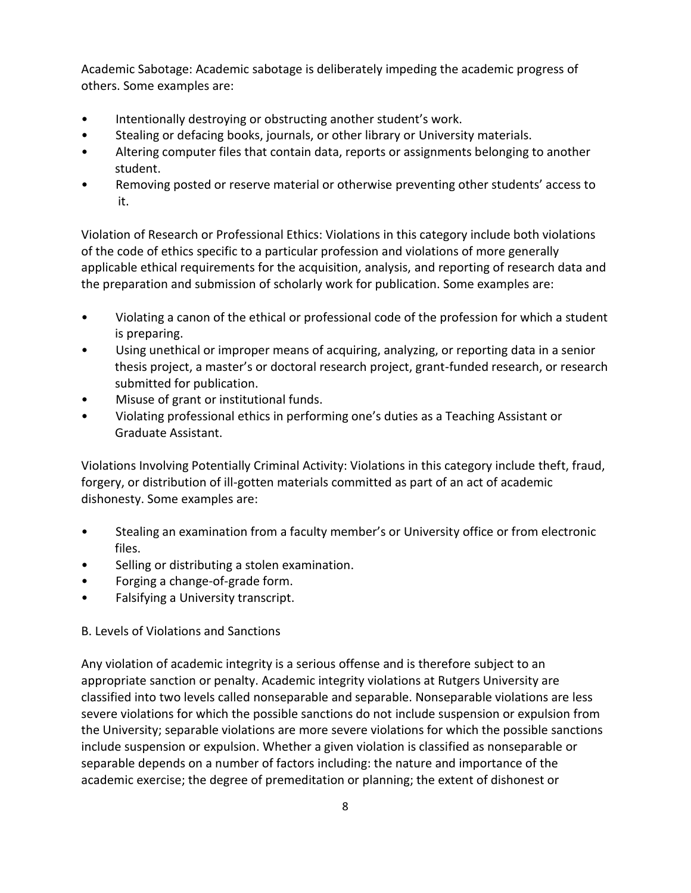Academic Sabotage: Academic sabotage is deliberately impeding the academic progress of others. Some examples are:

- Intentionally destroying or obstructing another student's work.
- Stealing or defacing books, journals, or other library or University materials.
- Altering computer files that contain data, reports or assignments belonging to another student.
- Removing posted or reserve material or otherwise preventing other students' access to it.

Violation of Research or Professional Ethics: Violations in this category include both violations of the code of ethics specific to a particular profession and violations of more generally applicable ethical requirements for the acquisition, analysis, and reporting of research data and the preparation and submission of scholarly work for publication. Some examples are:

- Violating a canon of the ethical or professional code of the profession for which a student is preparing.
- Using unethical or improper means of acquiring, analyzing, or reporting data in a senior thesis project, a master's or doctoral research project, grant-funded research, or research submitted for publication.
- Misuse of grant or institutional funds.
- Violating professional ethics in performing one's duties as a Teaching Assistant or Graduate Assistant.

Violations Involving Potentially Criminal Activity: Violations in this category include theft, fraud, forgery, or distribution of ill-gotten materials committed as part of an act of academic dishonesty. Some examples are:

- Stealing an examination from a faculty member's or University office or from electronic files.
- Selling or distributing a stolen examination.
- Forging a change-of-grade form.
- Falsifying a University transcript.

B. Levels of Violations and Sanctions

Any violation of academic integrity is a serious offense and is therefore subject to an appropriate sanction or penalty. Academic integrity violations at Rutgers University are classified into two levels called nonseparable and separable. Nonseparable violations are less severe violations for which the possible sanctions do not include suspension or expulsion from the University; separable violations are more severe violations for which the possible sanctions include suspension or expulsion. Whether a given violation is classified as nonseparable or separable depends on a number of factors including: the nature and importance of the academic exercise; the degree of premeditation or planning; the extent of dishonest or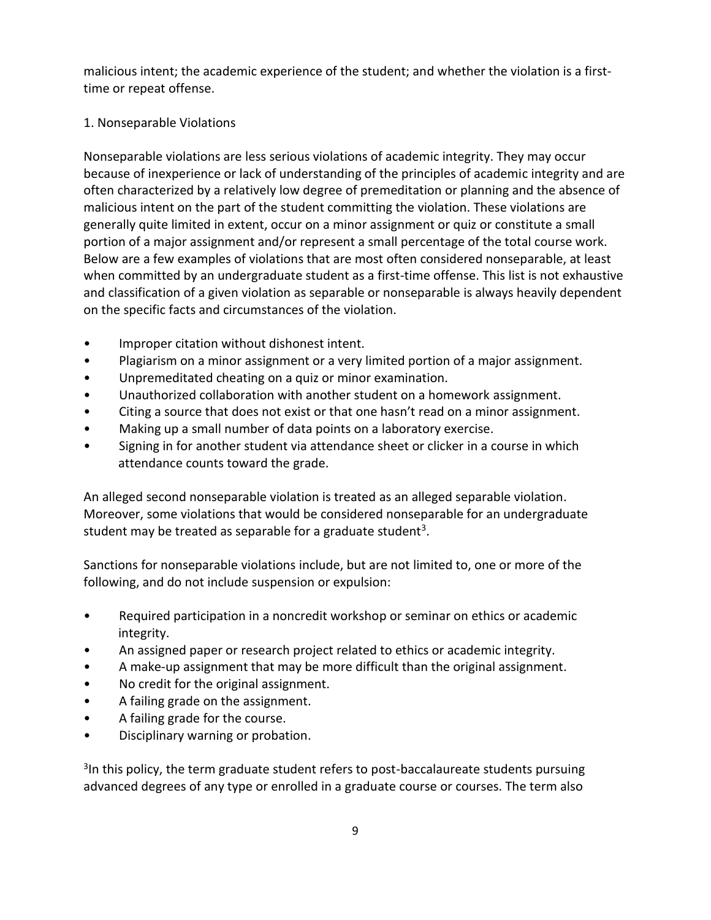malicious intent; the academic experience of the student; and whether the violation is a first-time or repeat offense.

### 1. Nonseparable Violations

Nonseparable violations are less serious violations of academic integrity. They may occur because of inexperience or lack of understanding of the principles of academic integrity and are often characterized by a relatively low degree of premeditation or planning and the absence of malicious intent on the part of the student committing the violation. These violations are generally quite limited in extent, occur on a minor assignment or quiz or constitute a small portion of a major assignment and/or represent a small percentage of the total course work. Below are a few examples of violations that are most often considered nonseparable, at least when committed by an undergraduate student as a first-time offense. This list is not exhaustive and classification of a given violation as separable or nonseparable is always heavily dependent on the specific facts and circumstances of the violation.

- Improper citation without dishonest intent.
- Plagiarism on a minor assignment or a very limited portion of a major assignment.
- Unpremeditated cheating on a quiz or minor examination.
- Unauthorized collaboration with another student on a homework assignment.
- Citing a source that does not exist or that one hasn't read on a minor assignment.
- Making up a small number of data points on a laboratory exercise.
- Signing in for another student via attendance sheet or clicker in a course in which attendance counts toward the grade.

An alleged second nonseparable violation is treated as an alleged separable violation. Moreover, some violations that would be considered nonseparable for an undergraduate student may be treated as separable for a graduate student[3].

Sanctions for nonseparable violations include, but are not limited to, one or more of the following, and do not include suspension or expulsion:

- Required participation in a noncredit workshop or seminar on ethics or academic integrity.
- An assigned paper or research project related to ethics or academic integrity.
- A make-up assignment that may be more difficult than the original assignment.
- No credit for the original assignment.
- A failing grade on the assignment.
- A failing grade for the course.
- Disciplinary warning or probation.

[3]In this policy, the term graduate student refers to post-baccalaureate students pursuing advanced degrees of any type or enrolled in a graduate course or courses. The term also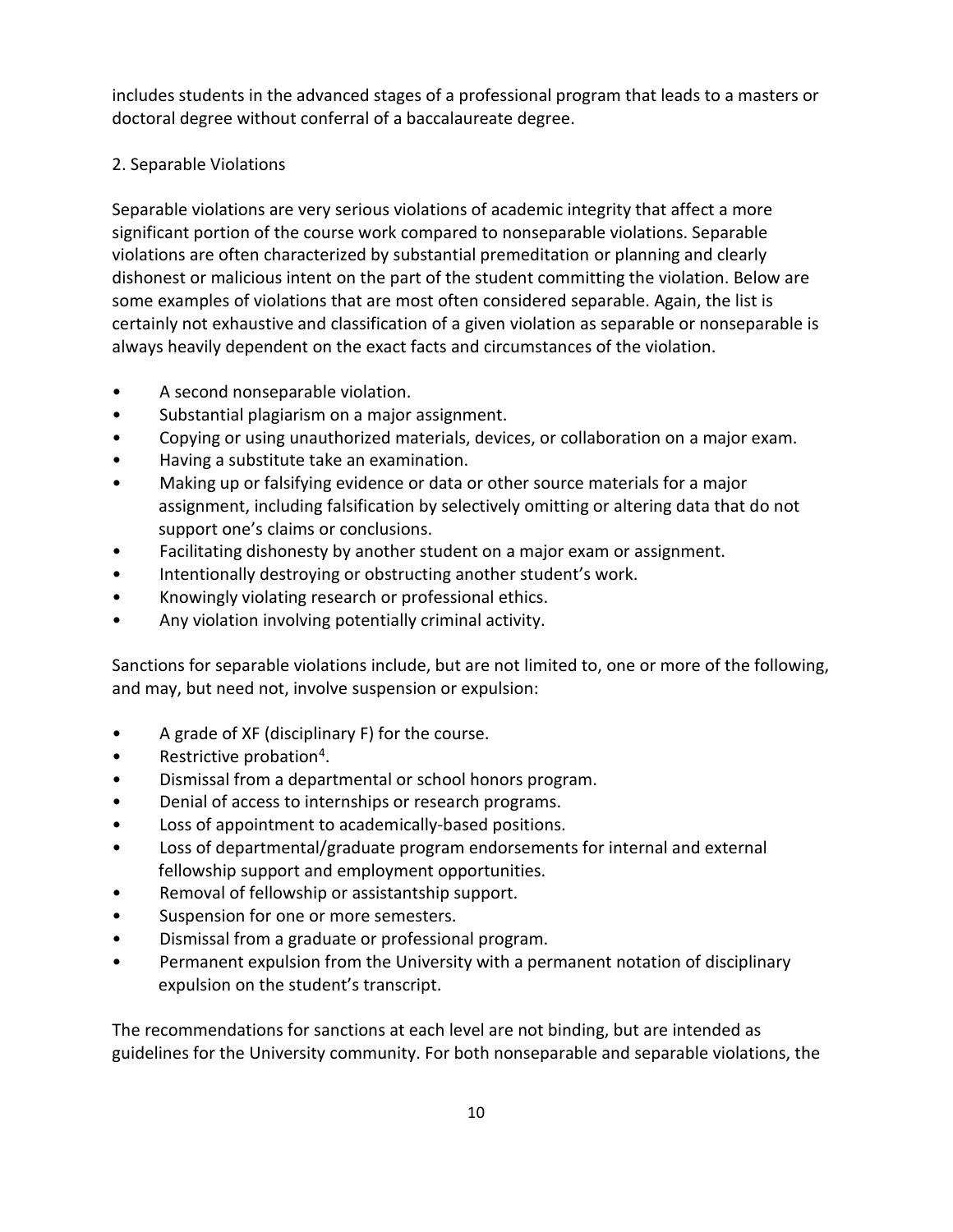includes students in the advanced stages of a professional program that leads to a masters or doctoral degree without conferral of a baccalaureate degree.

2. Separable Violations

Separable violations are very serious violations of academic integrity that affect a more significant portion of the course work compared to nonseparable violations. Separable violations are often characterized by substantial premeditation or planning and clearly dishonest or malicious intent on the part of the student committing the violation. Below are some examples of violations that are most often considered separable. Again, the list is certainly not exhaustive and classification of a given violation as separable or nonseparable is always heavily dependent on the exact facts and circumstances of the violation.

- A second nonseparable violation.
- Substantial plagiarism on a major assignment.
- Copying or using unauthorized materials, devices, or collaboration on a major exam.
- Having a substitute take an examination.
- Making up or falsifying evidence or data or other source materials for a major assignment, including falsification by selectively omitting or altering data that do not support one's claims or conclusions.
- Facilitating dishonesty by another student on a major exam or assignment.
- Intentionally destroying or obstructing another student's work.
- Knowingly violating research or professional ethics.
- Any violation involving potentially criminal activity.

Sanctions for separable violations include, but are not limited to, one or more of the following, and may, but need not, involve suspension or expulsion:

- A grade of XF (disciplinary F) for the course.
- Restrictive probation[4].
- Dismissal from a departmental or school honors program.
- Denial of access to internships or research programs.
- Loss of appointment to academically-based positions.
- Loss of departmental/graduate program endorsements for internal and external fellowship support and employment opportunities.
- Removal of fellowship or assistantship support.
- Suspension for one or more semesters.
- Dismissal from a graduate or professional program.
- Permanent expulsion from the University with a permanent notation of disciplinary expulsion on the student's transcript.

The recommendations for sanctions at each level are not binding, but are intended as guidelines for the University community. For both nonseparable and separable violations, the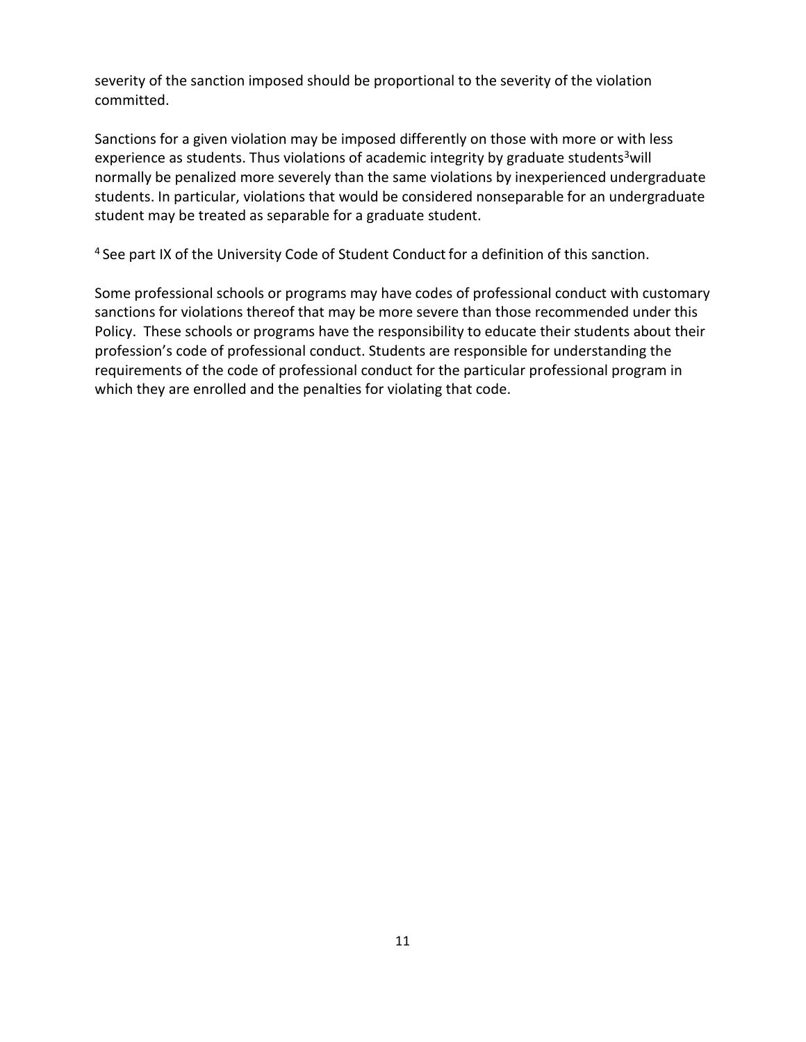severity of the sanction imposed should be proportional to the severity of the violation committed.

Sanctions for a given violation may be imposed differently on those with more or with less experience as students. Thus violations of academic integrity by graduate students[3] will normally be penalized more severely than the same violations by inexperienced undergraduate students. In particular, violations that would be considered nonseparable for an undergraduate student may be treated as separable for a graduate student.

[4] See part IX of the University Code of Student Conduct for a definition of this sanction.

Some professional schools or programs may have codes of professional conduct with customary sanctions for violations thereof that may be more severe than those recommended under this Policy. These schools or programs have the responsibility to educate their students about their profession's code of professional conduct. Students are responsible for understanding the requirements of the code of professional conduct for the particular professional program in which they are enrolled and the penalties for violating that code.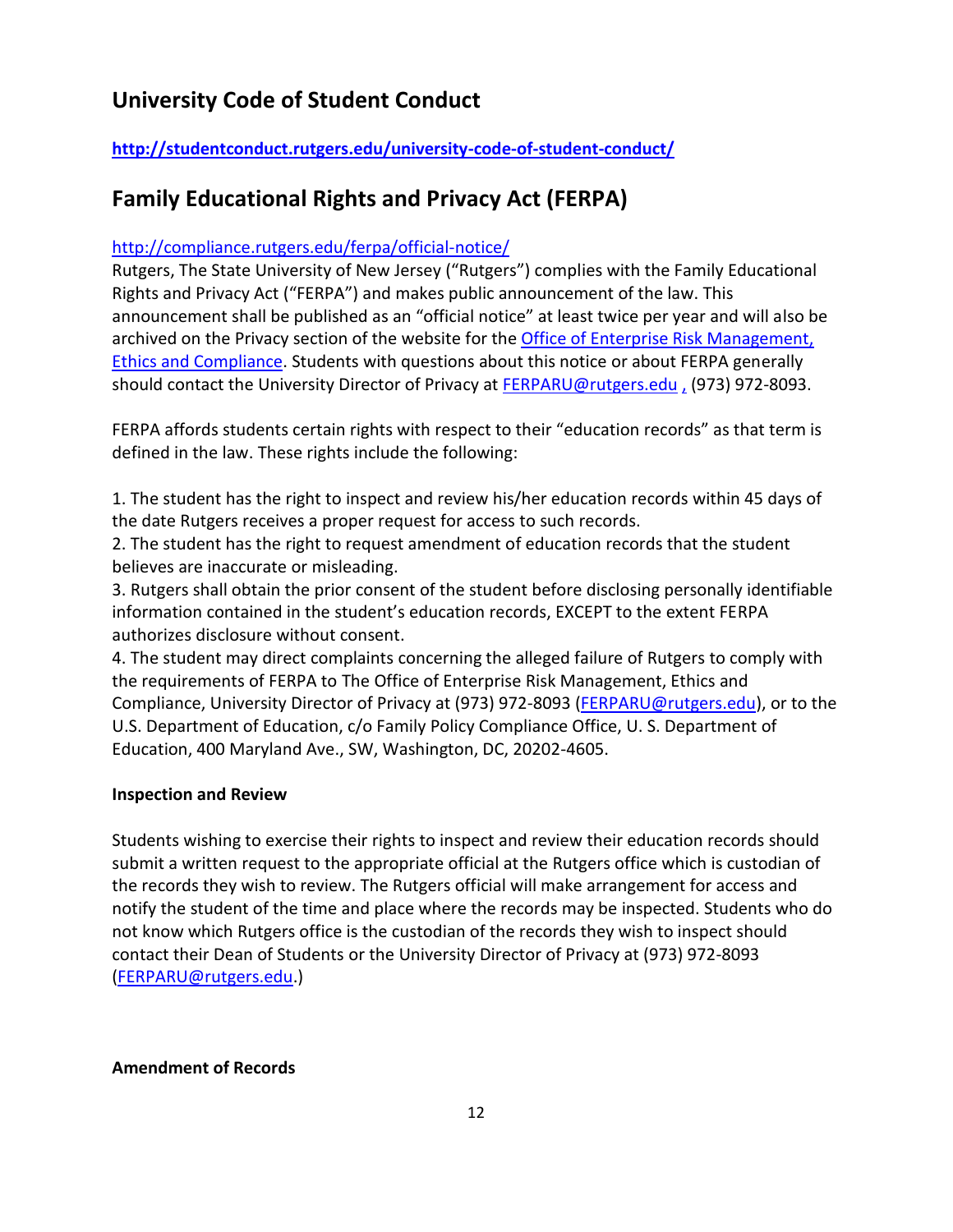## University Code of Student Conduct

**http://studentconduct.rutgers.edu/university-code-of-student-conduct/**

## Family Educational Rights and Privacy Act (FERPA)

http://compliance.rutgers.edu/ferpa/official-notice/

Rutgers, The State University of New Jersey ("Rutgers") complies with the Family Educational Rights and Privacy Act ("FERPA") and makes public announcement of the law. This announcement shall be published as an "official notice" at least twice per year and will also be archived on the Privacy section of the website for the Office of Enterprise Risk Management, Ethics and Compliance. Students with questions about this notice or about FERPA generally should contact the University Director of Privacy at FERPARU@rutgers.edu , (973) 972-8093.

FERPA affords students certain rights with respect to their "education records" as that term is defined in the law. These rights include the following:

1. The student has the right to inspect and review his/her education records within 45 days of the date Rutgers receives a proper request for access to such records.
2. The student has the right to request amendment of education records that the student believes are inaccurate or misleading.
3. Rutgers shall obtain the prior consent of the student before disclosing personally identifiable information contained in the student's education records, EXCEPT to the extent FERPA authorizes disclosure without consent.
4. The student may direct complaints concerning the alleged failure of Rutgers to comply with the requirements of FERPA to The Office of Enterprise Risk Management, Ethics and Compliance, University Director of Privacy at (973) 972-8093 (FERPARU@rutgers.edu), or to the U.S. Department of Education, c/o Family Policy Compliance Office, U. S. Department of Education, 400 Maryland Ave., SW, Washington, DC, 20202-4605.

**Inspection and Review**

Students wishing to exercise their rights to inspect and review their education records should submit a written request to the appropriate official at the Rutgers office which is custodian of the records they wish to review. The Rutgers official will make arrangement for access and notify the student of the time and place where the records may be inspected. Students who do not know which Rutgers office is the custodian of the records they wish to inspect should contact their Dean of Students or the University Director of Privacy at (973) 972-8093 (FERPARU@rutgers.edu.)

**Amendment of Records**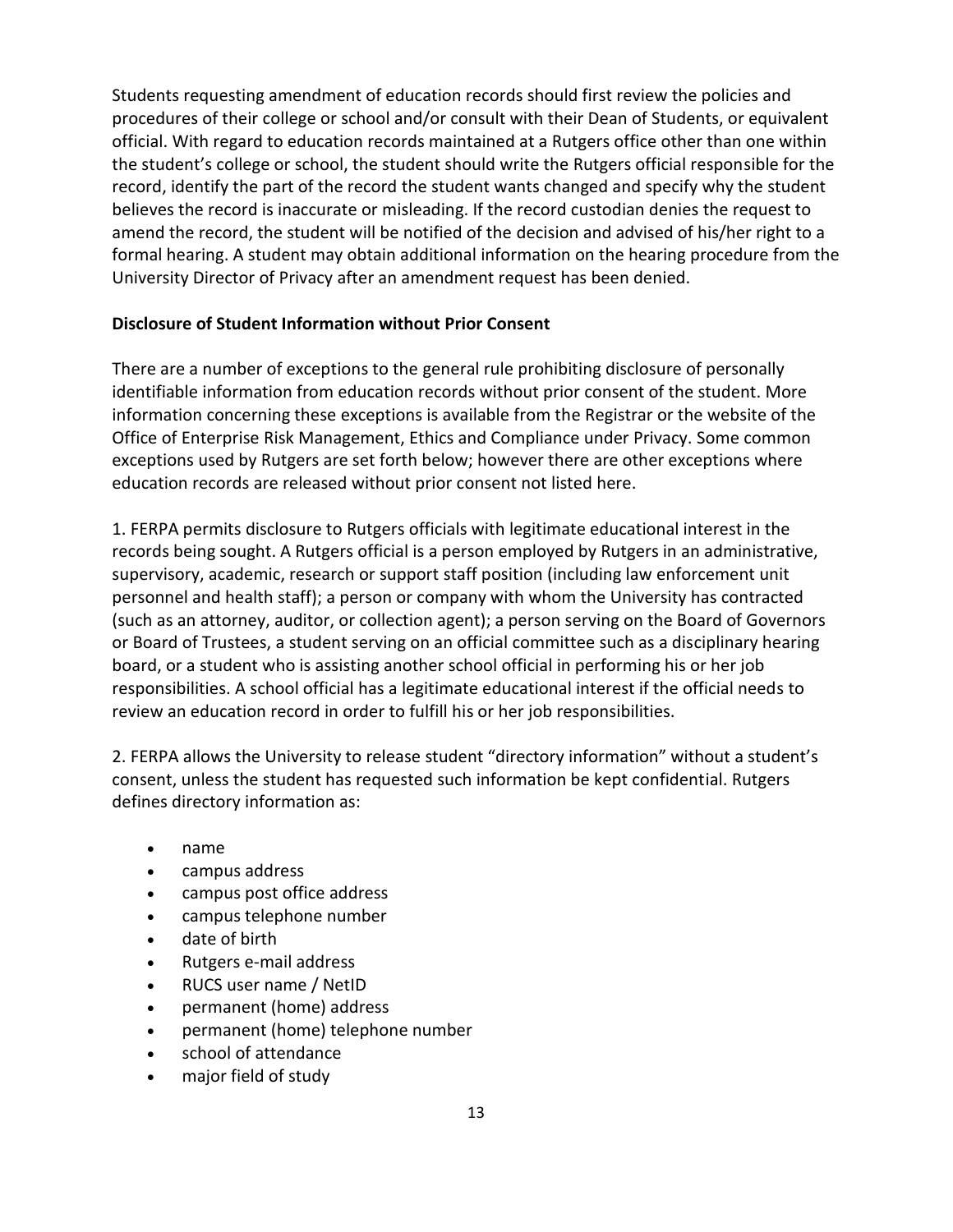Students requesting amendment of education records should first review the policies and procedures of their college or school and/or consult with their Dean of Students, or equivalent official. With regard to education records maintained at a Rutgers office other than one within the student's college or school, the student should write the Rutgers official responsible for the record, identify the part of the record the student wants changed and specify why the student believes the record is inaccurate or misleading. If the record custodian denies the request to amend the record, the student will be notified of the decision and advised of his/her right to a formal hearing. A student may obtain additional information on the hearing procedure from the University Director of Privacy after an amendment request has been denied.

**Disclosure of Student Information without Prior Consent**

There are a number of exceptions to the general rule prohibiting disclosure of personally identifiable information from education records without prior consent of the student. More information concerning these exceptions is available from the Registrar or the website of the Office of Enterprise Risk Management, Ethics and Compliance under Privacy. Some common exceptions used by Rutgers are set forth below; however there are other exceptions where education records are released without prior consent not listed here.

1. FERPA permits disclosure to Rutgers officials with legitimate educational interest in the records being sought. A Rutgers official is a person employed by Rutgers in an administrative, supervisory, academic, research or support staff position (including law enforcement unit personnel and health staff); a person or company with whom the University has contracted (such as an attorney, auditor, or collection agent); a person serving on the Board of Governors or Board of Trustees, a student serving on an official committee such as a disciplinary hearing board, or a student who is assisting another school official in performing his or her job responsibilities. A school official has a legitimate educational interest if the official needs to review an education record in order to fulfill his or her job responsibilities.

2. FERPA allows the University to release student "directory information" without a student's consent, unless the student has requested such information be kept confidential. Rutgers defines directory information as:

- name
- campus address
- campus post office address
- campus telephone number
- date of birth
- Rutgers e-mail address
- RUCS user name / NetID
- permanent (home) address
- permanent (home) telephone number
- school of attendance
- major field of study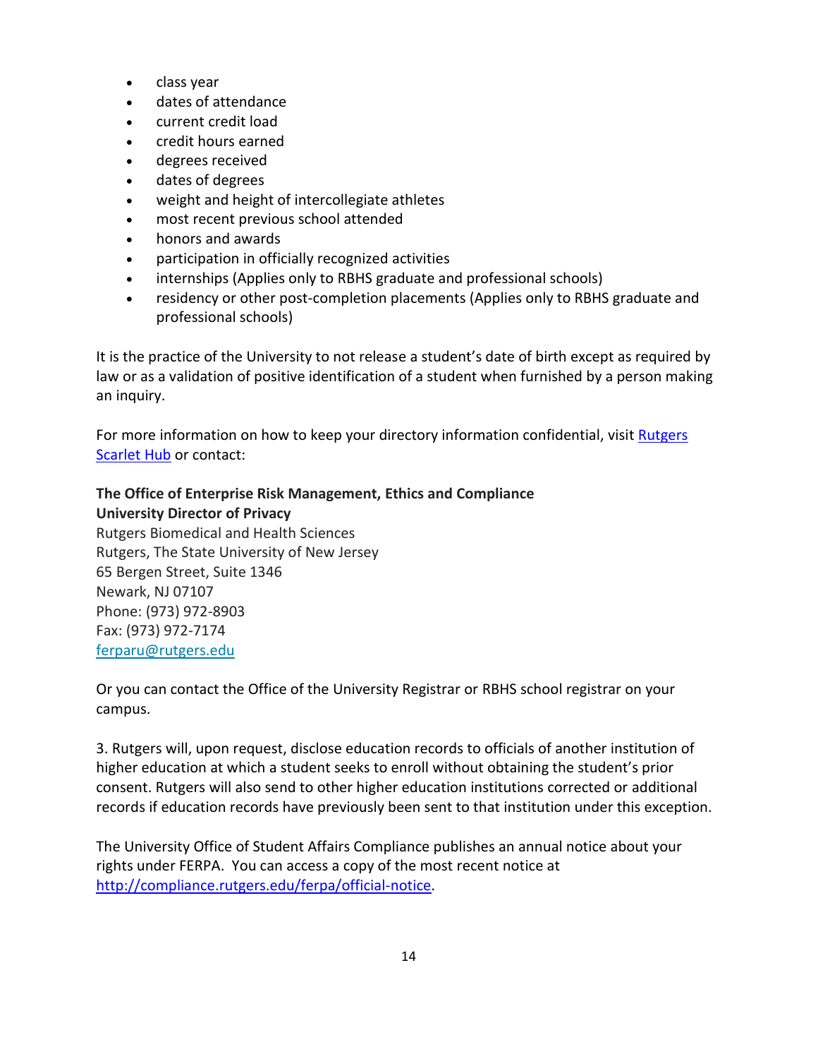- class year
- dates of attendance
- current credit load
- credit hours earned
- degrees received
- dates of degrees
- weight and height of intercollegiate athletes
- most recent previous school attended
- honors and awards
- participation in officially recognized activities
- internships (Applies only to RBHS graduate and professional schools)
- residency or other post-completion placements (Applies only to RBHS graduate and professional schools)

It is the practice of the University to not release a student's date of birth except as required by law or as a validation of positive identification of a student when furnished by a person making an inquiry.

For more information on how to keep your directory information confidential, visit [Rutgers Scarlet Hub]() or contact:

**The Office of Enterprise Risk Management, Ethics and Compliance**
**University Director of Privacy**
Rutgers Biomedical and Health Sciences
Rutgers, The State University of New Jersey
65 Bergen Street, Suite 1346
Newark, NJ 07107
Phone: (973) 972-8903
Fax: (973) 972-7174
ferparu@rutgers.edu

Or you can contact the Office of the University Registrar or RBHS school registrar on your campus.

3. Rutgers will, upon request, disclose education records to officials of another institution of higher education at which a student seeks to enroll without obtaining the student's prior consent. Rutgers will also send to other higher education institutions corrected or additional records if education records have previously been sent to that institution under this exception.

The University Office of Student Affairs Compliance publishes an annual notice about your rights under FERPA. You can access a copy of the most recent notice at http://compliance.rutgers.edu/ferpa/official-notice.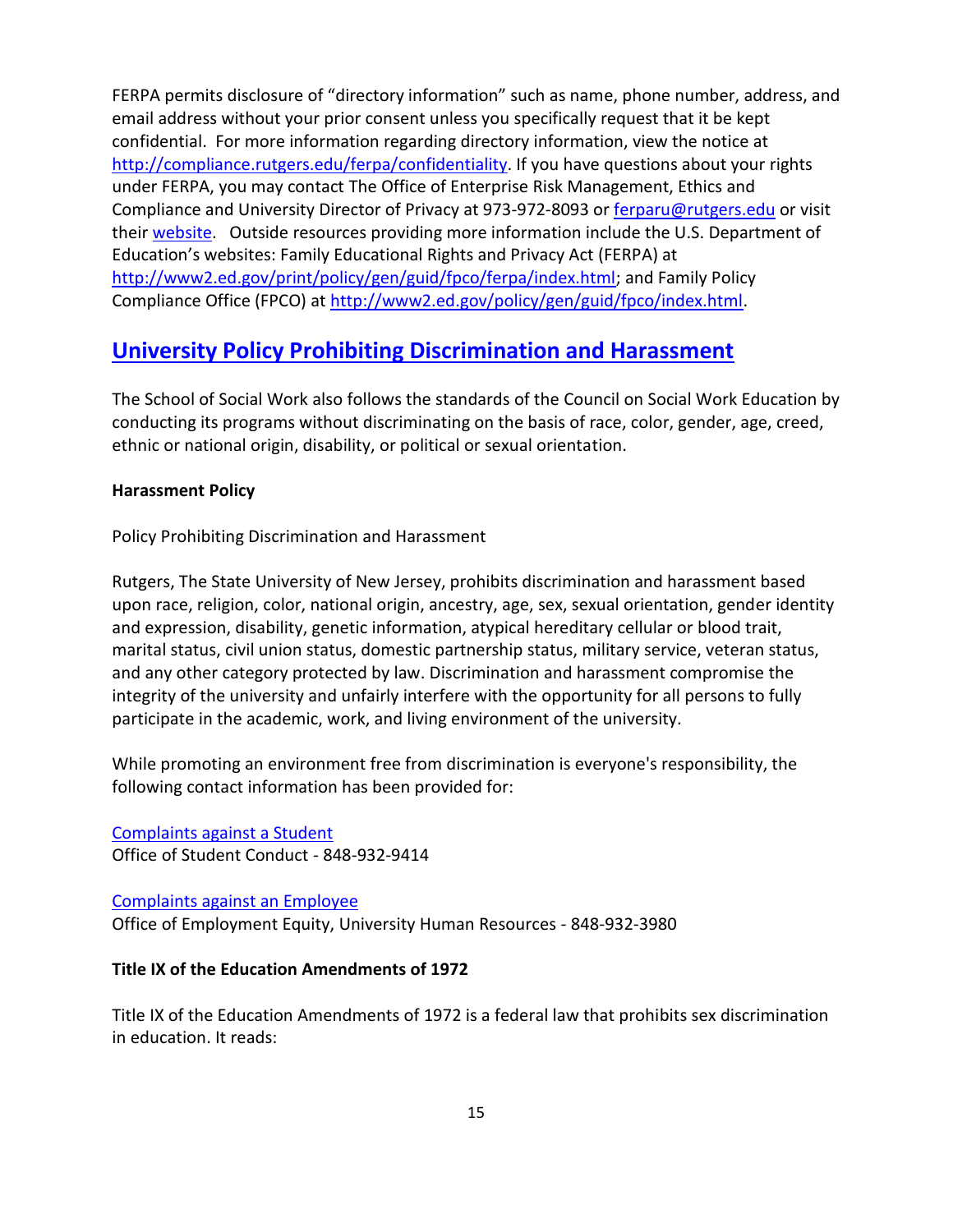FERPA permits disclosure of "directory information" such as name, phone number, address, and email address without your prior consent unless you specifically request that it be kept confidential. For more information regarding directory information, view the notice at [http://compliance.rutgers.edu/ferpa/confidentiality](http://compliance.rutgers.edu/ferpa/confidentiality). If you have questions about your rights under FERPA, you may contact The Office of Enterprise Risk Management, Ethics and Compliance and University Director of Privacy at 973-972-8093 or [ferparu@rutgers.edu](mailto:ferparu@rutgers.edu) or visit their website. Outside resources providing more information include the U.S. Department of Education's websites: Family Educational Rights and Privacy Act (FERPA) at [http://www2.ed.gov/print/policy/gen/guid/fpco/ferpa/index.html](http://www2.ed.gov/print/policy/gen/guid/fpco/ferpa/index.html); and Family Policy Compliance Office (FPCO) at [http://www2.ed.gov/policy/gen/guid/fpco/index.html](http://www2.ed.gov/policy/gen/guid/fpco/index.html).

## University Policy Prohibiting Discrimination and Harassment

The School of Social Work also follows the standards of the Council on Social Work Education by conducting its programs without discriminating on the basis of race, color, gender, age, creed, ethnic or national origin, disability, or political or sexual orientation.

**Harassment Policy**

Policy Prohibiting Discrimination and Harassment

Rutgers, The State University of New Jersey, prohibits discrimination and harassment based upon race, religion, color, national origin, ancestry, age, sex, sexual orientation, gender identity and expression, disability, genetic information, atypical hereditary cellular or blood trait, marital status, civil union status, domestic partnership status, military service, veteran status, and any other category protected by law. Discrimination and harassment compromise the integrity of the university and unfairly interfere with the opportunity for all persons to fully participate in the academic, work, and living environment of the university.

While promoting an environment free from discrimination is everyone's responsibility, the following contact information has been provided for:

Complaints against a Student
Office of Student Conduct - 848-932-9414

Complaints against an Employee
Office of Employment Equity, University Human Resources - 848-932-3980

**Title IX of the Education Amendments of 1972**

Title IX of the Education Amendments of 1972 is a federal law that prohibits sex discrimination in education. It reads: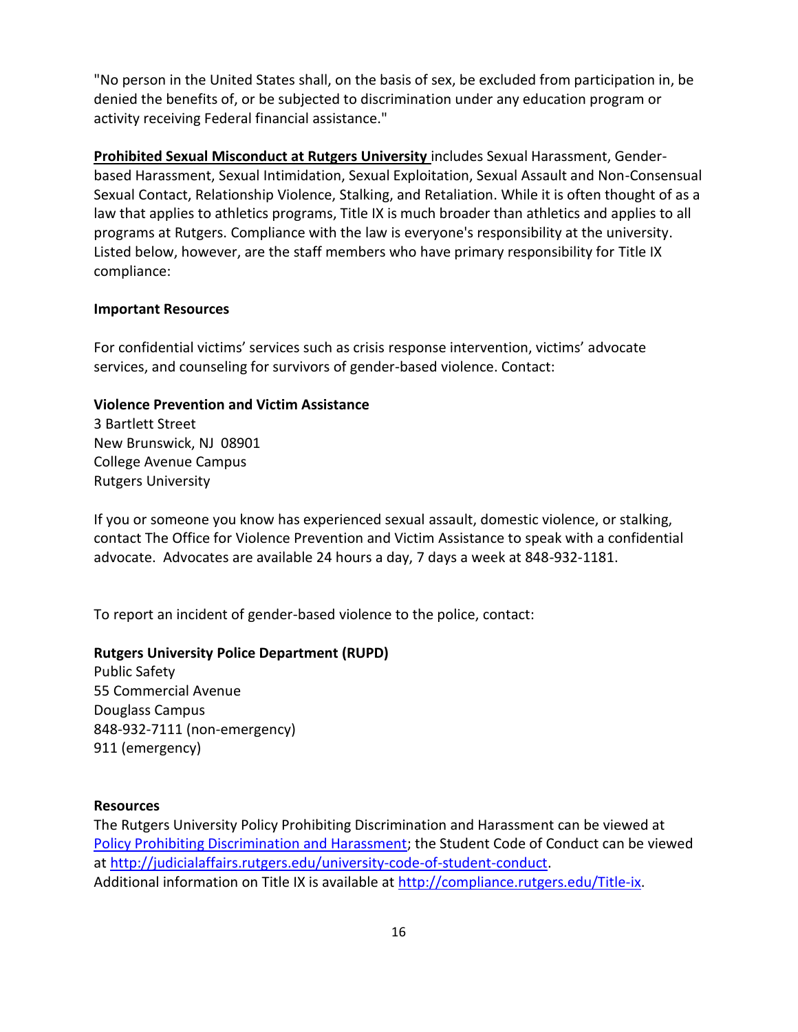"No person in the United States shall, on the basis of sex, be excluded from participation in, be denied the benefits of, or be subjected to discrimination under any education program or activity receiving Federal financial assistance."

**Prohibited Sexual Misconduct at Rutgers University** includes Sexual Harassment, Gender-based Harassment, Sexual Intimidation, Sexual Exploitation, Sexual Assault and Non-Consensual Sexual Contact, Relationship Violence, Stalking, and Retaliation. While it is often thought of as a law that applies to athletics programs, Title IX is much broader than athletics and applies to all programs at Rutgers. Compliance with the law is everyone's responsibility at the university. Listed below, however, are the staff members who have primary responsibility for Title IX compliance:

**Important Resources**

For confidential victims' services such as crisis response intervention, victims' advocate services, and counseling for survivors of gender-based violence. Contact:

**Violence Prevention and Victim Assistance**
3 Bartlett Street
New Brunswick, NJ 08901
College Avenue Campus
Rutgers University

If you or someone you know has experienced sexual assault, domestic violence, or stalking, contact The Office for Violence Prevention and Victim Assistance to speak with a confidential advocate. Advocates are available 24 hours a day, 7 days a week at 848-932-1181.

To report an incident of gender-based violence to the police, contact:

**Rutgers University Police Department (RUPD)**
Public Safety
55 Commercial Avenue
Douglass Campus
848-932-7111 (non-emergency)
911 (emergency)

**Resources**
The Rutgers University Policy Prohibiting Discrimination and Harassment can be viewed at Policy Prohibiting Discrimination and Harassment; the Student Code of Conduct can be viewed at http://judicialaffairs.rutgers.edu/university-code-of-student-conduct.
Additional information on Title IX is available at http://compliance.rutgers.edu/Title-ix.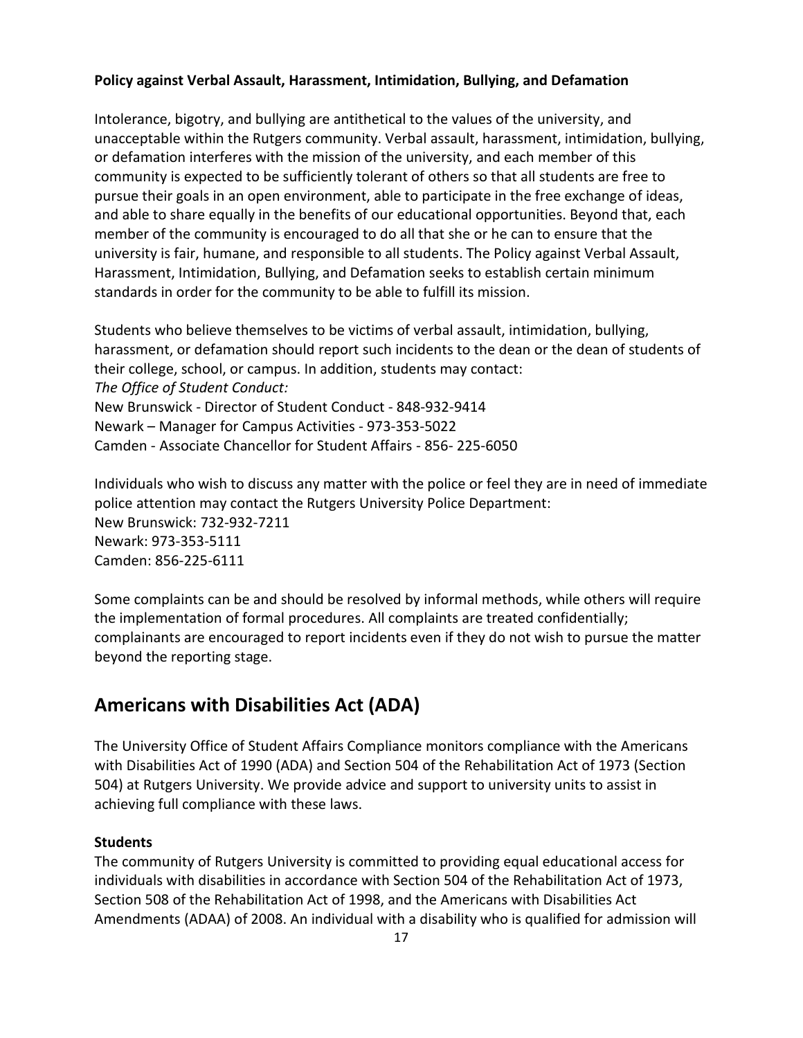**Policy against Verbal Assault, Harassment, Intimidation, Bullying, and Defamation**

Intolerance, bigotry, and bullying are antithetical to the values of the university, and unacceptable within the Rutgers community. Verbal assault, harassment, intimidation, bullying, or defamation interferes with the mission of the university, and each member of this community is expected to be sufficiently tolerant of others so that all students are free to pursue their goals in an open environment, able to participate in the free exchange of ideas, and able to share equally in the benefits of our educational opportunities. Beyond that, each member of the community is encouraged to do all that she or he can to ensure that the university is fair, humane, and responsible to all students. The Policy against Verbal Assault, Harassment, Intimidation, Bullying, and Defamation seeks to establish certain minimum standards in order for the community to be able to fulfill its mission.

Students who believe themselves to be victims of verbal assault, intimidation, bullying, harassment, or defamation should report such incidents to the dean or the dean of students of their college, school, or campus. In addition, students may contact:
*The Office of Student Conduct:*
New Brunswick - Director of Student Conduct - 848-932-9414
Newark – Manager for Campus Activities - 973-353-5022
Camden - Associate Chancellor for Student Affairs - 856- 225-6050

Individuals who wish to discuss any matter with the police or feel they are in need of immediate police attention may contact the Rutgers University Police Department:
New Brunswick: 732-932-7211
Newark: 973-353-5111
Camden: 856-225-6111

Some complaints can be and should be resolved by informal methods, while others will require the implementation of formal procedures. All complaints are treated confidentially; complainants are encouraged to report incidents even if they do not wish to pursue the matter beyond the reporting stage.

## Americans with Disabilities Act (ADA)

The University Office of Student Affairs Compliance monitors compliance with the Americans with Disabilities Act of 1990 (ADA) and Section 504 of the Rehabilitation Act of 1973 (Section 504) at Rutgers University. We provide advice and support to university units to assist in achieving full compliance with these laws.

**Students**
The community of Rutgers University is committed to providing equal educational access for individuals with disabilities in accordance with Section 504 of the Rehabilitation Act of 1973, Section 508 of the Rehabilitation Act of 1998, and the Americans with Disabilities Act Amendments (ADAA) of 2008. An individual with a disability who is qualified for admission will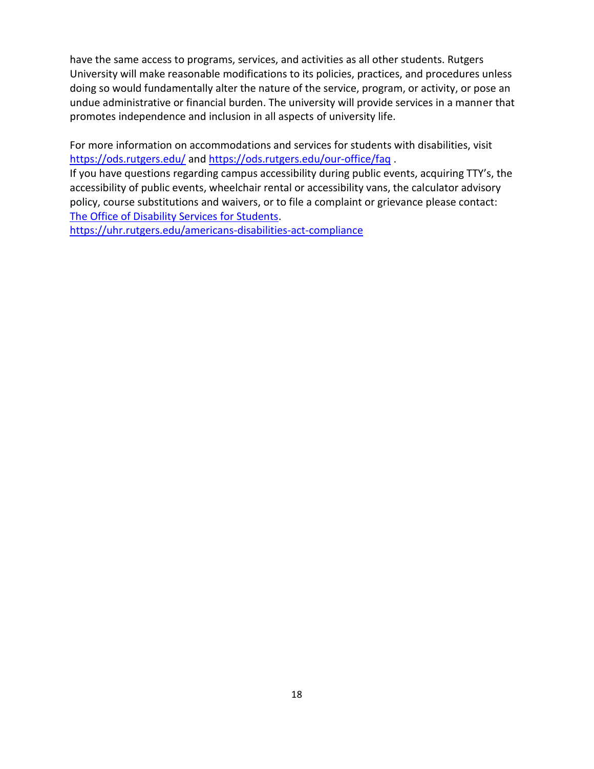have the same access to programs, services, and activities as all other students. Rutgers University will make reasonable modifications to its policies, practices, and procedures unless doing so would fundamentally alter the nature of the service, program, or activity, or pose an undue administrative or financial burden. The university will provide services in a manner that promotes independence and inclusion in all aspects of university life.

For more information on accommodations and services for students with disabilities, visit https://ods.rutgers.edu/ and https://ods.rutgers.edu/our-office/faq .
If you have questions regarding campus accessibility during public events, acquiring TTY's, the accessibility of public events, wheelchair rental or accessibility vans, the calculator advisory policy, course substitutions and waivers, or to file a complaint or grievance please contact: The Office of Disability Services for Students.
https://uhr.rutgers.edu/americans-disabilities-act-compliance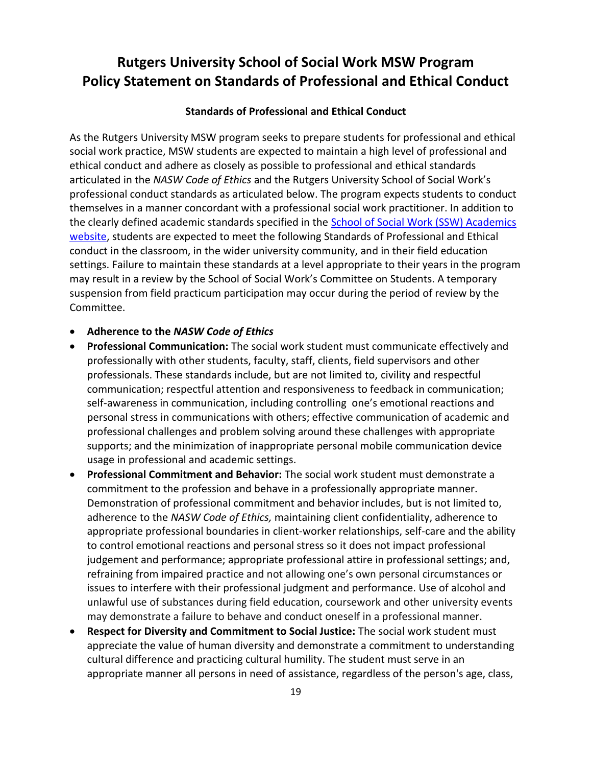# Rutgers University School of Social Work MSW Program
# Policy Statement on Standards of Professional and Ethical Conduct

### Standards of Professional and Ethical Conduct

As the Rutgers University MSW program seeks to prepare students for professional and ethical social work practice, MSW students are expected to maintain a high level of professional and ethical conduct and adhere as closely as possible to professional and ethical standards articulated in the *NASW Code of Ethics* and the Rutgers University School of Social Work's professional conduct standards as articulated below. The program expects students to conduct themselves in a manner concordant with a professional social work practitioner. In addition to the clearly defined academic standards specified in the School of Social Work (SSW) Academics website, students are expected to meet the following Standards of Professional and Ethical conduct in the classroom, in the wider university community, and in their field education settings. Failure to maintain these standards at a level appropriate to their years in the program may result in a review by the School of Social Work's Committee on Students. A temporary suspension from field practicum participation may occur during the period of review by the Committee.

- **Adherence to the *NASW Code of Ethics***
- **Professional Communication:** The social work student must communicate effectively and professionally with other students, faculty, staff, clients, field supervisors and other professionals. These standards include, but are not limited to, civility and respectful communication; respectful attention and responsiveness to feedback in communication; self-awareness in communication, including controlling one's emotional reactions and personal stress in communications with others; effective communication of academic and professional challenges and problem solving around these challenges with appropriate supports; and the minimization of inappropriate personal mobile communication device usage in professional and academic settings.
- **Professional Commitment and Behavior:** The social work student must demonstrate a commitment to the profession and behave in a professionally appropriate manner. Demonstration of professional commitment and behavior includes, but is not limited to, adherence to the *NASW Code of Ethics,* maintaining client confidentiality, adherence to appropriate professional boundaries in client-worker relationships, self-care and the ability to control emotional reactions and personal stress so it does not impact professional judgement and performance; appropriate professional attire in professional settings; and, refraining from impaired practice and not allowing one's own personal circumstances or issues to interfere with their professional judgment and performance. Use of alcohol and unlawful use of substances during field education, coursework and other university events may demonstrate a failure to behave and conduct oneself in a professional manner.
- **Respect for Diversity and Commitment to Social Justice:** The social work student must appreciate the value of human diversity and demonstrate a commitment to understanding cultural difference and practicing cultural humility. The student must serve in an appropriate manner all persons in need of assistance, regardless of the person's age, class,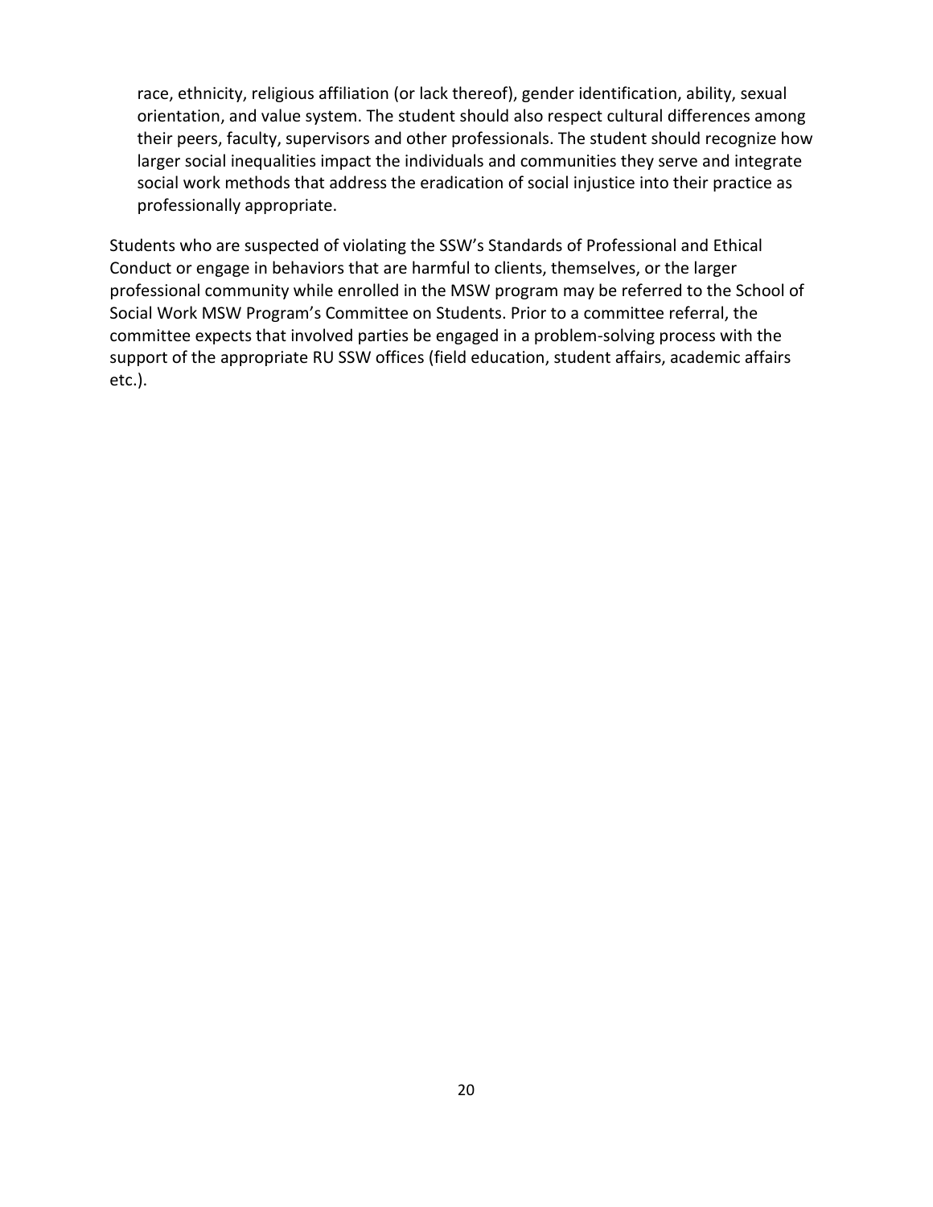race, ethnicity, religious affiliation (or lack thereof), gender identification, ability, sexual orientation, and value system. The student should also respect cultural differences among their peers, faculty, supervisors and other professionals. The student should recognize how larger social inequalities impact the individuals and communities they serve and integrate social work methods that address the eradication of social injustice into their practice as professionally appropriate.

Students who are suspected of violating the SSW's Standards of Professional and Ethical Conduct or engage in behaviors that are harmful to clients, themselves, or the larger professional community while enrolled in the MSW program may be referred to the School of Social Work MSW Program's Committee on Students. Prior to a committee referral, the committee expects that involved parties be engaged in a problem-solving process with the support of the appropriate RU SSW offices (field education, student affairs, academic affairs etc.).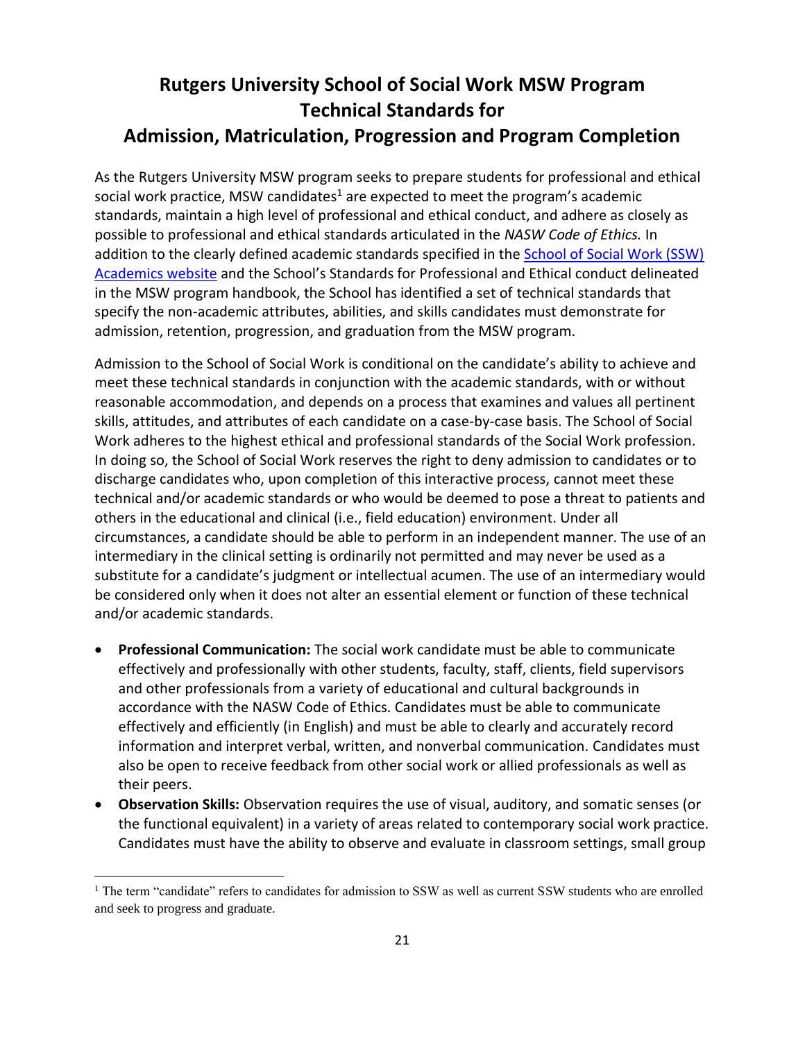# Rutgers University School of Social Work MSW Program Technical Standards for Admission, Matriculation, Progression and Program Completion

As the Rutgers University MSW program seeks to prepare students for professional and ethical social work practice, MSW candidates[1] are expected to meet the program's academic standards, maintain a high level of professional and ethical conduct, and adhere as closely as possible to professional and ethical standards articulated in the *NASW Code of Ethics.* In addition to the clearly defined academic standards specified in the School of Social Work (SSW) Academics website and the School's Standards for Professional and Ethical conduct delineated in the MSW program handbook, the School has identified a set of technical standards that specify the non-academic attributes, abilities, and skills candidates must demonstrate for admission, retention, progression, and graduation from the MSW program.

Admission to the School of Social Work is conditional on the candidate's ability to achieve and meet these technical standards in conjunction with the academic standards, with or without reasonable accommodation, and depends on a process that examines and values all pertinent skills, attitudes, and attributes of each candidate on a case-by-case basis. The School of Social Work adheres to the highest ethical and professional standards of the Social Work profession. In doing so, the School of Social Work reserves the right to deny admission to candidates or to discharge candidates who, upon completion of this interactive process, cannot meet these technical and/or academic standards or who would be deemed to pose a threat to patients and others in the educational and clinical (i.e., field education) environment. Under all circumstances, a candidate should be able to perform in an independent manner. The use of an intermediary in the clinical setting is ordinarily not permitted and may never be used as a substitute for a candidate's judgment or intellectual acumen. The use of an intermediary would be considered only when it does not alter an essential element or function of these technical and/or academic standards.

- **Professional Communication:** The social work candidate must be able to communicate effectively and professionally with other students, faculty, staff, clients, field supervisors and other professionals from a variety of educational and cultural backgrounds in accordance with the NASW Code of Ethics. Candidates must be able to communicate effectively and efficiently (in English) and must be able to clearly and accurately record information and interpret verbal, written, and nonverbal communication. Candidates must also be open to receive feedback from other social work or allied professionals as well as their peers.
- **Observation Skills:** Observation requires the use of visual, auditory, and somatic senses (or the functional equivalent) in a variety of areas related to contemporary social work practice. Candidates must have the ability to observe and evaluate in classroom settings, small group

[1] The term "candidate" refers to candidates for admission to SSW as well as current SSW students who are enrolled and seek to progress and graduate.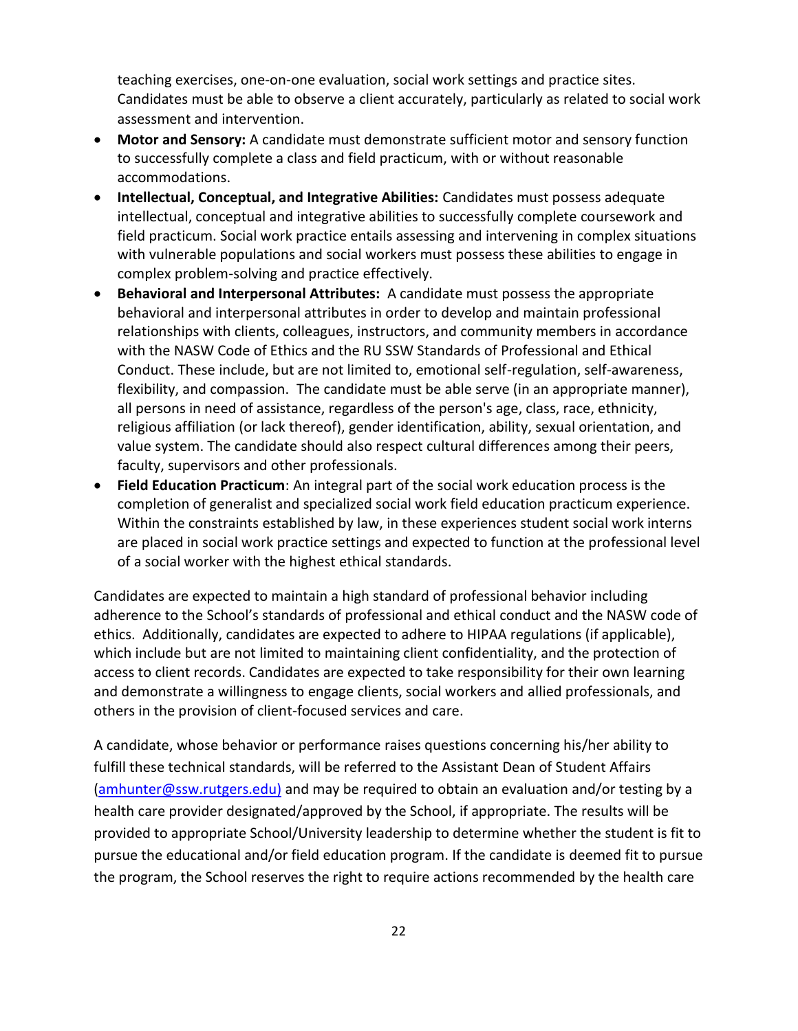teaching exercises, one-on-one evaluation, social work settings and practice sites. Candidates must be able to observe a client accurately, particularly as related to social work assessment and intervention.

- **Motor and Sensory:** A candidate must demonstrate sufficient motor and sensory function to successfully complete a class and field practicum, with or without reasonable accommodations.
- **Intellectual, Conceptual, and Integrative Abilities:** Candidates must possess adequate intellectual, conceptual and integrative abilities to successfully complete coursework and field practicum. Social work practice entails assessing and intervening in complex situations with vulnerable populations and social workers must possess these abilities to engage in complex problem-solving and practice effectively.
- **Behavioral and Interpersonal Attributes:** A candidate must possess the appropriate behavioral and interpersonal attributes in order to develop and maintain professional relationships with clients, colleagues, instructors, and community members in accordance with the NASW Code of Ethics and the RU SSW Standards of Professional and Ethical Conduct. These include, but are not limited to, emotional self-regulation, self-awareness, flexibility, and compassion. The candidate must be able serve (in an appropriate manner), all persons in need of assistance, regardless of the person's age, class, race, ethnicity, religious affiliation (or lack thereof), gender identification, ability, sexual orientation, and value system. The candidate should also respect cultural differences among their peers, faculty, supervisors and other professionals.
- **Field Education Practicum**: An integral part of the social work education process is the completion of generalist and specialized social work field education practicum experience. Within the constraints established by law, in these experiences student social work interns are placed in social work practice settings and expected to function at the professional level of a social worker with the highest ethical standards.

Candidates are expected to maintain a high standard of professional behavior including adherence to the School's standards of professional and ethical conduct and the NASW code of ethics. Additionally, candidates are expected to adhere to HIPAA regulations (if applicable), which include but are not limited to maintaining client confidentiality, and the protection of access to client records. Candidates are expected to take responsibility for their own learning and demonstrate a willingness to engage clients, social workers and allied professionals, and others in the provision of client-focused services and care.

A candidate, whose behavior or performance raises questions concerning his/her ability to fulfill these technical standards, will be referred to the Assistant Dean of Student Affairs (amhunter@ssw.rutgers.edu) and may be required to obtain an evaluation and/or testing by a health care provider designated/approved by the School, if appropriate. The results will be provided to appropriate School/University leadership to determine whether the student is fit to pursue the educational and/or field education program. If the candidate is deemed fit to pursue the program, the School reserves the right to require actions recommended by the health care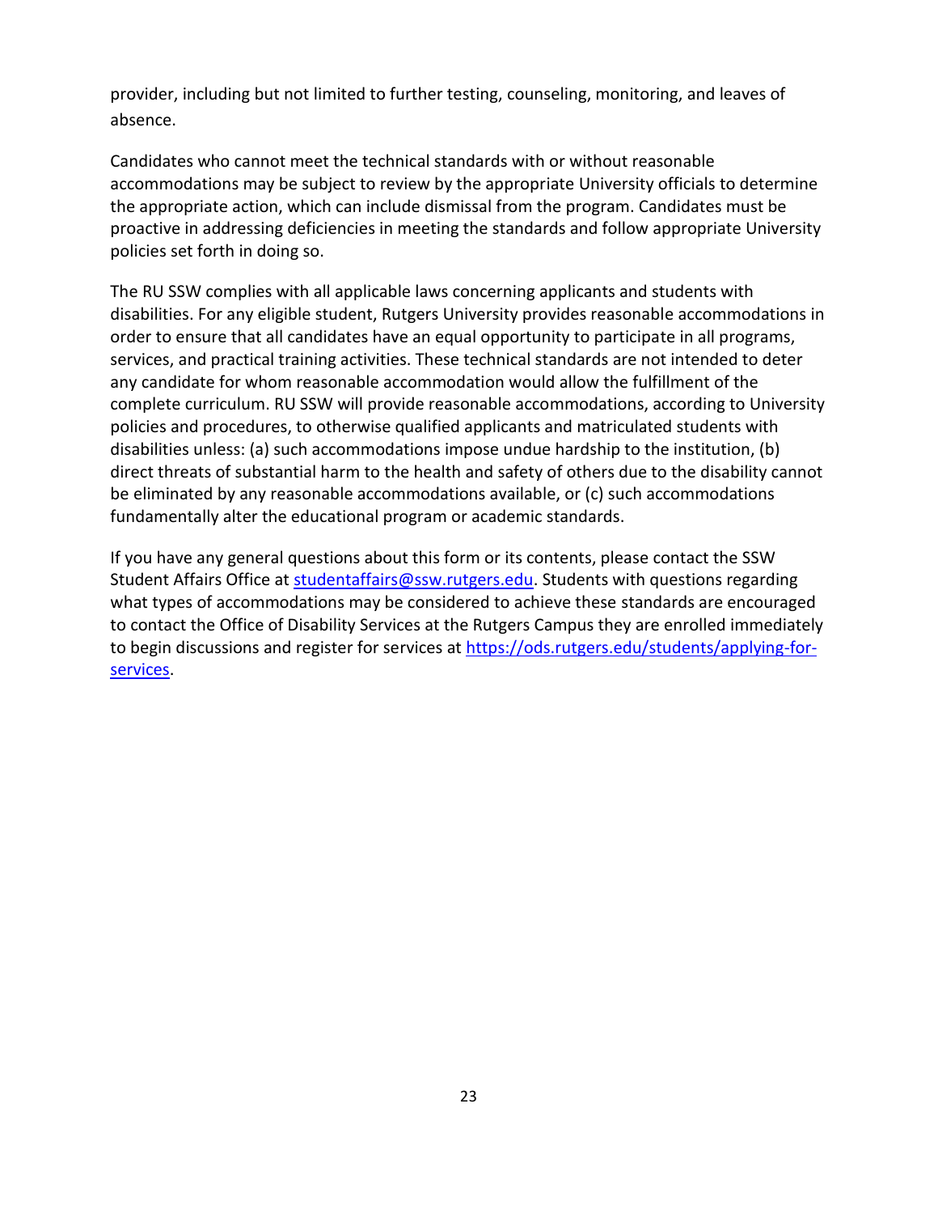provider, including but not limited to further testing, counseling, monitoring, and leaves of absence.

Candidates who cannot meet the technical standards with or without reasonable accommodations may be subject to review by the appropriate University officials to determine the appropriate action, which can include dismissal from the program. Candidates must be proactive in addressing deficiencies in meeting the standards and follow appropriate University policies set forth in doing so.

The RU SSW complies with all applicable laws concerning applicants and students with disabilities. For any eligible student, Rutgers University provides reasonable accommodations in order to ensure that all candidates have an equal opportunity to participate in all programs, services, and practical training activities. These technical standards are not intended to deter any candidate for whom reasonable accommodation would allow the fulfillment of the complete curriculum. RU SSW will provide reasonable accommodations, according to University policies and procedures, to otherwise qualified applicants and matriculated students with disabilities unless: (a) such accommodations impose undue hardship to the institution, (b) direct threats of substantial harm to the health and safety of others due to the disability cannot be eliminated by any reasonable accommodations available, or (c) such accommodations fundamentally alter the educational program or academic standards.

If you have any general questions about this form or its contents, please contact the SSW Student Affairs Office at [studentaffairs@ssw.rutgers.edu](mailto:studentaffairs@ssw.rutgers.edu). Students with questions regarding what types of accommodations may be considered to achieve these standards are encouraged to contact the Office of Disability Services at the Rutgers Campus they are enrolled immediately to begin discussions and register for services at [https://ods.rutgers.edu/students/applying-for-services](https://ods.rutgers.edu/students/applying-for-services).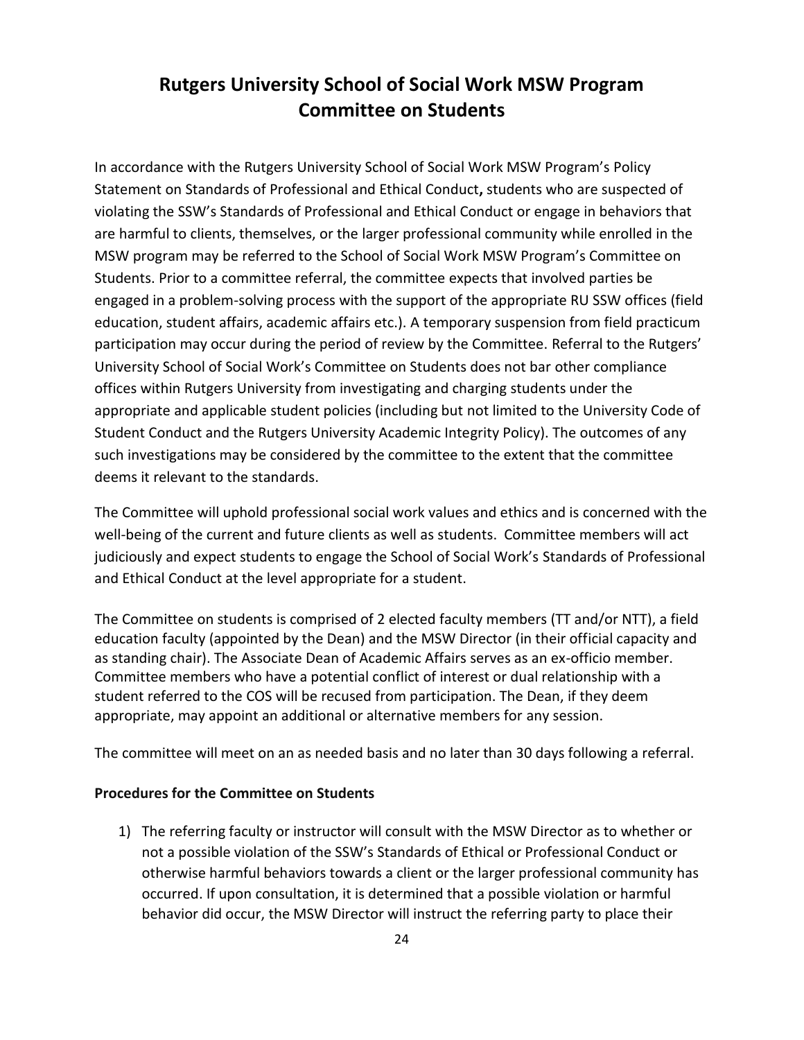# Rutgers University School of Social Work MSW Program Committee on Students

In accordance with the Rutgers University School of Social Work MSW Program's Policy Statement on Standards of Professional and Ethical Conduct**,** students who are suspected of violating the SSW's Standards of Professional and Ethical Conduct or engage in behaviors that are harmful to clients, themselves, or the larger professional community while enrolled in the MSW program may be referred to the School of Social Work MSW Program's Committee on Students. Prior to a committee referral, the committee expects that involved parties be engaged in a problem-solving process with the support of the appropriate RU SSW offices (field education, student affairs, academic affairs etc.). A temporary suspension from field practicum participation may occur during the period of review by the Committee. Referral to the Rutgers' University School of Social Work's Committee on Students does not bar other compliance offices within Rutgers University from investigating and charging students under the appropriate and applicable student policies (including but not limited to the University Code of Student Conduct and the Rutgers University Academic Integrity Policy). The outcomes of any such investigations may be considered by the committee to the extent that the committee deems it relevant to the standards.

The Committee will uphold professional social work values and ethics and is concerned with the well-being of the current and future clients as well as students. Committee members will act judiciously and expect students to engage the School of Social Work's Standards of Professional and Ethical Conduct at the level appropriate for a student.

The Committee on students is comprised of 2 elected faculty members (TT and/or NTT), a field education faculty (appointed by the Dean) and the MSW Director (in their official capacity and as standing chair). The Associate Dean of Academic Affairs serves as an ex-officio member. Committee members who have a potential conflict of interest or dual relationship with a student referred to the COS will be recused from participation. The Dean, if they deem appropriate, may appoint an additional or alternative members for any session.

The committee will meet on an as needed basis and no later than 30 days following a referral.

**Procedures for the Committee on Students**

1) The referring faculty or instructor will consult with the MSW Director as to whether or not a possible violation of the SSW's Standards of Ethical or Professional Conduct or otherwise harmful behaviors towards a client or the larger professional community has occurred. If upon consultation, it is determined that a possible violation or harmful behavior did occur, the MSW Director will instruct the referring party to place their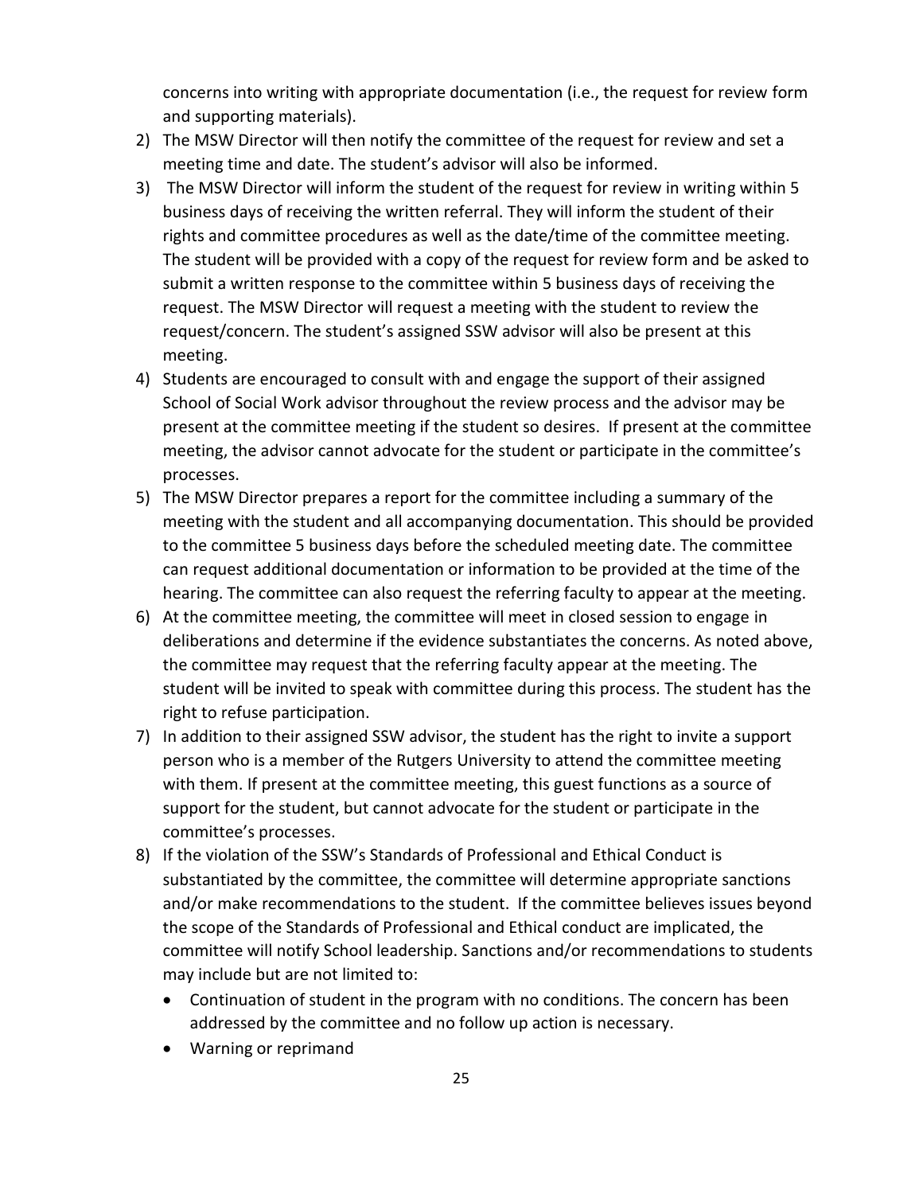concerns into writing with appropriate documentation (i.e., the request for review form and supporting materials).

2) The MSW Director will then notify the committee of the request for review and set a meeting time and date. The student's advisor will also be informed.
3) The MSW Director will inform the student of the request for review in writing within 5 business days of receiving the written referral. They will inform the student of their rights and committee procedures as well as the date/time of the committee meeting. The student will be provided with a copy of the request for review form and be asked to submit a written response to the committee within 5 business days of receiving the request. The MSW Director will request a meeting with the student to review the request/concern. The student's assigned SSW advisor will also be present at this meeting.
4) Students are encouraged to consult with and engage the support of their assigned School of Social Work advisor throughout the review process and the advisor may be present at the committee meeting if the student so desires. If present at the committee meeting, the advisor cannot advocate for the student or participate in the committee's processes.
5) The MSW Director prepares a report for the committee including a summary of the meeting with the student and all accompanying documentation. This should be provided to the committee 5 business days before the scheduled meeting date. The committee can request additional documentation or information to be provided at the time of the hearing. The committee can also request the referring faculty to appear at the meeting.
6) At the committee meeting, the committee will meet in closed session to engage in deliberations and determine if the evidence substantiates the concerns. As noted above, the committee may request that the referring faculty appear at the meeting. The student will be invited to speak with committee during this process. The student has the right to refuse participation.
7) In addition to their assigned SSW advisor, the student has the right to invite a support person who is a member of the Rutgers University to attend the committee meeting with them. If present at the committee meeting, this guest functions as a source of support for the student, but cannot advocate for the student or participate in the committee's processes.
8) If the violation of the SSW's Standards of Professional and Ethical Conduct is substantiated by the committee, the committee will determine appropriate sanctions and/or make recommendations to the student. If the committee believes issues beyond the scope of the Standards of Professional and Ethical conduct are implicated, the committee will notify School leadership. Sanctions and/or recommendations to students may include but are not limited to:
   - Continuation of student in the program with no conditions. The concern has been addressed by the committee and no follow up action is necessary.
   - Warning or reprimand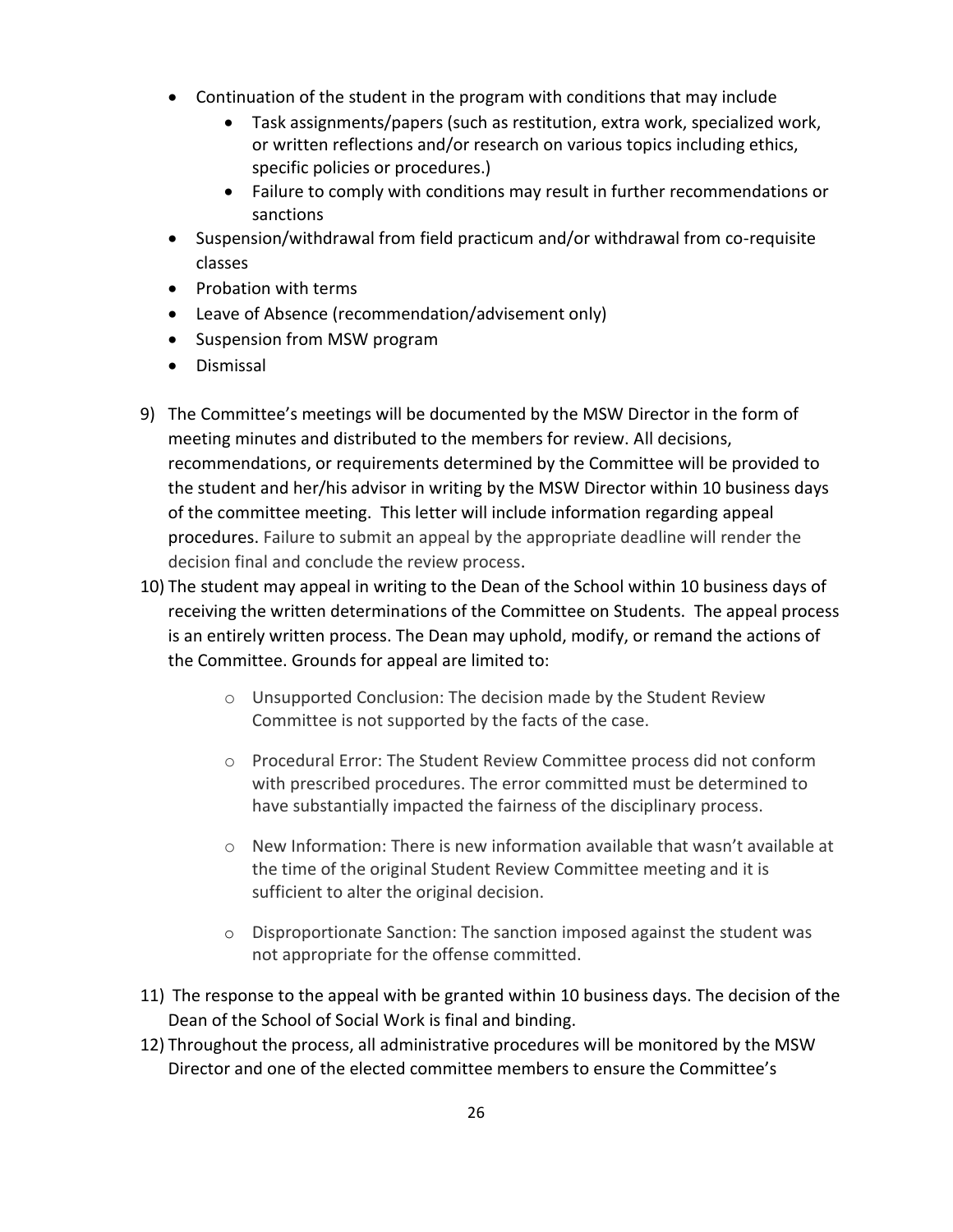- Continuation of the student in the program with conditions that may include
  - Task assignments/papers (such as restitution, extra work, specialized work, or written reflections and/or research on various topics including ethics, specific policies or procedures.)
  - Failure to comply with conditions may result in further recommendations or sanctions
- Suspension/withdrawal from field practicum and/or withdrawal from co-requisite classes
- Probation with terms
- Leave of Absence (recommendation/advisement only)
- Suspension from MSW program
- Dismissal

9) The Committee's meetings will be documented by the MSW Director in the form of meeting minutes and distributed to the members for review. All decisions, recommendations, or requirements determined by the Committee will be provided to the student and her/his advisor in writing by the MSW Director within 10 business days of the committee meeting. This letter will include information regarding appeal procedures. Failure to submit an appeal by the appropriate deadline will render the decision final and conclude the review process.
10) The student may appeal in writing to the Dean of the School within 10 business days of receiving the written determinations of the Committee on Students. The appeal process is an entirely written process. The Dean may uphold, modify, or remand the actions of the Committee. Grounds for appeal are limited to:
    - Unsupported Conclusion: The decision made by the Student Review Committee is not supported by the facts of the case.
    - Procedural Error: The Student Review Committee process did not conform with prescribed procedures. The error committed must be determined to have substantially impacted the fairness of the disciplinary process.
    - New Information: There is new information available that wasn't available at the time of the original Student Review Committee meeting and it is sufficient to alter the original decision.
    - Disproportionate Sanction: The sanction imposed against the student was not appropriate for the offense committed.
11) The response to the appeal with be granted within 10 business days. The decision of the Dean of the School of Social Work is final and binding.
12) Throughout the process, all administrative procedures will be monitored by the MSW Director and one of the elected committee members to ensure the Committee's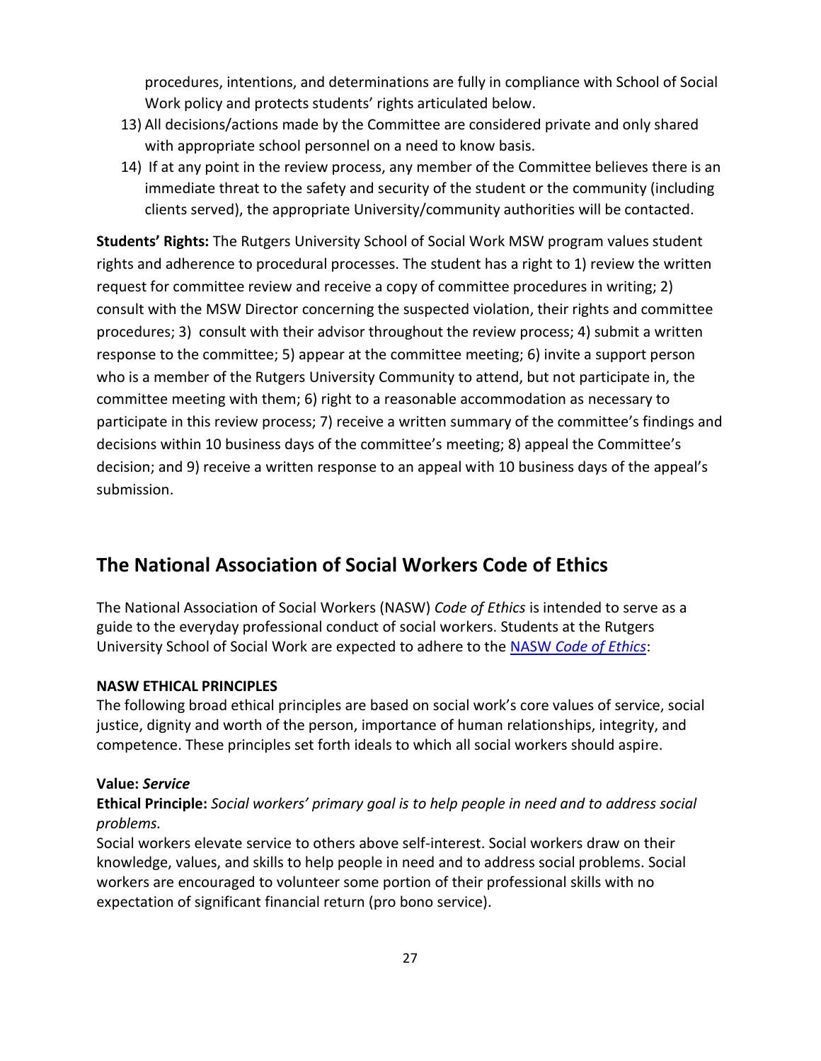procedures, intentions, and determinations are fully in compliance with School of Social Work policy and protects students' rights articulated below.

13) All decisions/actions made by the Committee are considered private and only shared with appropriate school personnel on a need to know basis.
14) If at any point in the review process, any member of the Committee believes there is an immediate threat to the safety and security of the student or the community (including clients served), the appropriate University/community authorities will be contacted.

**Students' Rights:** The Rutgers University School of Social Work MSW program values student rights and adherence to procedural processes. The student has a right to 1) review the written request for committee review and receive a copy of committee procedures in writing; 2) consult with the MSW Director concerning the suspected violation, their rights and committee procedures; 3) consult with their advisor throughout the review process; 4) submit a written response to the committee; 5) appear at the committee meeting; 6) invite a support person who is a member of the Rutgers University Community to attend, but not participate in, the committee meeting with them; 6) right to a reasonable accommodation as necessary to participate in this review process; 7) receive a written summary of the committee's findings and decisions within 10 business days of the committee's meeting; 8) appeal the Committee's decision; and 9) receive a written response to an appeal with 10 business days of the appeal's submission.

## The National Association of Social Workers Code of Ethics

The National Association of Social Workers (NASW) *Code of Ethics* is intended to serve as a guide to the everyday professional conduct of social workers. Students at the Rutgers University School of Social Work are expected to adhere to the NASW *Code of Ethics*:

**NASW ETHICAL PRINCIPLES**

The following broad ethical principles are based on social work's core values of service, social justice, dignity and worth of the person, importance of human relationships, integrity, and competence. These principles set forth ideals to which all social workers should aspire.

**Value:** ***Service***

**Ethical Principle:** *Social workers' primary goal is to help people in need and to address social problems.*

Social workers elevate service to others above self-interest. Social workers draw on their knowledge, values, and skills to help people in need and to address social problems. Social workers are encouraged to volunteer some portion of their professional skills with no expectation of significant financial return (pro bono service).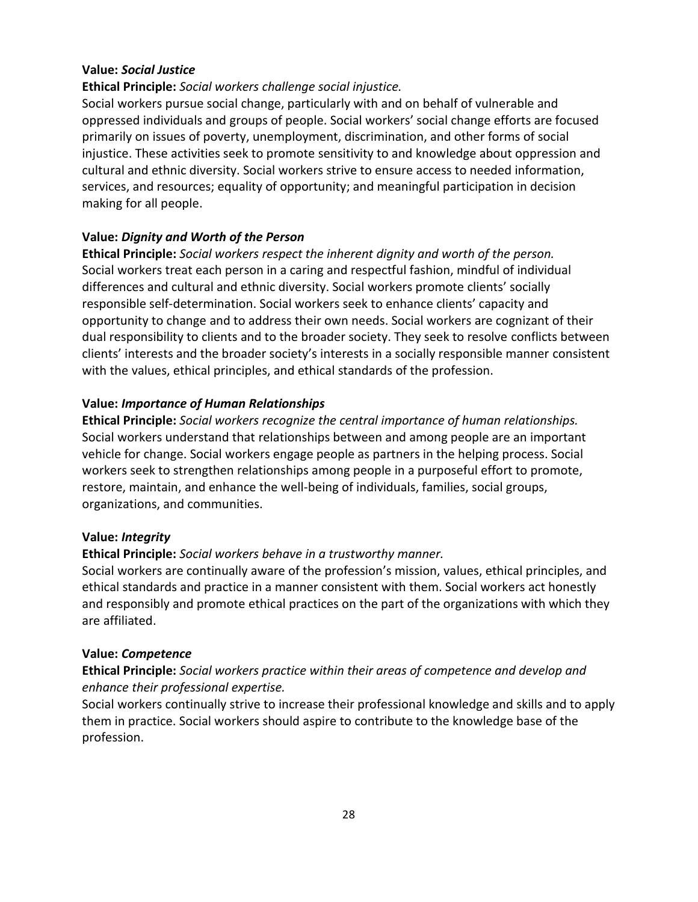**Value:** ***Social Justice***

**Ethical Principle:** *Social workers challenge social injustice.*

Social workers pursue social change, particularly with and on behalf of vulnerable and oppressed individuals and groups of people. Social workers' social change efforts are focused primarily on issues of poverty, unemployment, discrimination, and other forms of social injustice. These activities seek to promote sensitivity to and knowledge about oppression and cultural and ethnic diversity. Social workers strive to ensure access to needed information, services, and resources; equality of opportunity; and meaningful participation in decision making for all people.

**Value:** ***Dignity and Worth of the Person***

**Ethical Principle:** *Social workers respect the inherent dignity and worth of the person.*

Social workers treat each person in a caring and respectful fashion, mindful of individual differences and cultural and ethnic diversity. Social workers promote clients' socially responsible self-determination. Social workers seek to enhance clients' capacity and opportunity to change and to address their own needs. Social workers are cognizant of their dual responsibility to clients and to the broader society. They seek to resolve conflicts between clients' interests and the broader society's interests in a socially responsible manner consistent with the values, ethical principles, and ethical standards of the profession.

**Value:** ***Importance of Human Relationships***

**Ethical Principle:** *Social workers recognize the central importance of human relationships.*

Social workers understand that relationships between and among people are an important vehicle for change. Social workers engage people as partners in the helping process. Social workers seek to strengthen relationships among people in a purposeful effort to promote, restore, maintain, and enhance the well-being of individuals, families, social groups, organizations, and communities.

**Value:** ***Integrity***

**Ethical Principle:** *Social workers behave in a trustworthy manner.*

Social workers are continually aware of the profession's mission, values, ethical principles, and ethical standards and practice in a manner consistent with them. Social workers act honestly and responsibly and promote ethical practices on the part of the organizations with which they are affiliated.

**Value:** ***Competence***

**Ethical Principle:** *Social workers practice within their areas of competence and develop and enhance their professional expertise.*

Social workers continually strive to increase their professional knowledge and skills and to apply them in practice. Social workers should aspire to contribute to the knowledge base of the profession.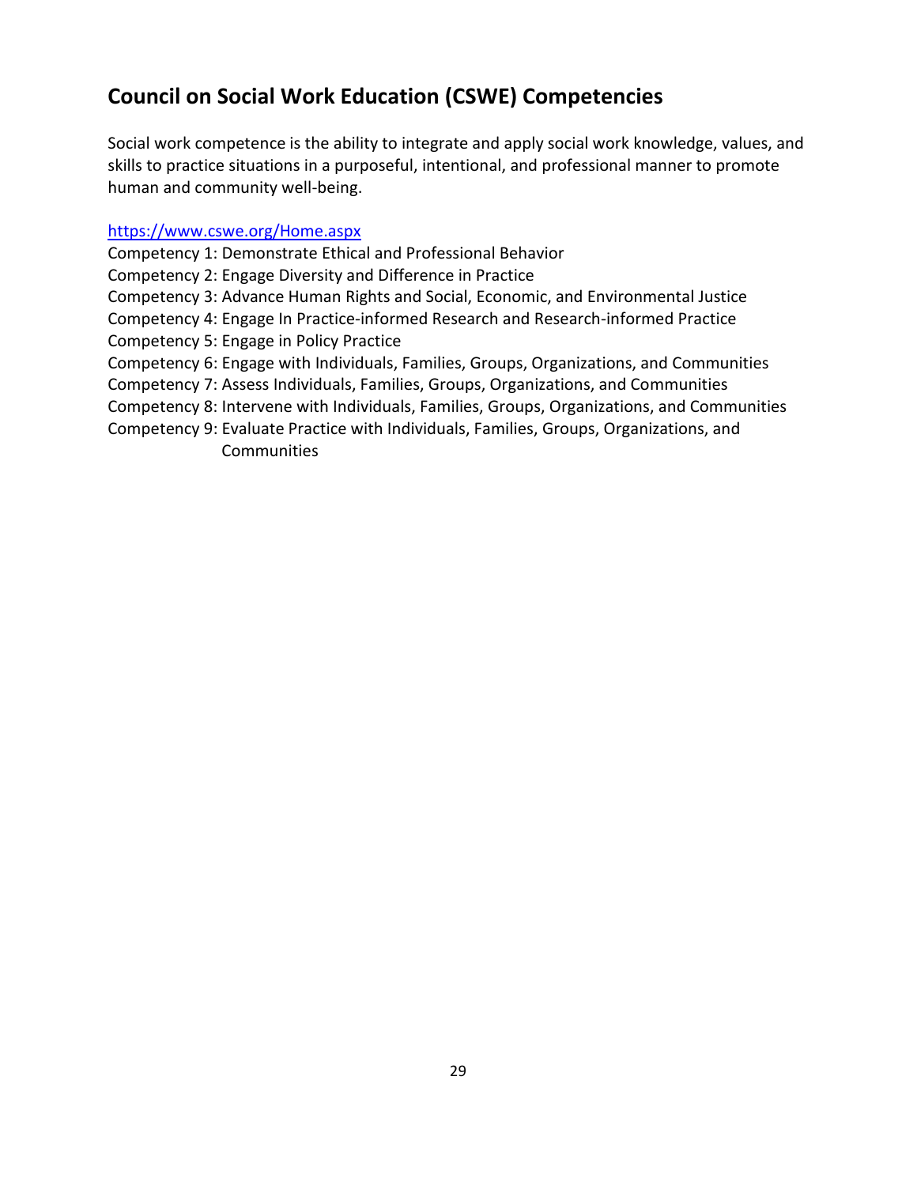## Council on Social Work Education (CSWE) Competencies

Social work competence is the ability to integrate and apply social work knowledge, values, and skills to practice situations in a purposeful, intentional, and professional manner to promote human and community well-being.

https://www.cswe.org/Home.aspx

Competency 1: Demonstrate Ethical and Professional Behavior
Competency 2: Engage Diversity and Difference in Practice
Competency 3: Advance Human Rights and Social, Economic, and Environmental Justice
Competency 4: Engage In Practice-informed Research and Research-informed Practice
Competency 5: Engage in Policy Practice
Competency 6: Engage with Individuals, Families, Groups, Organizations, and Communities
Competency 7: Assess Individuals, Families, Groups, Organizations, and Communities
Competency 8: Intervene with Individuals, Families, Groups, Organizations, and Communities
Competency 9: Evaluate Practice with Individuals, Families, Groups, Organizations, and Communities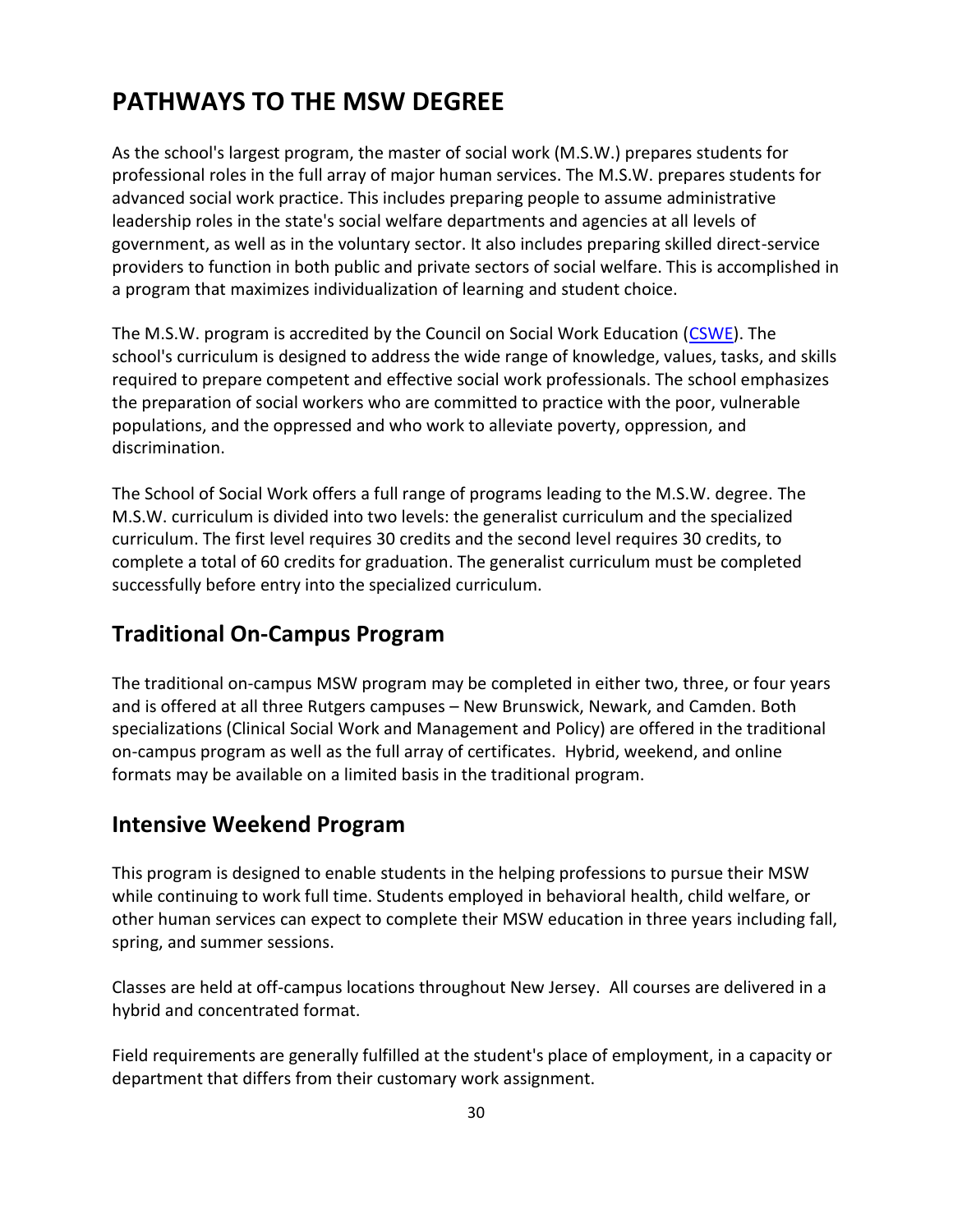# PATHWAYS TO THE MSW DEGREE

As the school's largest program, the master of social work (M.S.W.) prepares students for professional roles in the full array of major human services. The M.S.W. prepares students for advanced social work practice. This includes preparing people to assume administrative leadership roles in the state's social welfare departments and agencies at all levels of government, as well as in the voluntary sector. It also includes preparing skilled direct-service providers to function in both public and private sectors of social welfare. This is accomplished in a program that maximizes individualization of learning and student choice.

The M.S.W. program is accredited by the Council on Social Work Education (CSWE). The school's curriculum is designed to address the wide range of knowledge, values, tasks, and skills required to prepare competent and effective social work professionals. The school emphasizes the preparation of social workers who are committed to practice with the poor, vulnerable populations, and the oppressed and who work to alleviate poverty, oppression, and discrimination.

The School of Social Work offers a full range of programs leading to the M.S.W. degree. The M.S.W. curriculum is divided into two levels: the generalist curriculum and the specialized curriculum. The first level requires 30 credits and the second level requires 30 credits, to complete a total of 60 credits for graduation. The generalist curriculum must be completed successfully before entry into the specialized curriculum.

## Traditional On-Campus Program

The traditional on-campus MSW program may be completed in either two, three, or four years and is offered at all three Rutgers campuses – New Brunswick, Newark, and Camden. Both specializations (Clinical Social Work and Management and Policy) are offered in the traditional on-campus program as well as the full array of certificates. Hybrid, weekend, and online formats may be available on a limited basis in the traditional program.

## Intensive Weekend Program

This program is designed to enable students in the helping professions to pursue their MSW while continuing to work full time. Students employed in behavioral health, child welfare, or other human services can expect to complete their MSW education in three years including fall, spring, and summer sessions.

Classes are held at off-campus locations throughout New Jersey. All courses are delivered in a hybrid and concentrated format.

Field requirements are generally fulfilled at the student's place of employment, in a capacity or department that differs from their customary work assignment.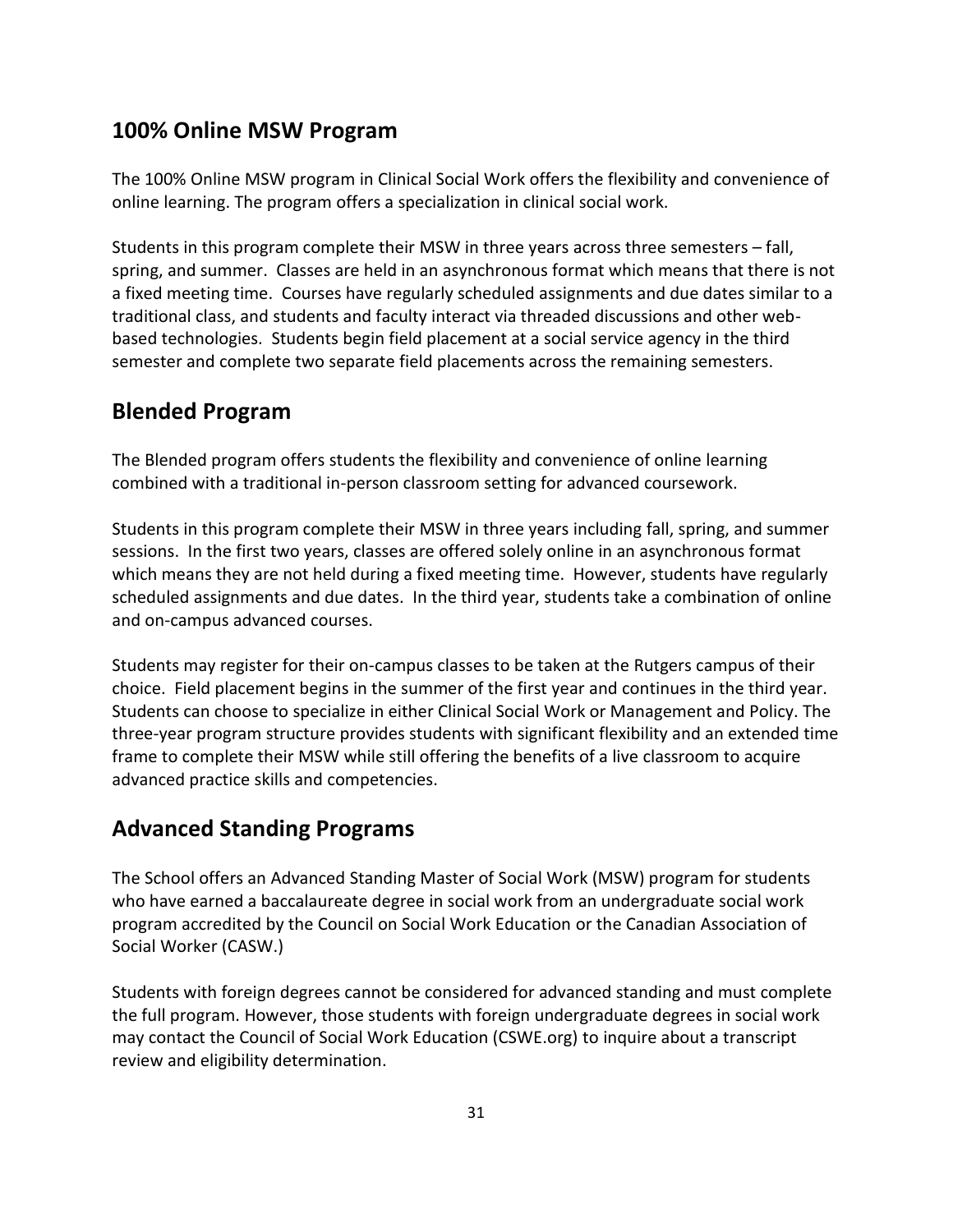## 100% Online MSW Program

The 100% Online MSW program in Clinical Social Work offers the flexibility and convenience of online learning. The program offers a specialization in clinical social work.

Students in this program complete their MSW in three years across three semesters – fall, spring, and summer. Classes are held in an asynchronous format which means that there is not a fixed meeting time. Courses have regularly scheduled assignments and due dates similar to a traditional class, and students and faculty interact via threaded discussions and other web-based technologies. Students begin field placement at a social service agency in the third semester and complete two separate field placements across the remaining semesters.

## Blended Program

The Blended program offers students the flexibility and convenience of online learning combined with a traditional in-person classroom setting for advanced coursework.

Students in this program complete their MSW in three years including fall, spring, and summer sessions. In the first two years, classes are offered solely online in an asynchronous format which means they are not held during a fixed meeting time. However, students have regularly scheduled assignments and due dates. In the third year, students take a combination of online and on-campus advanced courses.

Students may register for their on-campus classes to be taken at the Rutgers campus of their choice. Field placement begins in the summer of the first year and continues in the third year. Students can choose to specialize in either Clinical Social Work or Management and Policy. The three-year program structure provides students with significant flexibility and an extended time frame to complete their MSW while still offering the benefits of a live classroom to acquire advanced practice skills and competencies.

## Advanced Standing Programs

The School offers an Advanced Standing Master of Social Work (MSW) program for students who have earned a baccalaureate degree in social work from an undergraduate social work program accredited by the Council on Social Work Education or the Canadian Association of Social Worker (CASW.)

Students with foreign degrees cannot be considered for advanced standing and must complete the full program. However, those students with foreign undergraduate degrees in social work may contact the Council of Social Work Education (CSWE.org) to inquire about a transcript review and eligibility determination.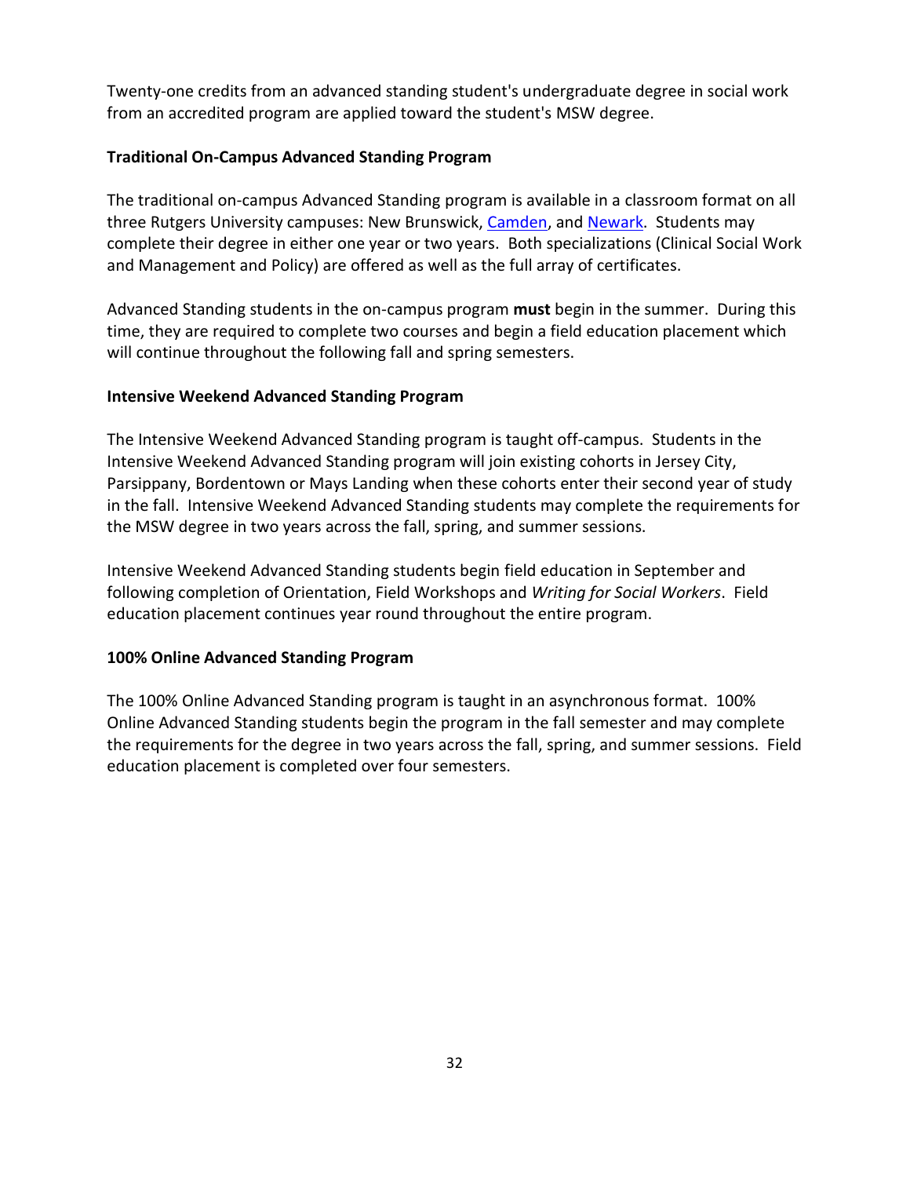Twenty-one credits from an advanced standing student's undergraduate degree in social work from an accredited program are applied toward the student's MSW degree.

**Traditional On-Campus Advanced Standing Program**

The traditional on-campus Advanced Standing program is available in a classroom format on all three Rutgers University campuses: New Brunswick, Camden, and Newark. Students may complete their degree in either one year or two years. Both specializations (Clinical Social Work and Management and Policy) are offered as well as the full array of certificates.

Advanced Standing students in the on-campus program **must** begin in the summer. During this time, they are required to complete two courses and begin a field education placement which will continue throughout the following fall and spring semesters.

**Intensive Weekend Advanced Standing Program**

The Intensive Weekend Advanced Standing program is taught off-campus. Students in the Intensive Weekend Advanced Standing program will join existing cohorts in Jersey City, Parsippany, Bordentown or Mays Landing when these cohorts enter their second year of study in the fall. Intensive Weekend Advanced Standing students may complete the requirements for the MSW degree in two years across the fall, spring, and summer sessions.

Intensive Weekend Advanced Standing students begin field education in September and following completion of Orientation, Field Workshops and *Writing for Social Workers*. Field education placement continues year round throughout the entire program.

**100% Online Advanced Standing Program**

The 100% Online Advanced Standing program is taught in an asynchronous format. 100% Online Advanced Standing students begin the program in the fall semester and may complete the requirements for the degree in two years across the fall, spring, and summer sessions. Field education placement is completed over four semesters.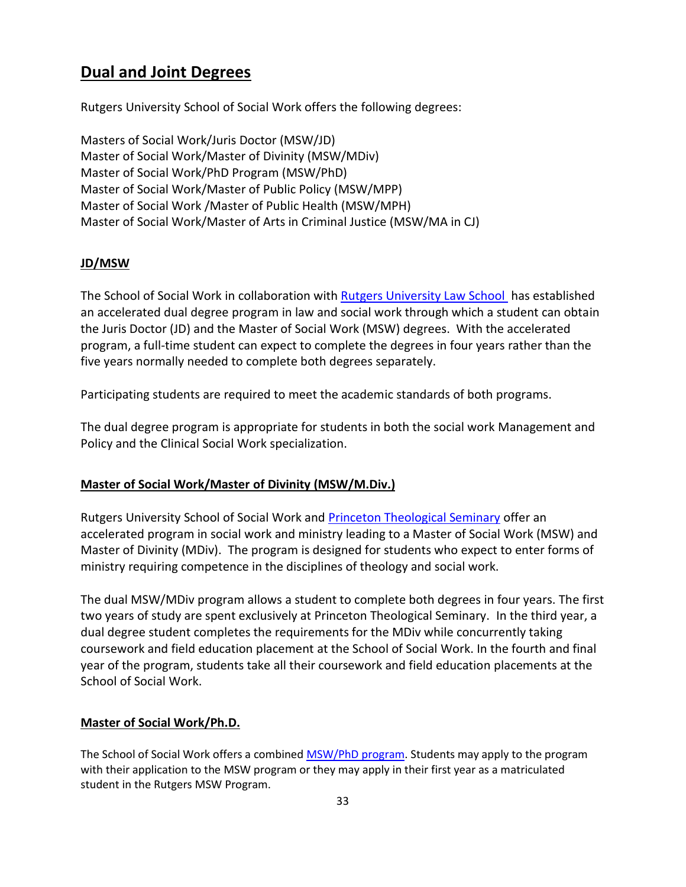## Dual and Joint Degrees

Rutgers University School of Social Work offers the following degrees:

Masters of Social Work/Juris Doctor (MSW/JD)
Master of Social Work/Master of Divinity (MSW/MDiv)
Master of Social Work/PhD Program (MSW/PhD)
Master of Social Work/Master of Public Policy (MSW/MPP)
Master of Social Work /Master of Public Health (MSW/MPH)
Master of Social Work/Master of Arts in Criminal Justice (MSW/MA in CJ)

### JD/MSW

The School of Social Work in collaboration with Rutgers University Law School has established an accelerated dual degree program in law and social work through which a student can obtain the Juris Doctor (JD) and the Master of Social Work (MSW) degrees. With the accelerated program, a full-time student can expect to complete the degrees in four years rather than the five years normally needed to complete both degrees separately.

Participating students are required to meet the academic standards of both programs.

The dual degree program is appropriate for students in both the social work Management and Policy and the Clinical Social Work specialization.

### Master of Social Work/Master of Divinity (MSW/M.Div.)

Rutgers University School of Social Work and Princeton Theological Seminary offer an accelerated program in social work and ministry leading to a Master of Social Work (MSW) and Master of Divinity (MDiv). The program is designed for students who expect to enter forms of ministry requiring competence in the disciplines of theology and social work.

The dual MSW/MDiv program allows a student to complete both degrees in four years. The first two years of study are spent exclusively at Princeton Theological Seminary. In the third year, a dual degree student completes the requirements for the MDiv while concurrently taking coursework and field education placement at the School of Social Work. In the fourth and final year of the program, students take all their coursework and field education placements at the School of Social Work.

### Master of Social Work/Ph.D.

The School of Social Work offers a combined MSW/PhD program. Students may apply to the program with their application to the MSW program or they may apply in their first year as a matriculated student in the Rutgers MSW Program.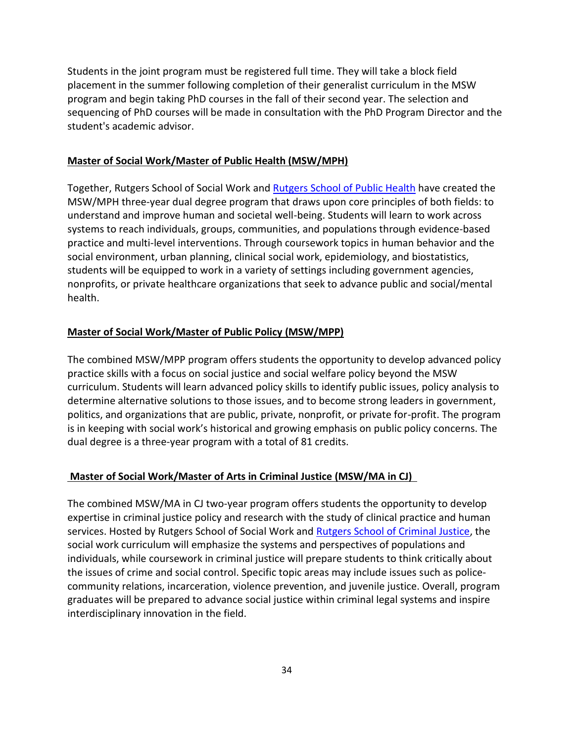Students in the joint program must be registered full time. They will take a block field placement in the summer following completion of their generalist curriculum in the MSW program and begin taking PhD courses in the fall of their second year. The selection and sequencing of PhD courses will be made in consultation with the PhD Program Director and the student's academic advisor.

### Master of Social Work/Master of Public Health (MSW/MPH)

Together, Rutgers School of Social Work and Rutgers School of Public Health have created the MSW/MPH three-year dual degree program that draws upon core principles of both fields: to understand and improve human and societal well-being. Students will learn to work across systems to reach individuals, groups, communities, and populations through evidence-based practice and multi-level interventions. Through coursework topics in human behavior and the social environment, urban planning, clinical social work, epidemiology, and biostatistics, students will be equipped to work in a variety of settings including government agencies, nonprofits, or private healthcare organizations that seek to advance public and social/mental health.

### Master of Social Work/Master of Public Policy (MSW/MPP)

The combined MSW/MPP program offers students the opportunity to develop advanced policy practice skills with a focus on social justice and social welfare policy beyond the MSW curriculum. Students will learn advanced policy skills to identify public issues, policy analysis to determine alternative solutions to those issues, and to become strong leaders in government, politics, and organizations that are public, private, nonprofit, or private for-profit. The program is in keeping with social work's historical and growing emphasis on public policy concerns. The dual degree is a three-year program with a total of 81 credits.

### Master of Social Work/Master of Arts in Criminal Justice (MSW/MA in CJ)

The combined MSW/MA in CJ two-year program offers students the opportunity to develop expertise in criminal justice policy and research with the study of clinical practice and human services. Hosted by Rutgers School of Social Work and Rutgers School of Criminal Justice, the social work curriculum will emphasize the systems and perspectives of populations and individuals, while coursework in criminal justice will prepare students to think critically about the issues of crime and social control. Specific topic areas may include issues such as police-community relations, incarceration, violence prevention, and juvenile justice. Overall, program graduates will be prepared to advance social justice within criminal legal systems and inspire interdisciplinary innovation in the field.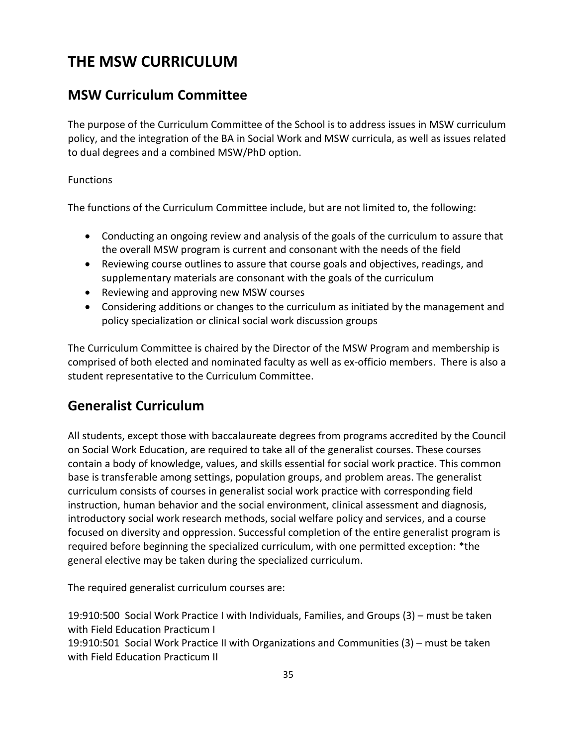# THE MSW CURRICULUM

## MSW Curriculum Committee

The purpose of the Curriculum Committee of the School is to address issues in MSW curriculum policy, and the integration of the BA in Social Work and MSW curricula, as well as issues related to dual degrees and a combined MSW/PhD option.

Functions

The functions of the Curriculum Committee include, but are not limited to, the following:

- Conducting an ongoing review and analysis of the goals of the curriculum to assure that the overall MSW program is current and consonant with the needs of the field
- Reviewing course outlines to assure that course goals and objectives, readings, and supplementary materials are consonant with the goals of the curriculum
- Reviewing and approving new MSW courses
- Considering additions or changes to the curriculum as initiated by the management and policy specialization or clinical social work discussion groups

The Curriculum Committee is chaired by the Director of the MSW Program and membership is comprised of both elected and nominated faculty as well as ex-officio members. There is also a student representative to the Curriculum Committee.

## Generalist Curriculum

All students, except those with baccalaureate degrees from programs accredited by the Council on Social Work Education, are required to take all of the generalist courses. These courses contain a body of knowledge, values, and skills essential for social work practice. This common base is transferable among settings, population groups, and problem areas. The generalist curriculum consists of courses in generalist social work practice with corresponding field instruction, human behavior and the social environment, clinical assessment and diagnosis, introductory social work research methods, social welfare policy and services, and a course focused on diversity and oppression. Successful completion of the entire generalist program is required before beginning the specialized curriculum, with one permitted exception: *the general elective may be taken during the specialized curriculum.

The required generalist curriculum courses are:

19:910:500 Social Work Practice I with Individuals, Families, and Groups (3) – must be taken with Field Education Practicum I
19:910:501 Social Work Practice II with Organizations and Communities (3) – must be taken with Field Education Practicum II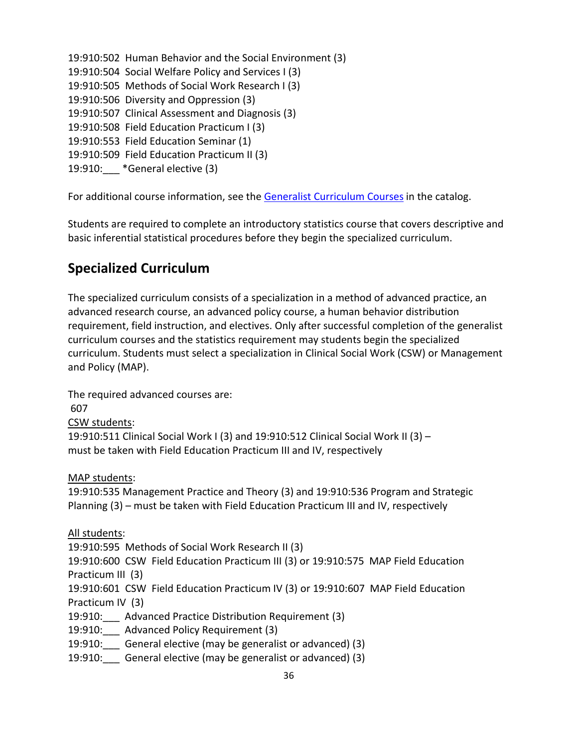19:910:502  Human Behavior and the Social Environment (3)
19:910:504  Social Welfare Policy and Services I (3)
19:910:505  Methods of Social Work Research I (3)
19:910:506  Diversity and Oppression (3)
19:910:507  Clinical Assessment and Diagnosis (3)
19:910:508  Field Education Practicum I (3)
19:910:553  Field Education Seminar (1)
19:910:509  Field Education Practicum II (3)
19:910:___ *General elective (3)

For additional course information, see the [Generalist Curriculum Courses](#) in the catalog.

Students are required to complete an introductory statistics course that covers descriptive and basic inferential statistical procedures before they begin the specialized curriculum.

## Specialized Curriculum

The specialized curriculum consists of a specialization in a method of advanced practice, an advanced research course, an advanced policy course, a human behavior distribution requirement, field instruction, and electives. Only after successful completion of the generalist curriculum courses and the statistics requirement may students begin the specialized curriculum. Students must select a specialization in Clinical Social Work (CSW) or Management and Policy (MAP).

The required advanced courses are:
607

<u>CSW students</u>:
19:910:511 Clinical Social Work I (3) and 19:910:512 Clinical Social Work II (3) – must be taken with Field Education Practicum III and IV, respectively

<u>MAP students</u>:
19:910:535 Management Practice and Theory (3) and 19:910:536 Program and Strategic Planning (3) – must be taken with Field Education Practicum III and IV, respectively

<u>All students</u>:
19:910:595  Methods of Social Work Research II (3)
19:910:600  CSW  Field Education Practicum III (3) or 19:910:575  MAP Field Education Practicum III  (3)
19:910:601  CSW  Field Education Practicum IV (3) or 19:910:607  MAP Field Education Practicum IV  (3)
19:910:___  Advanced Practice Distribution Requirement (3)
19:910:___  Advanced Policy Requirement (3)
19:910:___  General elective (may be generalist or advanced) (3)
19:910:___  General elective (may be generalist or advanced) (3)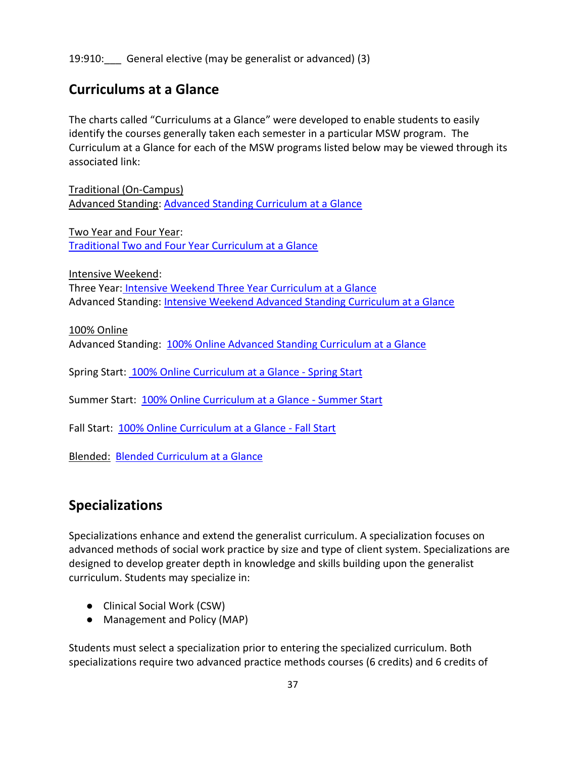19:910:___ General elective (may be generalist or advanced) (3)

## Curriculums at a Glance

The charts called "Curriculums at a Glance" were developed to enable students to easily identify the courses generally taken each semester in a particular MSW program. The Curriculum at a Glance for each of the MSW programs listed below may be viewed through its associated link:

Traditional (On-Campus)
Advanced Standing: Advanced Standing Curriculum at a Glance

Two Year and Four Year:
Traditional Two and Four Year Curriculum at a Glance

Intensive Weekend:
Three Year: Intensive Weekend Three Year Curriculum at a Glance
Advanced Standing: Intensive Weekend Advanced Standing Curriculum at a Glance

100% Online
Advanced Standing: 100% Online Advanced Standing Curriculum at a Glance

Spring Start: 100% Online Curriculum at a Glance - Spring Start

Summer Start: 100% Online Curriculum at a Glance - Summer Start

Fall Start: 100% Online Curriculum at a Glance - Fall Start

Blended: Blended Curriculum at a Glance

## Specializations

Specializations enhance and extend the generalist curriculum. A specialization focuses on advanced methods of social work practice by size and type of client system. Specializations are designed to develop greater depth in knowledge and skills building upon the generalist curriculum. Students may specialize in:

- Clinical Social Work (CSW)
- Management and Policy (MAP)

Students must select a specialization prior to entering the specialized curriculum. Both specializations require two advanced practice methods courses (6 credits) and 6 credits of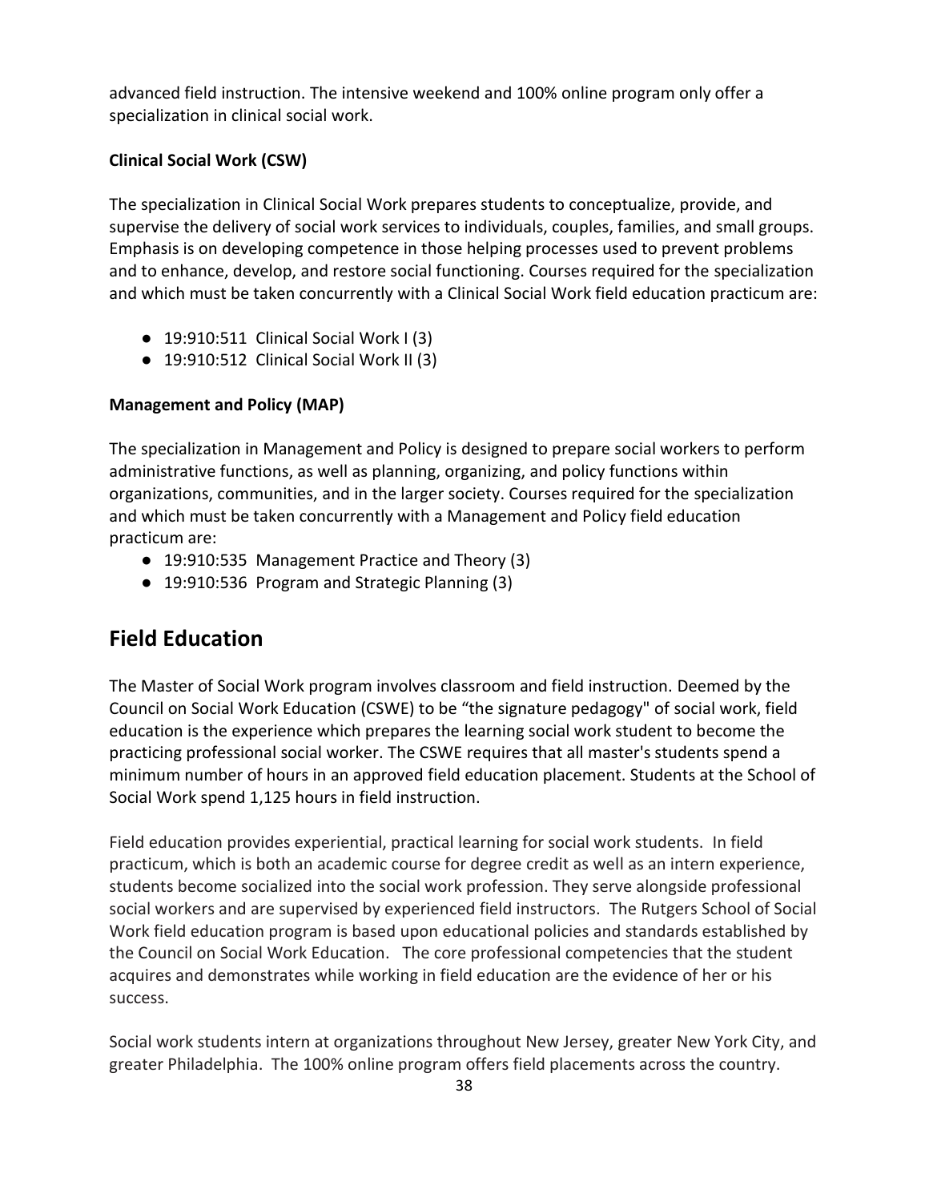advanced field instruction. The intensive weekend and 100% online program only offer a specialization in clinical social work.

**Clinical Social Work (CSW)**

The specialization in Clinical Social Work prepares students to conceptualize, provide, and supervise the delivery of social work services to individuals, couples, families, and small groups. Emphasis is on developing competence in those helping processes used to prevent problems and to enhance, develop, and restore social functioning. Courses required for the specialization and which must be taken concurrently with a Clinical Social Work field education practicum are:

- 19:910:511 Clinical Social Work I (3)
- 19:910:512 Clinical Social Work II (3)

**Management and Policy (MAP)**

The specialization in Management and Policy is designed to prepare social workers to perform administrative functions, as well as planning, organizing, and policy functions within organizations, communities, and in the larger society. Courses required for the specialization and which must be taken concurrently with a Management and Policy field education practicum are:

- 19:910:535 Management Practice and Theory (3)
- 19:910:536 Program and Strategic Planning (3)

## Field Education

The Master of Social Work program involves classroom and field instruction. Deemed by the Council on Social Work Education (CSWE) to be "the signature pedagogy" of social work, field education is the experience which prepares the learning social work student to become the practicing professional social worker. The CSWE requires that all master's students spend a minimum number of hours in an approved field education placement. Students at the School of Social Work spend 1,125 hours in field instruction.

Field education provides experiential, practical learning for social work students. In field practicum, which is both an academic course for degree credit as well as an intern experience, students become socialized into the social work profession. They serve alongside professional social workers and are supervised by experienced field instructors. The Rutgers School of Social Work field education program is based upon educational policies and standards established by the Council on Social Work Education. The core professional competencies that the student acquires and demonstrates while working in field education are the evidence of her or his success.

Social work students intern at organizations throughout New Jersey, greater New York City, and greater Philadelphia. The 100% online program offers field placements across the country.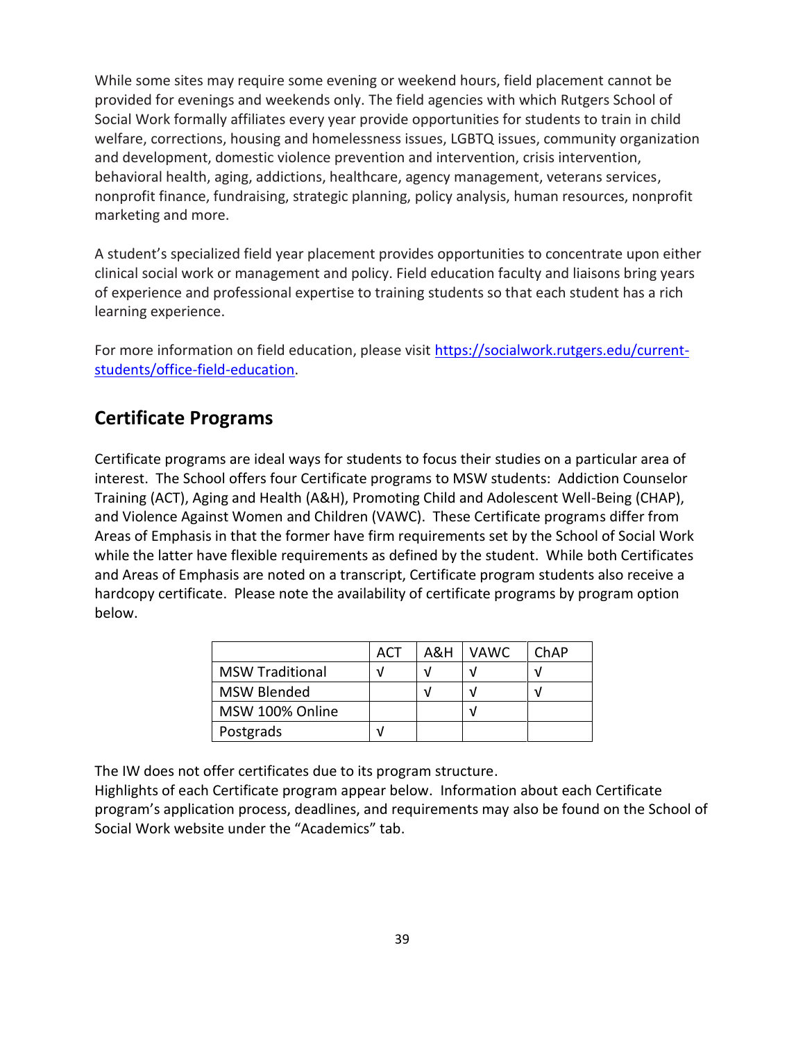While some sites may require some evening or weekend hours, field placement cannot be provided for evenings and weekends only. The field agencies with which Rutgers School of Social Work formally affiliates every year provide opportunities for students to train in child welfare, corrections, housing and homelessness issues, LGBTQ issues, community organization and development, domestic violence prevention and intervention, crisis intervention, behavioral health, aging, addictions, healthcare, agency management, veterans services, nonprofit finance, fundraising, strategic planning, policy analysis, human resources, nonprofit marketing and more.

A student's specialized field year placement provides opportunities to concentrate upon either clinical social work or management and policy. Field education faculty and liaisons bring years of experience and professional expertise to training students so that each student has a rich learning experience.

For more information on field education, please visit [https://socialwork.rutgers.edu/current-students/office-field-education](https://socialwork.rutgers.edu/current-students/office-field-education).

## Certificate Programs

Certificate programs are ideal ways for students to focus their studies on a particular area of interest. The School offers four Certificate programs to MSW students: Addiction Counselor Training (ACT), Aging and Health (A&H), Promoting Child and Adolescent Well-Being (CHAP), and Violence Against Women and Children (VAWC). These Certificate programs differ from Areas of Emphasis in that the former have firm requirements set by the School of Social Work while the latter have flexible requirements as defined by the student. While both Certificates and Areas of Emphasis are noted on a transcript, Certificate program students also receive a hardcopy certificate. Please note the availability of certificate programs by program option below.

| | ACT | A&H | VAWC | ChAP |
|---|---|---|---|---|
| MSW Traditional | √ | √ | √ | √ |
| MSW Blended | | √ | √ | √ |
| MSW 100% Online | | | √ | |
| Postgrads | √ | | | |

The IW does not offer certificates due to its program structure.
Highlights of each Certificate program appear below. Information about each Certificate program's application process, deadlines, and requirements may also be found on the School of Social Work website under the "Academics" tab.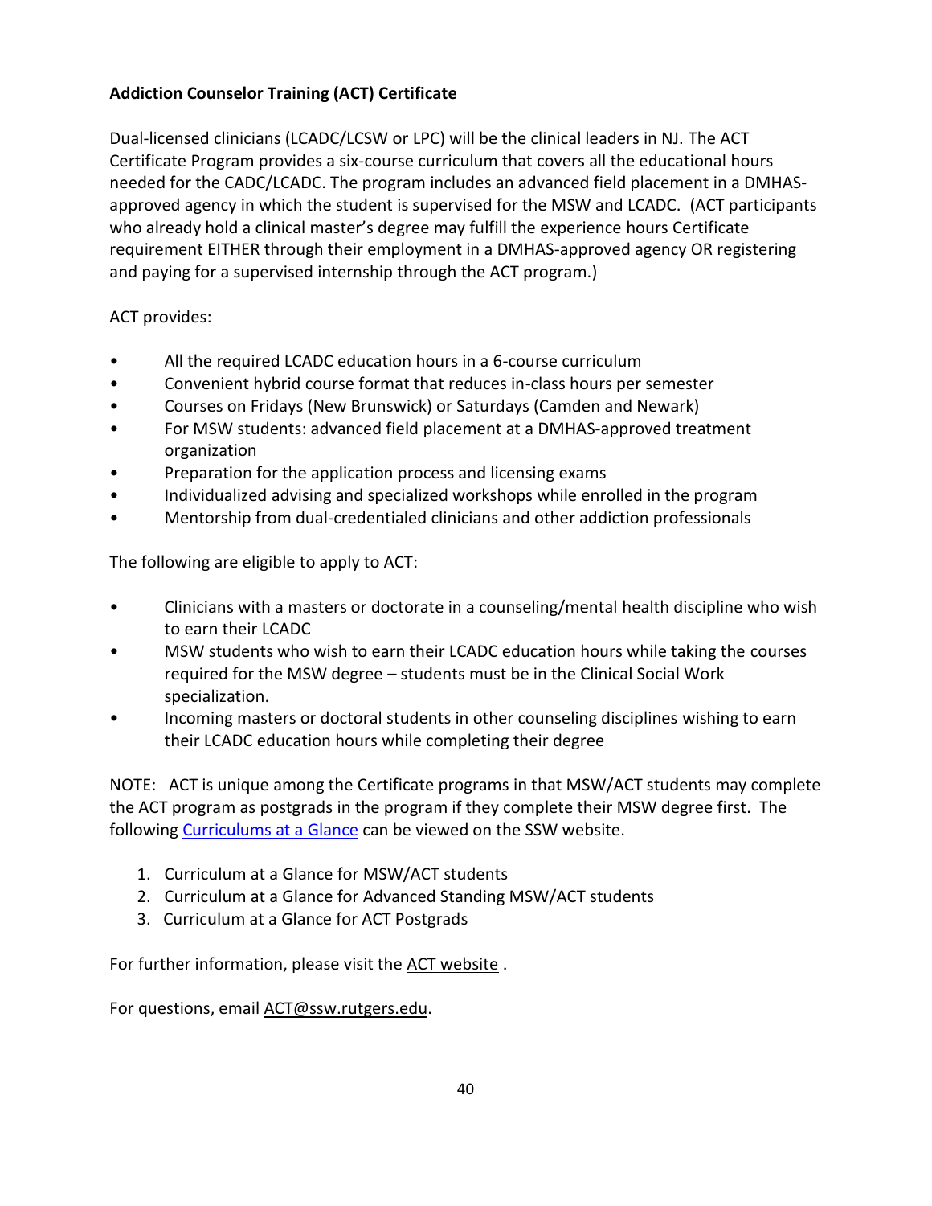**Addiction Counselor Training (ACT) Certificate**

Dual-licensed clinicians (LCADC/LCSW or LPC) will be the clinical leaders in NJ. The ACT Certificate Program provides a six-course curriculum that covers all the educational hours needed for the CADC/LCADC. The program includes an advanced field placement in a DMHAS-approved agency in which the student is supervised for the MSW and LCADC. (ACT participants who already hold a clinical master's degree may fulfill the experience hours Certificate requirement EITHER through their employment in a DMHAS-approved agency OR registering and paying for a supervised internship through the ACT program.)

ACT provides:

- All the required LCADC education hours in a 6-course curriculum
- Convenient hybrid course format that reduces in-class hours per semester
- Courses on Fridays (New Brunswick) or Saturdays (Camden and Newark)
- For MSW students: advanced field placement at a DMHAS-approved treatment organization
- Preparation for the application process and licensing exams
- Individualized advising and specialized workshops while enrolled in the program
- Mentorship from dual-credentialed clinicians and other addiction professionals

The following are eligible to apply to ACT:

- Clinicians with a masters or doctorate in a counseling/mental health discipline who wish to earn their LCADC
- MSW students who wish to earn their LCADC education hours while taking the courses required for the MSW degree – students must be in the Clinical Social Work specialization.
- Incoming masters or doctoral students in other counseling disciplines wishing to earn their LCADC education hours while completing their degree

NOTE: ACT is unique among the Certificate programs in that MSW/ACT students may complete the ACT program as postgrads in the program if they complete their MSW degree first. The following Curriculums at a Glance can be viewed on the SSW website.

1. Curriculum at a Glance for MSW/ACT students
2. Curriculum at a Glance for Advanced Standing MSW/ACT students
3. Curriculum at a Glance for ACT Postgrads

For further information, please visit the ACT website .

For questions, email ACT@ssw.rutgers.edu.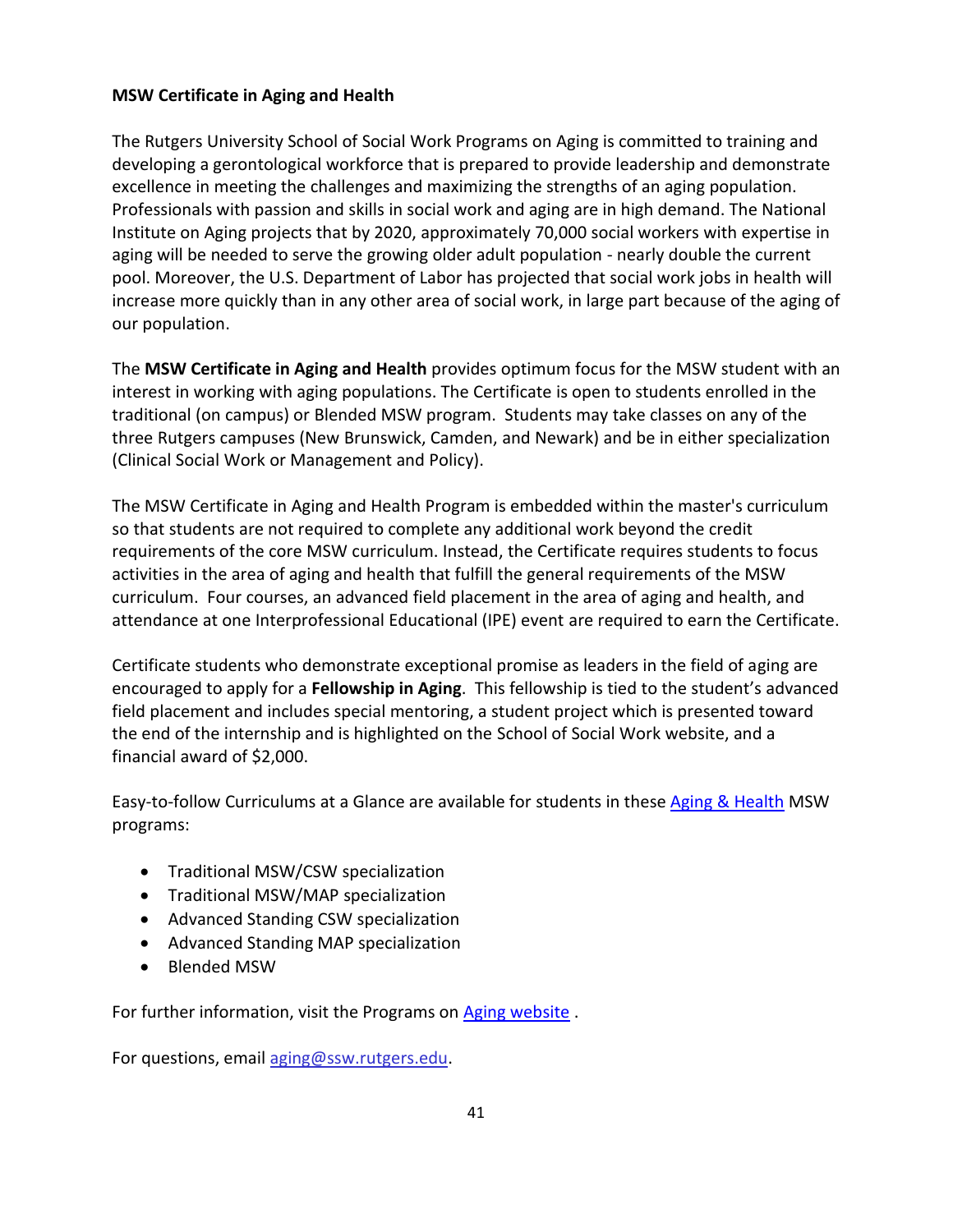**MSW Certificate in Aging and Health**

The Rutgers University School of Social Work Programs on Aging is committed to training and developing a gerontological workforce that is prepared to provide leadership and demonstrate excellence in meeting the challenges and maximizing the strengths of an aging population. Professionals with passion and skills in social work and aging are in high demand. The National Institute on Aging projects that by 2020, approximately 70,000 social workers with expertise in aging will be needed to serve the growing older adult population - nearly double the current pool. Moreover, the U.S. Department of Labor has projected that social work jobs in health will increase more quickly than in any other area of social work, in large part because of the aging of our population.

The **MSW Certificate in Aging and Health** provides optimum focus for the MSW student with an interest in working with aging populations. The Certificate is open to students enrolled in the traditional (on campus) or Blended MSW program. Students may take classes on any of the three Rutgers campuses (New Brunswick, Camden, and Newark) and be in either specialization (Clinical Social Work or Management and Policy).

The MSW Certificate in Aging and Health Program is embedded within the master's curriculum so that students are not required to complete any additional work beyond the credit requirements of the core MSW curriculum. Instead, the Certificate requires students to focus activities in the area of aging and health that fulfill the general requirements of the MSW curriculum. Four courses, an advanced field placement in the area of aging and health, and attendance at one Interprofessional Educational (IPE) event are required to earn the Certificate.

Certificate students who demonstrate exceptional promise as leaders in the field of aging are encouraged to apply for a **Fellowship in Aging**. This fellowship is tied to the student's advanced field placement and includes special mentoring, a student project which is presented toward the end of the internship and is highlighted on the School of Social Work website, and a financial award of $2,000.

Easy-to-follow Curriculums at a Glance are available for students in these Aging & Health MSW programs:

- Traditional MSW/CSW specialization
- Traditional MSW/MAP specialization
- Advanced Standing CSW specialization
- Advanced Standing MAP specialization
- Blended MSW

For further information, visit the Programs on Aging website .

For questions, email aging@ssw.rutgers.edu.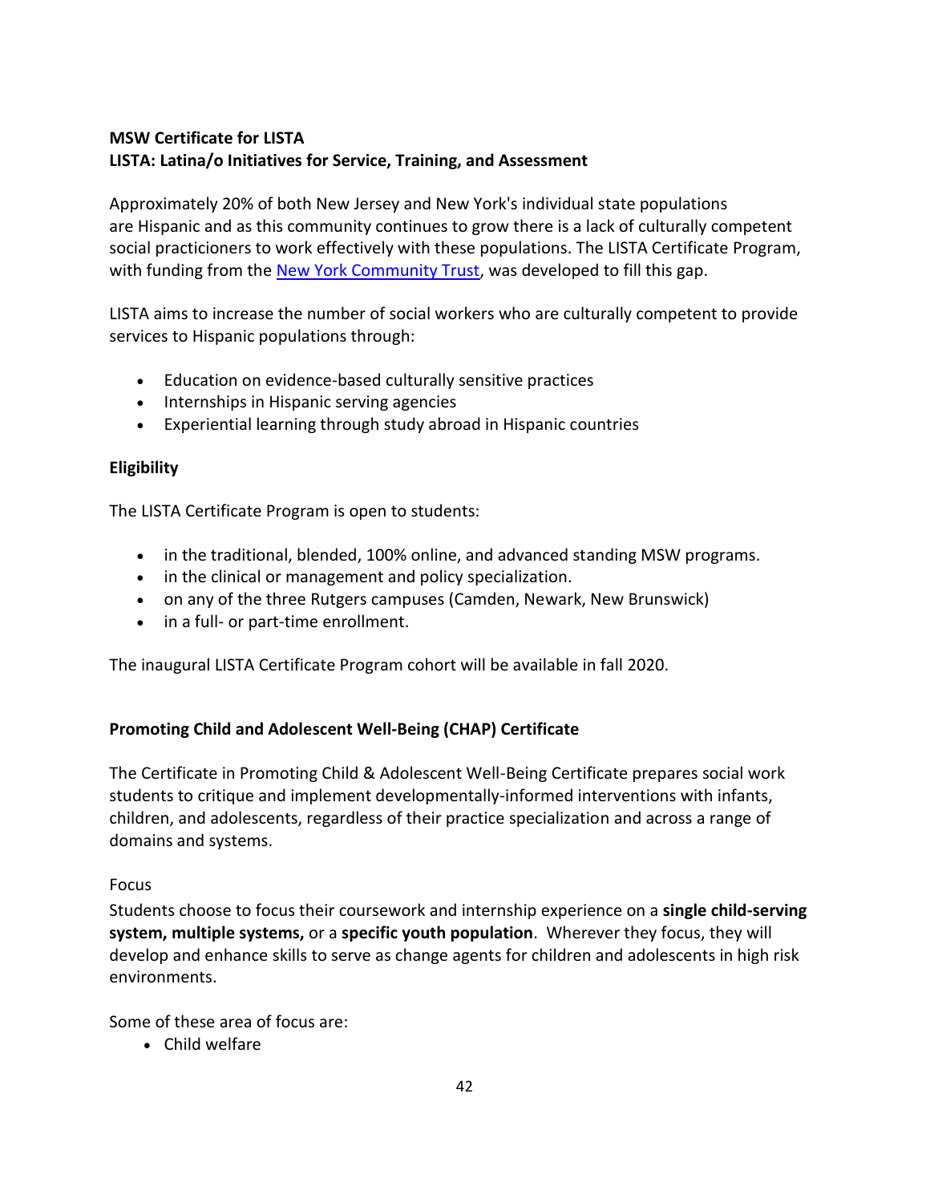**MSW Certificate for LISTA**
**LISTA: Latina/o Initiatives for Service, Training, and Assessment**

Approximately 20% of both New Jersey and New York's individual state populations are Hispanic and as this community continues to grow there is a lack of culturally competent social practicioners to work effectively with these populations. The LISTA Certificate Program, with funding from the [New York Community Trust](), was developed to fill this gap.

LISTA aims to increase the number of social workers who are culturally competent to provide services to Hispanic populations through:

- Education on evidence-based culturally sensitive practices
- Internships in Hispanic serving agencies
- Experiential learning through study abroad in Hispanic countries

**Eligibility**

The LISTA Certificate Program is open to students:

- in the traditional, blended, 100% online, and advanced standing MSW programs.
- in the clinical or management and policy specialization.
- on any of the three Rutgers campuses (Camden, Newark, New Brunswick)
- in a full- or part-time enrollment.

The inaugural LISTA Certificate Program cohort will be available in fall 2020.

**Promoting Child and Adolescent Well-Being (CHAP) Certificate**

The Certificate in Promoting Child & Adolescent Well-Being Certificate prepares social work students to critique and implement developmentally-informed interventions with infants, children, and adolescents, regardless of their practice specialization and across a range of domains and systems.

Focus

Students choose to focus their coursework and internship experience on a **single child-serving system, multiple systems,** or a **specific youth population**. Wherever they focus, they will develop and enhance skills to serve as change agents for children and adolescents in high risk environments.

Some of these area of focus are:

- Child welfare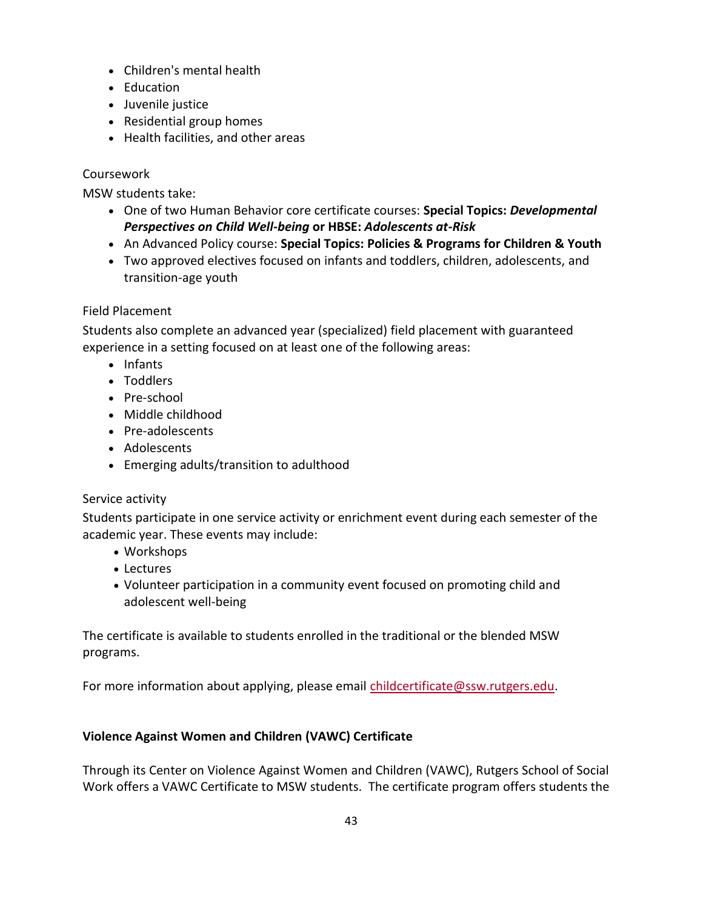- Children's mental health
- Education
- Juvenile justice
- Residential group homes
- Health facilities, and other areas

Coursework

MSW students take:

- One of two Human Behavior core certificate courses: **Special Topics: *Developmental Perspectives on Child Well-being*** **or HBSE: *Adolescents at-Risk***
- An Advanced Policy course: **Special Topics: Policies & Programs for Children & Youth**
- Two approved electives focused on infants and toddlers, children, adolescents, and transition-age youth

Field Placement

Students also complete an advanced year (specialized) field placement with guaranteed experience in a setting focused on at least one of the following areas:

- Infants
- Toddlers
- Pre-school
- Middle childhood
- Pre-adolescents
- Adolescents
- Emerging adults/transition to adulthood

Service activity

Students participate in one service activity or enrichment event during each semester of the academic year. These events may include:

- Workshops
- Lectures
- Volunteer participation in a community event focused on promoting child and adolescent well-being

The certificate is available to students enrolled in the traditional or the blended MSW programs.

For more information about applying, please email childcertificate@ssw.rutgers.edu.

**Violence Against Women and Children (VAWC) Certificate**

Through its Center on Violence Against Women and Children (VAWC), Rutgers School of Social Work offers a VAWC Certificate to MSW students. The certificate program offers students the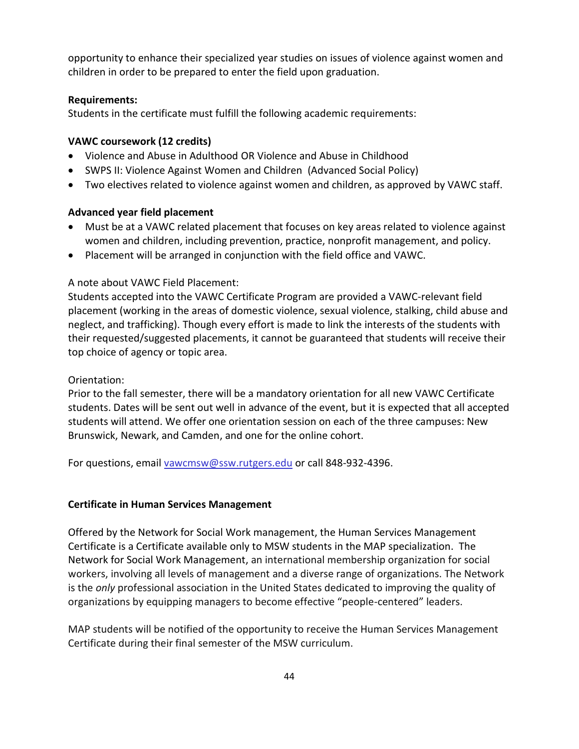opportunity to enhance their specialized year studies on issues of violence against women and children in order to be prepared to enter the field upon graduation.

**Requirements:**
Students in the certificate must fulfill the following academic requirements:

**VAWC coursework (12 credits)**

- Violence and Abuse in Adulthood OR Violence and Abuse in Childhood
- SWPS II: Violence Against Women and Children (Advanced Social Policy)
- Two electives related to violence against women and children, as approved by VAWC staff.

**Advanced year field placement**

- Must be at a VAWC related placement that focuses on key areas related to violence against women and children, including prevention, practice, nonprofit management, and policy.
- Placement will be arranged in conjunction with the field office and VAWC.

A note about VAWC Field Placement:
Students accepted into the VAWC Certificate Program are provided a VAWC-relevant field placement (working in the areas of domestic violence, sexual violence, stalking, child abuse and neglect, and trafficking). Though every effort is made to link the interests of the students with their requested/suggested placements, it cannot be guaranteed that students will receive their top choice of agency or topic area.

Orientation:
Prior to the fall semester, there will be a mandatory orientation for all new VAWC Certificate students. Dates will be sent out well in advance of the event, but it is expected that all accepted students will attend. We offer one orientation session on each of the three campuses: New Brunswick, Newark, and Camden, and one for the online cohort.

For questions, email vawcmsw@ssw.rutgers.edu or call 848-932-4396.

**Certificate in Human Services Management**

Offered by the Network for Social Work management, the Human Services Management Certificate is a Certificate available only to MSW students in the MAP specialization. The Network for Social Work Management, an international membership organization for social workers, involving all levels of management and a diverse range of organizations. The Network is the *only* professional association in the United States dedicated to improving the quality of organizations by equipping managers to become effective "people-centered" leaders.

MAP students will be notified of the opportunity to receive the Human Services Management Certificate during their final semester of the MSW curriculum.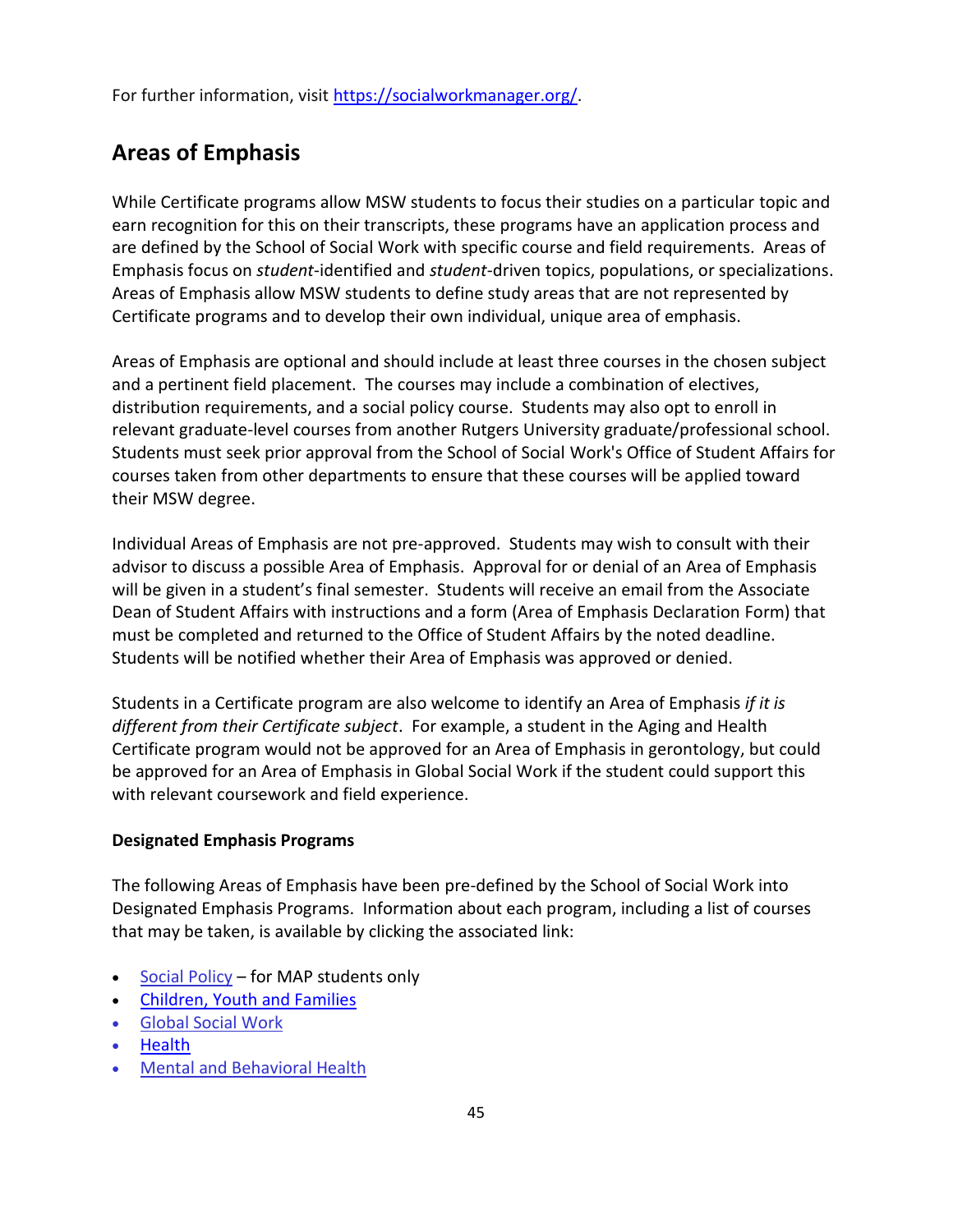For further information, visit [https://socialworkmanager.org/](https://socialworkmanager.org/).

## Areas of Emphasis

While Certificate programs allow MSW students to focus their studies on a particular topic and earn recognition for this on their transcripts, these programs have an application process and are defined by the School of Social Work with specific course and field requirements. Areas of Emphasis focus on *student*-identified and *student*-driven topics, populations, or specializations. Areas of Emphasis allow MSW students to define study areas that are not represented by Certificate programs and to develop their own individual, unique area of emphasis.

Areas of Emphasis are optional and should include at least three courses in the chosen subject and a pertinent field placement. The courses may include a combination of electives, distribution requirements, and a social policy course. Students may also opt to enroll in relevant graduate-level courses from another Rutgers University graduate/professional school. Students must seek prior approval from the School of Social Work's Office of Student Affairs for courses taken from other departments to ensure that these courses will be applied toward their MSW degree.

Individual Areas of Emphasis are not pre-approved. Students may wish to consult with their advisor to discuss a possible Area of Emphasis. Approval for or denial of an Area of Emphasis will be given in a student's final semester. Students will receive an email from the Associate Dean of Student Affairs with instructions and a form (Area of Emphasis Declaration Form) that must be completed and returned to the Office of Student Affairs by the noted deadline. Students will be notified whether their Area of Emphasis was approved or denied.

Students in a Certificate program are also welcome to identify an Area of Emphasis *if it is different from their Certificate subject*. For example, a student in the Aging and Health Certificate program would not be approved for an Area of Emphasis in gerontology, but could be approved for an Area of Emphasis in Global Social Work if the student could support this with relevant coursework and field experience.

**Designated Emphasis Programs**

The following Areas of Emphasis have been pre-defined by the School of Social Work into Designated Emphasis Programs. Information about each program, including a list of courses that may be taken, is available by clicking the associated link:

- Social Policy – for MAP students only
- Children, Youth and Families
- Global Social Work
- Health
- Mental and Behavioral Health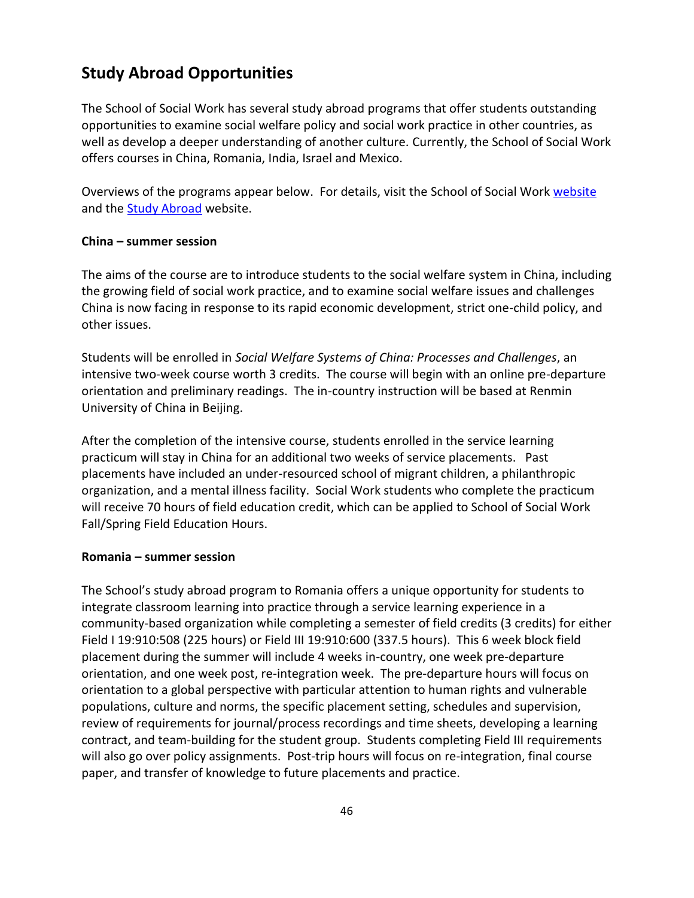## Study Abroad Opportunities

The School of Social Work has several study abroad programs that offer students outstanding opportunities to examine social welfare policy and social work practice in other countries, as well as develop a deeper understanding of another culture. Currently, the School of Social Work offers courses in China, Romania, India, Israel and Mexico.

Overviews of the programs appear below. For details, visit the School of Social Work [website](#) and the [Study Abroad](#) website.

### China – summer session

The aims of the course are to introduce students to the social welfare system in China, including the growing field of social work practice, and to examine social welfare issues and challenges China is now facing in response to its rapid economic development, strict one-child policy, and other issues.

Students will be enrolled in *Social Welfare Systems of China: Processes and Challenges*, an intensive two-week course worth 3 credits. The course will begin with an online pre-departure orientation and preliminary readings. The in-country instruction will be based at Renmin University of China in Beijing.

After the completion of the intensive course, students enrolled in the service learning practicum will stay in China for an additional two weeks of service placements. Past placements have included an under-resourced school of migrant children, a philanthropic organization, and a mental illness facility. Social Work students who complete the practicum will receive 70 hours of field education credit, which can be applied to School of Social Work Fall/Spring Field Education Hours.

### Romania – summer session

The School's study abroad program to Romania offers a unique opportunity for students to integrate classroom learning into practice through a service learning experience in a community-based organization while completing a semester of field credits (3 credits) for either Field I 19:910:508 (225 hours) or Field III 19:910:600 (337.5 hours). This 6 week block field placement during the summer will include 4 weeks in-country, one week pre-departure orientation, and one week post, re-integration week. The pre-departure hours will focus on orientation to a global perspective with particular attention to human rights and vulnerable populations, culture and norms, the specific placement setting, schedules and supervision, review of requirements for journal/process recordings and time sheets, developing a learning contract, and team-building for the student group. Students completing Field III requirements will also go over policy assignments. Post-trip hours will focus on re-integration, final course paper, and transfer of knowledge to future placements and practice.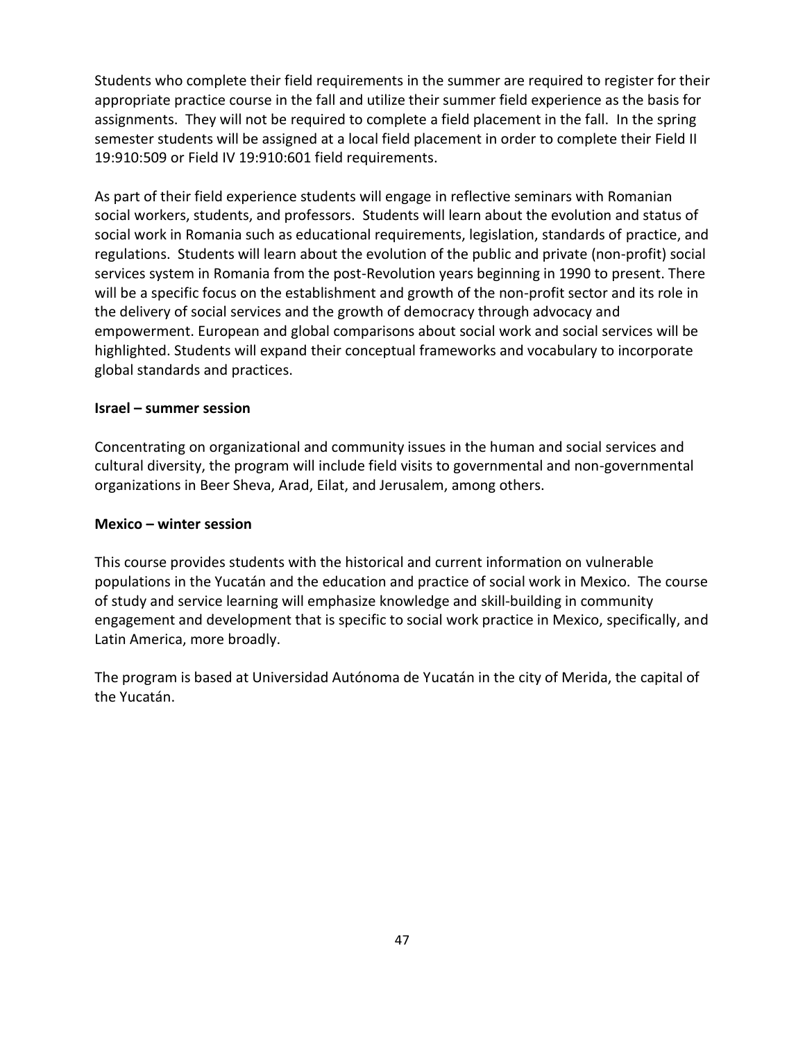Students who complete their field requirements in the summer are required to register for their appropriate practice course in the fall and utilize their summer field experience as the basis for assignments. They will not be required to complete a field placement in the fall. In the spring semester students will be assigned at a local field placement in order to complete their Field II 19:910:509 or Field IV 19:910:601 field requirements.

As part of their field experience students will engage in reflective seminars with Romanian social workers, students, and professors. Students will learn about the evolution and status of social work in Romania such as educational requirements, legislation, standards of practice, and regulations. Students will learn about the evolution of the public and private (non-profit) social services system in Romania from the post-Revolution years beginning in 1990 to present. There will be a specific focus on the establishment and growth of the non-profit sector and its role in the delivery of social services and the growth of democracy through advocacy and empowerment. European and global comparisons about social work and social services will be highlighted. Students will expand their conceptual frameworks and vocabulary to incorporate global standards and practices.

**Israel – summer session**

Concentrating on organizational and community issues in the human and social services and cultural diversity, the program will include field visits to governmental and non-governmental organizations in Beer Sheva, Arad, Eilat, and Jerusalem, among others.

**Mexico – winter session**

This course provides students with the historical and current information on vulnerable populations in the Yucatán and the education and practice of social work in Mexico. The course of study and service learning will emphasize knowledge and skill-building in community engagement and development that is specific to social work practice in Mexico, specifically, and Latin America, more broadly.

The program is based at Universidad Autónoma de Yucatán in the city of Merida, the capital of the Yucatán.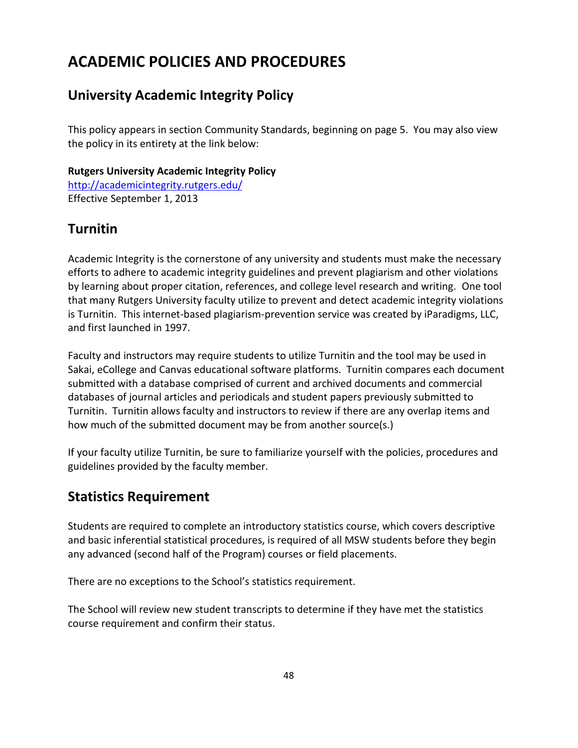# ACADEMIC POLICIES AND PROCEDURES

## University Academic Integrity Policy

This policy appears in section Community Standards, beginning on page 5. You may also view the policy in its entirety at the link below:

**Rutgers University Academic Integrity Policy**
http://academicintegrity.rutgers.edu/
Effective September 1, 2013

## Turnitin

Academic Integrity is the cornerstone of any university and students must make the necessary efforts to adhere to academic integrity guidelines and prevent plagiarism and other violations by learning about proper citation, references, and college level research and writing. One tool that many Rutgers University faculty utilize to prevent and detect academic integrity violations is Turnitin. This internet-based plagiarism-prevention service was created by iParadigms, LLC, and first launched in 1997.

Faculty and instructors may require students to utilize Turnitin and the tool may be used in Sakai, eCollege and Canvas educational software platforms. Turnitin compares each document submitted with a database comprised of current and archived documents and commercial databases of journal articles and periodicals and student papers previously submitted to Turnitin. Turnitin allows faculty and instructors to review if there are any overlap items and how much of the submitted document may be from another source(s.)

If your faculty utilize Turnitin, be sure to familiarize yourself with the policies, procedures and guidelines provided by the faculty member.

## Statistics Requirement

Students are required to complete an introductory statistics course, which covers descriptive and basic inferential statistical procedures, is required of all MSW students before they begin any advanced (second half of the Program) courses or field placements.

There are no exceptions to the School's statistics requirement.

The School will review new student transcripts to determine if they have met the statistics course requirement and confirm their status.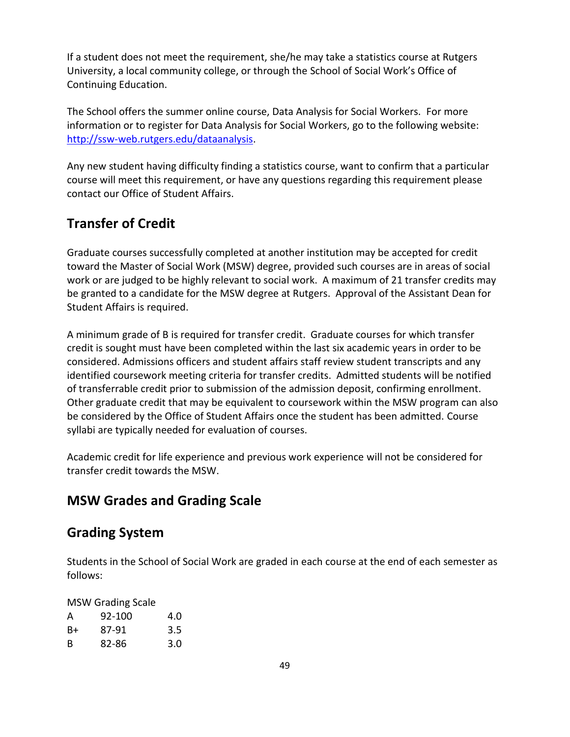If a student does not meet the requirement, she/he may take a statistics course at Rutgers University, a local community college, or through the School of Social Work's Office of Continuing Education.

The School offers the summer online course, Data Analysis for Social Workers. For more information or to register for Data Analysis for Social Workers, go to the following website: [http://ssw-web.rutgers.edu/dataanalysis](http://ssw-web.rutgers.edu/dataanalysis).

Any new student having difficulty finding a statistics course, want to confirm that a particular course will meet this requirement, or have any questions regarding this requirement please contact our Office of Student Affairs.

## Transfer of Credit

Graduate courses successfully completed at another institution may be accepted for credit toward the Master of Social Work (MSW) degree, provided such courses are in areas of social work or are judged to be highly relevant to social work. A maximum of 21 transfer credits may be granted to a candidate for the MSW degree at Rutgers. Approval of the Assistant Dean for Student Affairs is required.

A minimum grade of B is required for transfer credit. Graduate courses for which transfer credit is sought must have been completed within the last six academic years in order to be considered. Admissions officers and student affairs staff review student transcripts and any identified coursework meeting criteria for transfer credits. Admitted students will be notified of transferrable credit prior to submission of the admission deposit, confirming enrollment. Other graduate credit that may be equivalent to coursework within the MSW program can also be considered by the Office of Student Affairs once the student has been admitted. Course syllabi are typically needed for evaluation of courses.

Academic credit for life experience and previous work experience will not be considered for transfer credit towards the MSW.

## MSW Grades and Grading Scale

## Grading System

Students in the School of Social Work are graded in each course at the end of each semester as follows:

MSW Grading Scale

| | | |
|---|---|---|
| A | 92-100 | 4.0 |
| B+ | 87-91 | 3.5 |
| B | 82-86 | 3.0 |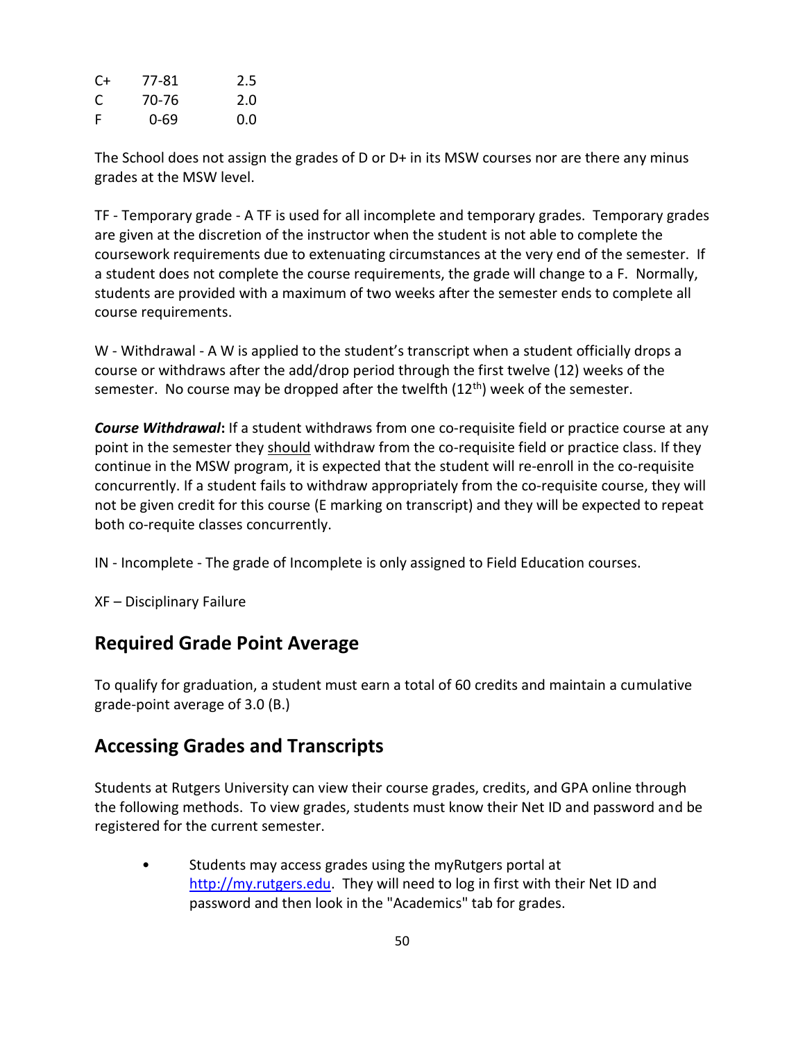| | | |
|---|---|---|
| C+ | 77-81 | 2.5 |
| C | 70-76 | 2.0 |
| F | 0-69 | 0.0 |

The School does not assign the grades of D or D+ in its MSW courses nor are there any minus grades at the MSW level.

TF - Temporary grade - A TF is used for all incomplete and temporary grades. Temporary grades are given at the discretion of the instructor when the student is not able to complete the coursework requirements due to extenuating circumstances at the very end of the semester. If a student does not complete the course requirements, the grade will change to a F. Normally, students are provided with a maximum of two weeks after the semester ends to complete all course requirements.

W - Withdrawal - A W is applied to the student's transcript when a student officially drops a course or withdraws after the add/drop period through the first twelve (12) weeks of the semester. No course may be dropped after the twelfth (12th) week of the semester.

***Course Withdrawal*****:** If a student withdraws from one co-requisite field or practice course at any point in the semester they should withdraw from the co-requisite field or practice class. If they continue in the MSW program, it is expected that the student will re-enroll in the co-requisite concurrently. If a student fails to withdraw appropriately from the co-requisite course, they will not be given credit for this course (E marking on transcript) and they will be expected to repeat both co-requite classes concurrently.

IN - Incomplete - The grade of Incomplete is only assigned to Field Education courses.

XF – Disciplinary Failure

## Required Grade Point Average

To qualify for graduation, a student must earn a total of 60 credits and maintain a cumulative grade-point average of 3.0 (B.)

## Accessing Grades and Transcripts

Students at Rutgers University can view their course grades, credits, and GPA online through the following methods. To view grades, students must know their Net ID and password and be registered for the current semester.

- Students may access grades using the myRutgers portal at http://my.rutgers.edu. They will need to log in first with their Net ID and password and then look in the "Academics" tab for grades.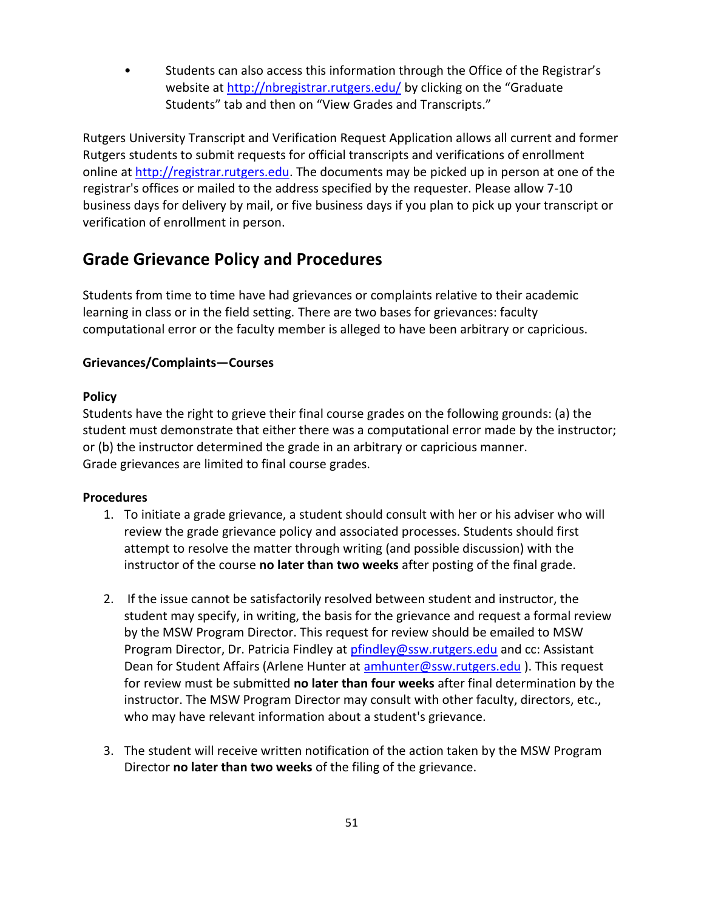- Students can also access this information through the Office of the Registrar's website at http://nbregistrar.rutgers.edu/ by clicking on the "Graduate Students" tab and then on "View Grades and Transcripts."

Rutgers University Transcript and Verification Request Application allows all current and former Rutgers students to submit requests for official transcripts and verifications of enrollment online at http://registrar.rutgers.edu. The documents may be picked up in person at one of the registrar's offices or mailed to the address specified by the requester. Please allow 7-10 business days for delivery by mail, or five business days if you plan to pick up your transcript or verification of enrollment in person.

## Grade Grievance Policy and Procedures

Students from time to time have had grievances or complaints relative to their academic learning in class or in the field setting. There are two bases for grievances: faculty computational error or the faculty member is alleged to have been arbitrary or capricious.

### Grievances/Complaints—Courses

**Policy**

Students have the right to grieve their final course grades on the following grounds: (a) the student must demonstrate that either there was a computational error made by the instructor; or (b) the instructor determined the grade in an arbitrary or capricious manner. Grade grievances are limited to final course grades.

**Procedures**

1. To initiate a grade grievance, a student should consult with her or his adviser who will review the grade grievance policy and associated processes. Students should first attempt to resolve the matter through writing (and possible discussion) with the instructor of the course **no later than two weeks** after posting of the final grade.

2. If the issue cannot be satisfactorily resolved between student and instructor, the student may specify, in writing, the basis for the grievance and request a formal review by the MSW Program Director. This request for review should be emailed to MSW Program Director, Dr. Patricia Findley at pfindley@ssw.rutgers.edu and cc: Assistant Dean for Student Affairs (Arlene Hunter at amhunter@ssw.rutgers.edu ). This request for review must be submitted **no later than four weeks** after final determination by the instructor. The MSW Program Director may consult with other faculty, directors, etc., who may have relevant information about a student's grievance.

3. The student will receive written notification of the action taken by the MSW Program Director **no later than two weeks** of the filing of the grievance.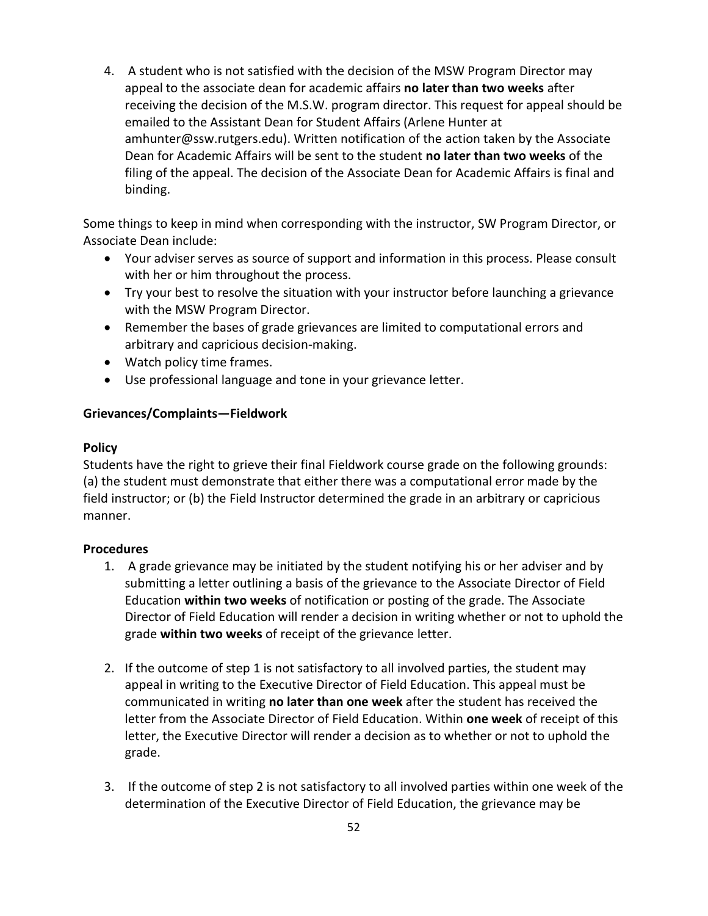4. A student who is not satisfied with the decision of the MSW Program Director may appeal to the associate dean for academic affairs **no later than two weeks** after receiving the decision of the M.S.W. program director. This request for appeal should be emailed to the Assistant Dean for Student Affairs (Arlene Hunter at amhunter@ssw.rutgers.edu). Written notification of the action taken by the Associate Dean for Academic Affairs will be sent to the student **no later than two weeks** of the filing of the appeal. The decision of the Associate Dean for Academic Affairs is final and binding.

Some things to keep in mind when corresponding with the instructor, SW Program Director, or Associate Dean include:

- Your adviser serves as source of support and information in this process. Please consult with her or him throughout the process.
- Try your best to resolve the situation with your instructor before launching a grievance with the MSW Program Director.
- Remember the bases of grade grievances are limited to computational errors and arbitrary and capricious decision-making.
- Watch policy time frames.
- Use professional language and tone in your grievance letter.

**Grievances/Complaints—Fieldwork**

**Policy**

Students have the right to grieve their final Fieldwork course grade on the following grounds: (a) the student must demonstrate that either there was a computational error made by the field instructor; or (b) the Field Instructor determined the grade in an arbitrary or capricious manner.

**Procedures**

1. A grade grievance may be initiated by the student notifying his or her adviser and by submitting a letter outlining a basis of the grievance to the Associate Director of Field Education **within two weeks** of notification or posting of the grade. The Associate Director of Field Education will render a decision in writing whether or not to uphold the grade **within two weeks** of receipt of the grievance letter.

2. If the outcome of step 1 is not satisfactory to all involved parties, the student may appeal in writing to the Executive Director of Field Education. This appeal must be communicated in writing **no later than one week** after the student has received the letter from the Associate Director of Field Education. Within **one week** of receipt of this letter, the Executive Director will render a decision as to whether or not to uphold the grade.

3. If the outcome of step 2 is not satisfactory to all involved parties within one week of the determination of the Executive Director of Field Education, the grievance may be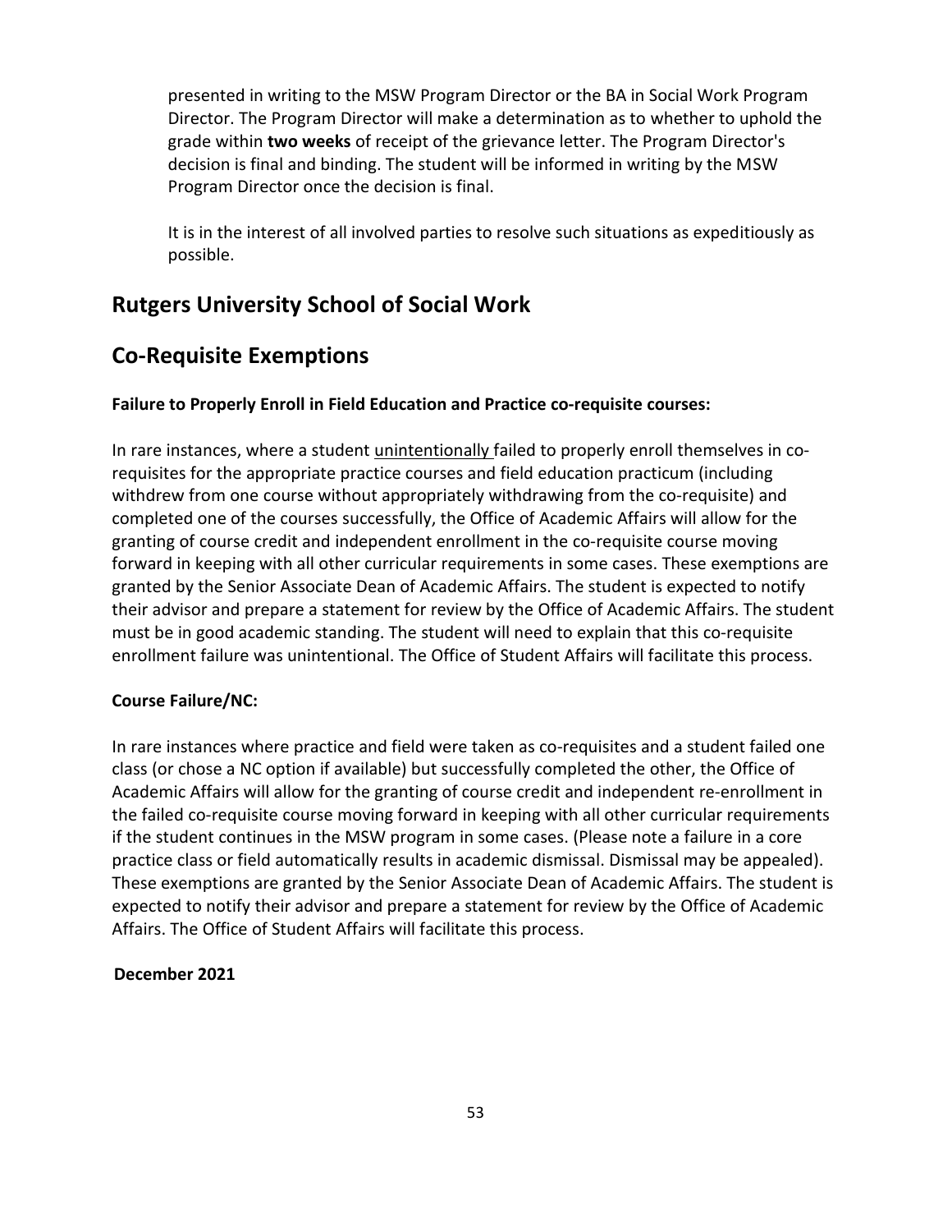presented in writing to the MSW Program Director or the BA in Social Work Program Director. The Program Director will make a determination as to whether to uphold the grade within **two weeks** of receipt of the grievance letter. The Program Director's decision is final and binding. The student will be informed in writing by the MSW Program Director once the decision is final.

It is in the interest of all involved parties to resolve such situations as expeditiously as possible.

## Rutgers University School of Social Work

## Co-Requisite Exemptions

**Failure to Properly Enroll in Field Education and Practice co-requisite courses:**

In rare instances, where a student <u>unintentionally</u> failed to properly enroll themselves in co-requisites for the appropriate practice courses and field education practicum (including withdrew from one course without appropriately withdrawing from the co-requisite) and completed one of the courses successfully, the Office of Academic Affairs will allow for the granting of course credit and independent enrollment in the co-requisite course moving forward in keeping with all other curricular requirements in some cases. These exemptions are granted by the Senior Associate Dean of Academic Affairs. The student is expected to notify their advisor and prepare a statement for review by the Office of Academic Affairs. The student must be in good academic standing. The student will need to explain that this co-requisite enrollment failure was unintentional. The Office of Student Affairs will facilitate this process.

**Course Failure/NC:**

In rare instances where practice and field were taken as co-requisites and a student failed one class (or chose a NC option if available) but successfully completed the other, the Office of Academic Affairs will allow for the granting of course credit and independent re-enrollment in the failed co-requisite course moving forward in keeping with all other curricular requirements if the student continues in the MSW program in some cases. (Please note a failure in a core practice class or field automatically results in academic dismissal. Dismissal may be appealed). These exemptions are granted by the Senior Associate Dean of Academic Affairs. The student is expected to notify their advisor and prepare a statement for review by the Office of Academic Affairs. The Office of Student Affairs will facilitate this process.

**December 2021**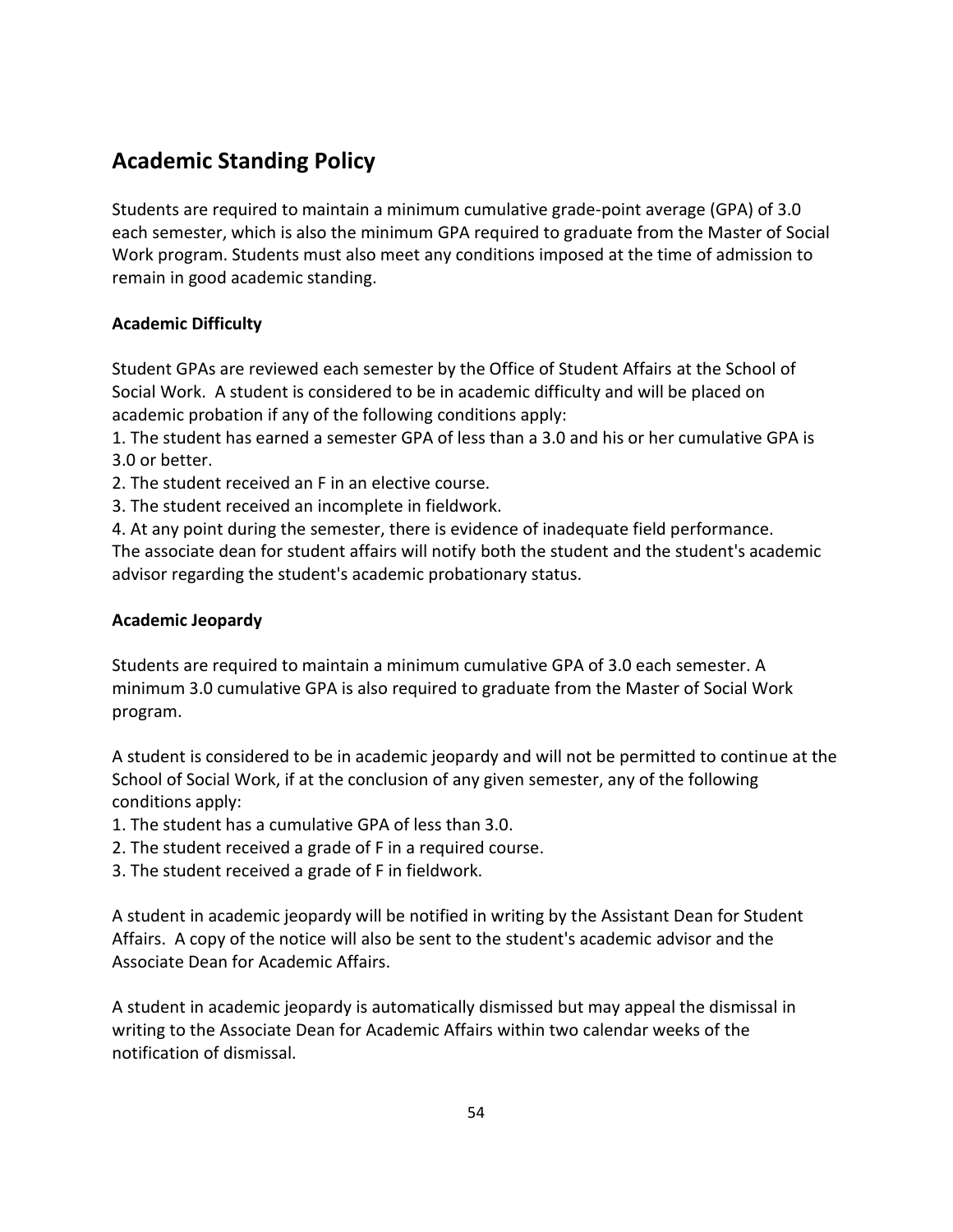## Academic Standing Policy

Students are required to maintain a minimum cumulative grade-point average (GPA) of 3.0 each semester, which is also the minimum GPA required to graduate from the Master of Social Work program. Students must also meet any conditions imposed at the time of admission to remain in good academic standing.

### Academic Difficulty

Student GPAs are reviewed each semester by the Office of Student Affairs at the School of Social Work. A student is considered to be in academic difficulty and will be placed on academic probation if any of the following conditions apply:

1. The student has earned a semester GPA of less than a 3.0 and his or her cumulative GPA is 3.0 or better.
2. The student received an F in an elective course.
3. The student received an incomplete in fieldwork.
4. At any point during the semester, there is evidence of inadequate field performance.

The associate dean for student affairs will notify both the student and the student's academic advisor regarding the student's academic probationary status.

### Academic Jeopardy

Students are required to maintain a minimum cumulative GPA of 3.0 each semester. A minimum 3.0 cumulative GPA is also required to graduate from the Master of Social Work program.

A student is considered to be in academic jeopardy and will not be permitted to continue at the School of Social Work, if at the conclusion of any given semester, any of the following conditions apply:

1. The student has a cumulative GPA of less than 3.0.
2. The student received a grade of F in a required course.
3. The student received a grade of F in fieldwork.

A student in academic jeopardy will be notified in writing by the Assistant Dean for Student Affairs. A copy of the notice will also be sent to the student's academic advisor and the Associate Dean for Academic Affairs.

A student in academic jeopardy is automatically dismissed but may appeal the dismissal in writing to the Associate Dean for Academic Affairs within two calendar weeks of the notification of dismissal.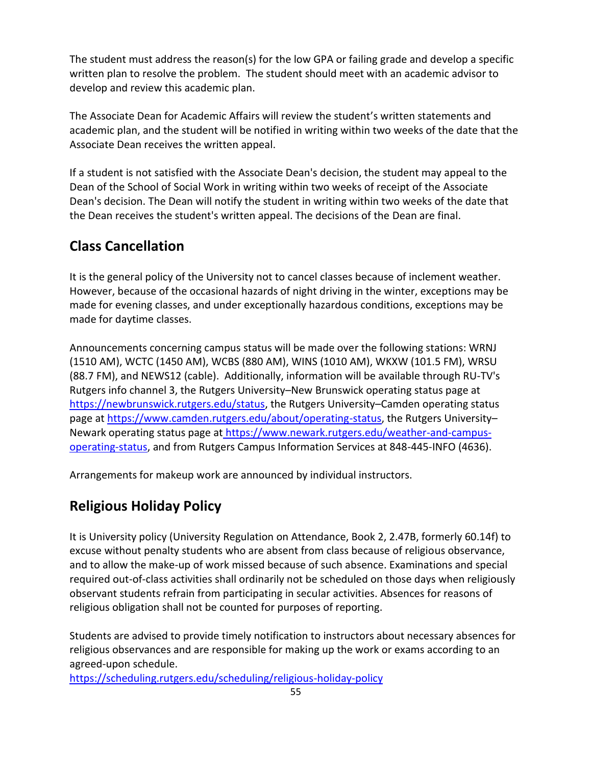The student must address the reason(s) for the low GPA or failing grade and develop a specific written plan to resolve the problem. The student should meet with an academic advisor to develop and review this academic plan.

The Associate Dean for Academic Affairs will review the student's written statements and academic plan, and the student will be notified in writing within two weeks of the date that the Associate Dean receives the written appeal.

If a student is not satisfied with the Associate Dean's decision, the student may appeal to the Dean of the School of Social Work in writing within two weeks of receipt of the Associate Dean's decision. The Dean will notify the student in writing within two weeks of the date that the Dean receives the student's written appeal. The decisions of the Dean are final.

## Class Cancellation

It is the general policy of the University not to cancel classes because of inclement weather. However, because of the occasional hazards of night driving in the winter, exceptions may be made for evening classes, and under exceptionally hazardous conditions, exceptions may be made for daytime classes.

Announcements concerning campus status will be made over the following stations: WRNJ (1510 AM), WCTC (1450 AM), WCBS (880 AM), WINS (1010 AM), WKXW (101.5 FM), WRSU (88.7 FM), and NEWS12 (cable). Additionally, information will be available through RU-TV's Rutgers info channel 3, the Rutgers University–New Brunswick operating status page at https://newbrunswick.rutgers.edu/status, the Rutgers University–Camden operating status page at https://www.camden.rutgers.edu/about/operating-status, the Rutgers University–Newark operating status page at https://www.newark.rutgers.edu/weather-and-campus-operating-status, and from Rutgers Campus Information Services at 848-445-INFO (4636).

Arrangements for makeup work are announced by individual instructors.

## Religious Holiday Policy

It is University policy (University Regulation on Attendance, Book 2, 2.47B, formerly 60.14f) to excuse without penalty students who are absent from class because of religious observance, and to allow the make-up of work missed because of such absence. Examinations and special required out-of-class activities shall ordinarily not be scheduled on those days when religiously observant students refrain from participating in secular activities. Absences for reasons of religious obligation shall not be counted for purposes of reporting.

Students are advised to provide timely notification to instructors about necessary absences for religious observances and are responsible for making up the work or exams according to an agreed-upon schedule.
https://scheduling.rutgers.edu/scheduling/religious-holiday-policy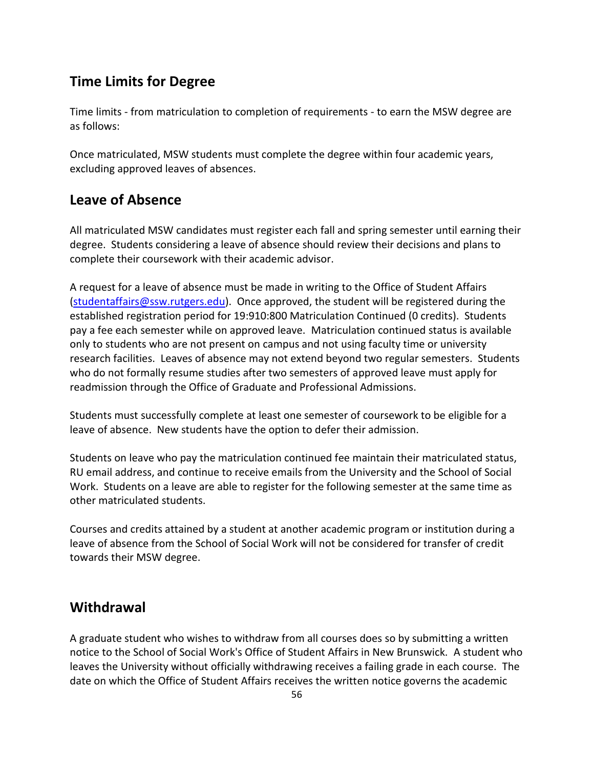## Time Limits for Degree

Time limits - from matriculation to completion of requirements - to earn the MSW degree are as follows:

Once matriculated, MSW students must complete the degree within four academic years, excluding approved leaves of absences.

## Leave of Absence

All matriculated MSW candidates must register each fall and spring semester until earning their degree. Students considering a leave of absence should review their decisions and plans to complete their coursework with their academic advisor.

A request for a leave of absence must be made in writing to the Office of Student Affairs (studentaffairs@ssw.rutgers.edu). Once approved, the student will be registered during the established registration period for 19:910:800 Matriculation Continued (0 credits). Students pay a fee each semester while on approved leave. Matriculation continued status is available only to students who are not present on campus and not using faculty time or university research facilities. Leaves of absence may not extend beyond two regular semesters. Students who do not formally resume studies after two semesters of approved leave must apply for readmission through the Office of Graduate and Professional Admissions.

Students must successfully complete at least one semester of coursework to be eligible for a leave of absence. New students have the option to defer their admission.

Students on leave who pay the matriculation continued fee maintain their matriculated status, RU email address, and continue to receive emails from the University and the School of Social Work. Students on a leave are able to register for the following semester at the same time as other matriculated students.

Courses and credits attained by a student at another academic program or institution during a leave of absence from the School of Social Work will not be considered for transfer of credit towards their MSW degree.

## Withdrawal

A graduate student who wishes to withdraw from all courses does so by submitting a written notice to the School of Social Work's Office of Student Affairs in New Brunswick. A student who leaves the University without officially withdrawing receives a failing grade in each course. The date on which the Office of Student Affairs receives the written notice governs the academic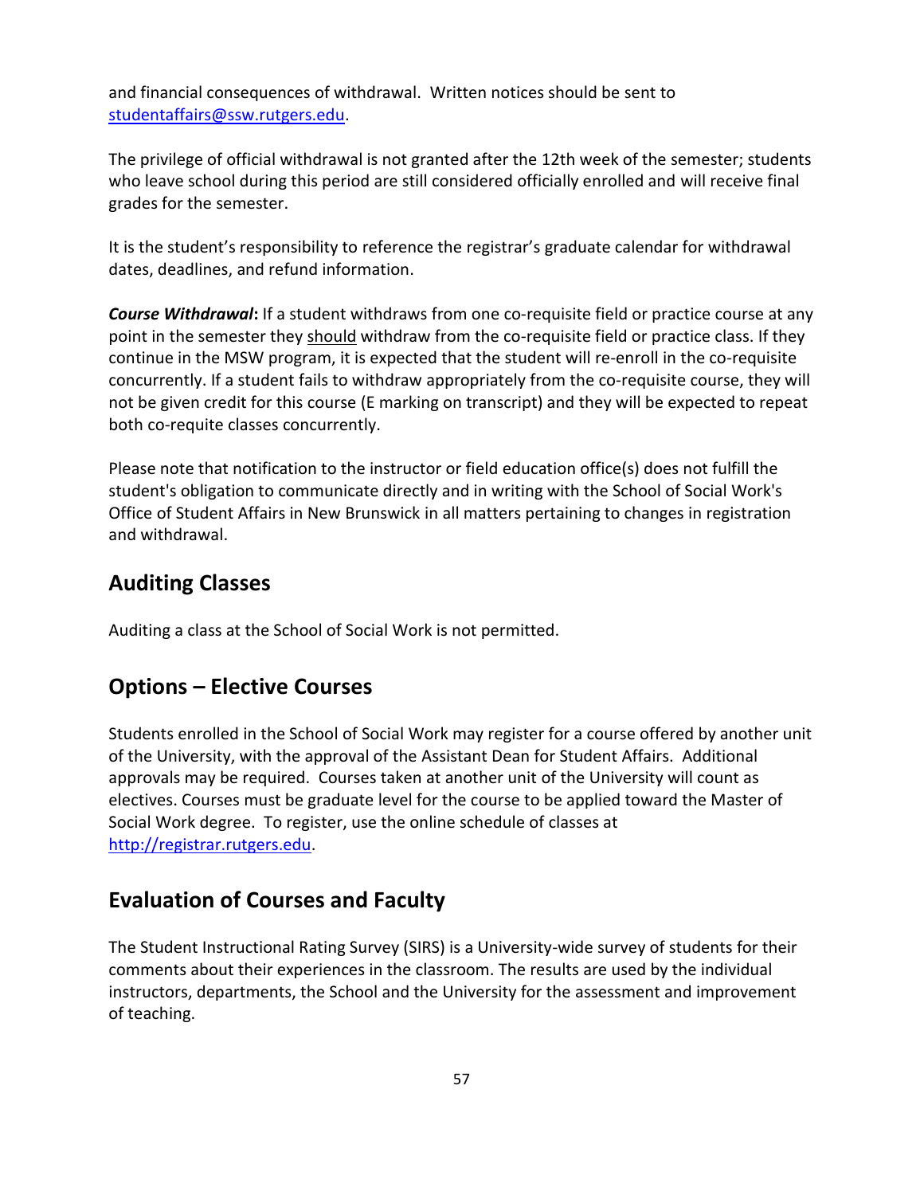and financial consequences of withdrawal. Written notices should be sent to studentaffairs@ssw.rutgers.edu.

The privilege of official withdrawal is not granted after the 12th week of the semester; students who leave school during this period are still considered officially enrolled and will receive final grades for the semester.

It is the student's responsibility to reference the registrar's graduate calendar for withdrawal dates, deadlines, and refund information.

***Course Withdrawal*:** If a student withdraws from one co-requisite field or practice course at any point in the semester they <u>should</u> withdraw from the co-requisite field or practice class. If they continue in the MSW program, it is expected that the student will re-enroll in the co-requisite concurrently. If a student fails to withdraw appropriately from the co-requisite course, they will not be given credit for this course (E marking on transcript) and they will be expected to repeat both co-requite classes concurrently.

Please note that notification to the instructor or field education office(s) does not fulfill the student's obligation to communicate directly and in writing with the School of Social Work's Office of Student Affairs in New Brunswick in all matters pertaining to changes in registration and withdrawal.

## Auditing Classes

Auditing a class at the School of Social Work is not permitted.

## Options – Elective Courses

Students enrolled in the School of Social Work may register for a course offered by another unit of the University, with the approval of the Assistant Dean for Student Affairs. Additional approvals may be required. Courses taken at another unit of the University will count as electives. Courses must be graduate level for the course to be applied toward the Master of Social Work degree. To register, use the online schedule of classes at http://registrar.rutgers.edu.

## Evaluation of Courses and Faculty

The Student Instructional Rating Survey (SIRS) is a University-wide survey of students for their comments about their experiences in the classroom. The results are used by the individual instructors, departments, the School and the University for the assessment and improvement of teaching.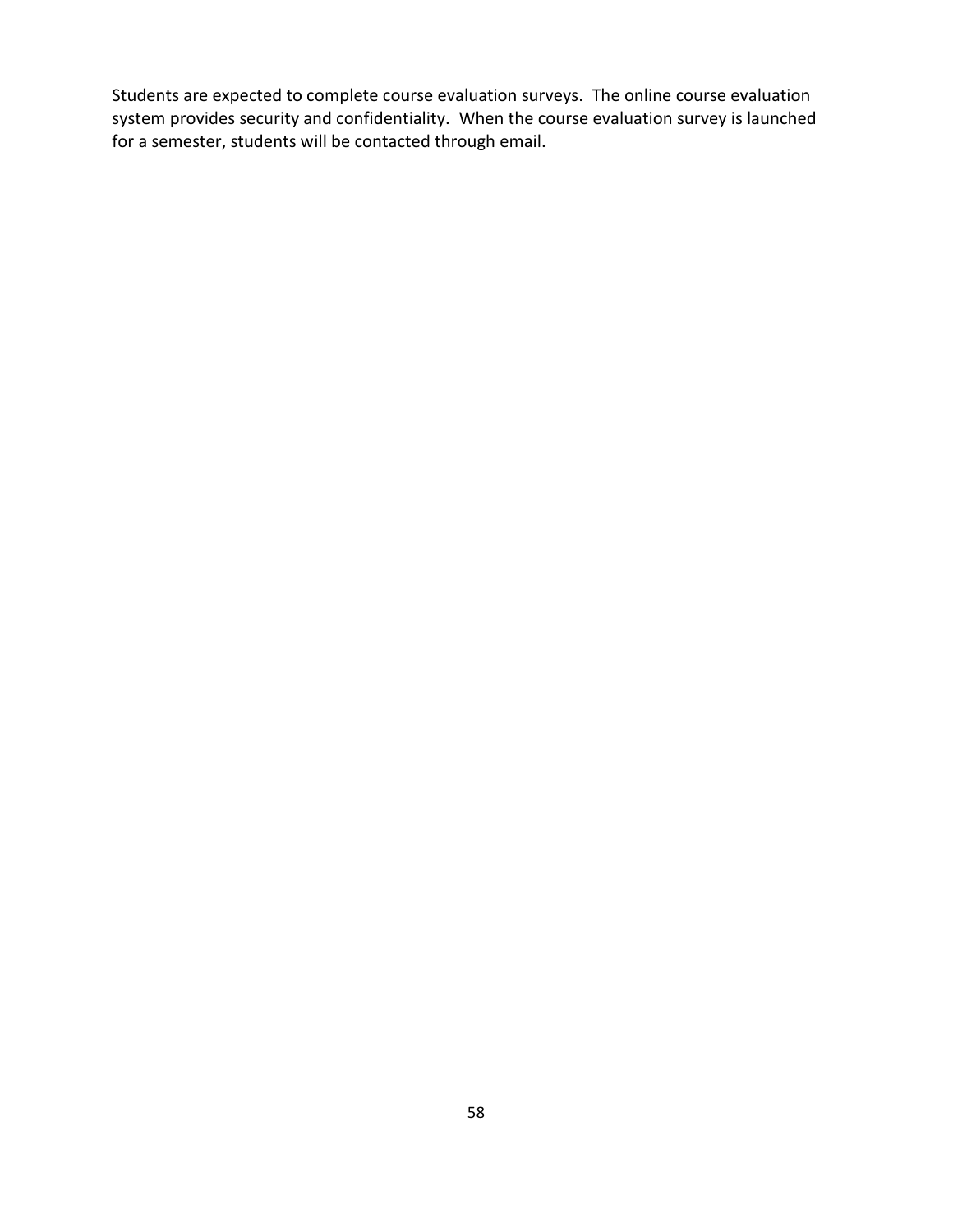Students are expected to complete course evaluation surveys. The online course evaluation system provides security and confidentiality. When the course evaluation survey is launched for a semester, students will be contacted through email.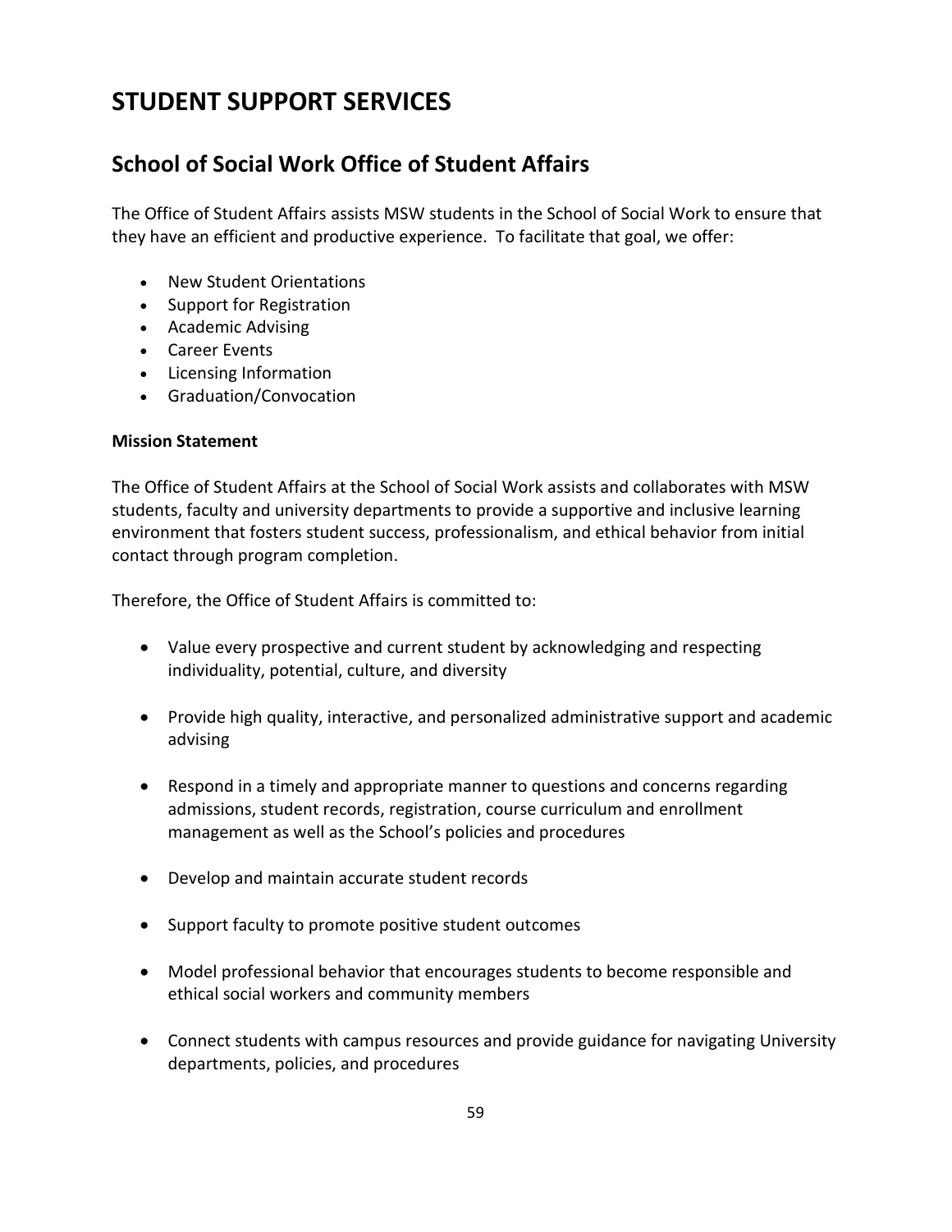# STUDENT SUPPORT SERVICES

## School of Social Work Office of Student Affairs

The Office of Student Affairs assists MSW students in the School of Social Work to ensure that they have an efficient and productive experience. To facilitate that goal, we offer:

- New Student Orientations
- Support for Registration
- Academic Advising
- Career Events
- Licensing Information
- Graduation/Convocation

**Mission Statement**

The Office of Student Affairs at the School of Social Work assists and collaborates with MSW students, faculty and university departments to provide a supportive and inclusive learning environment that fosters student success, professionalism, and ethical behavior from initial contact through program completion.

Therefore, the Office of Student Affairs is committed to:

- Value every prospective and current student by acknowledging and respecting individuality, potential, culture, and diversity
- Provide high quality, interactive, and personalized administrative support and academic advising
- Respond in a timely and appropriate manner to questions and concerns regarding admissions, student records, registration, course curriculum and enrollment management as well as the School's policies and procedures
- Develop and maintain accurate student records
- Support faculty to promote positive student outcomes
- Model professional behavior that encourages students to become responsible and ethical social workers and community members
- Connect students with campus resources and provide guidance for navigating University departments, policies, and procedures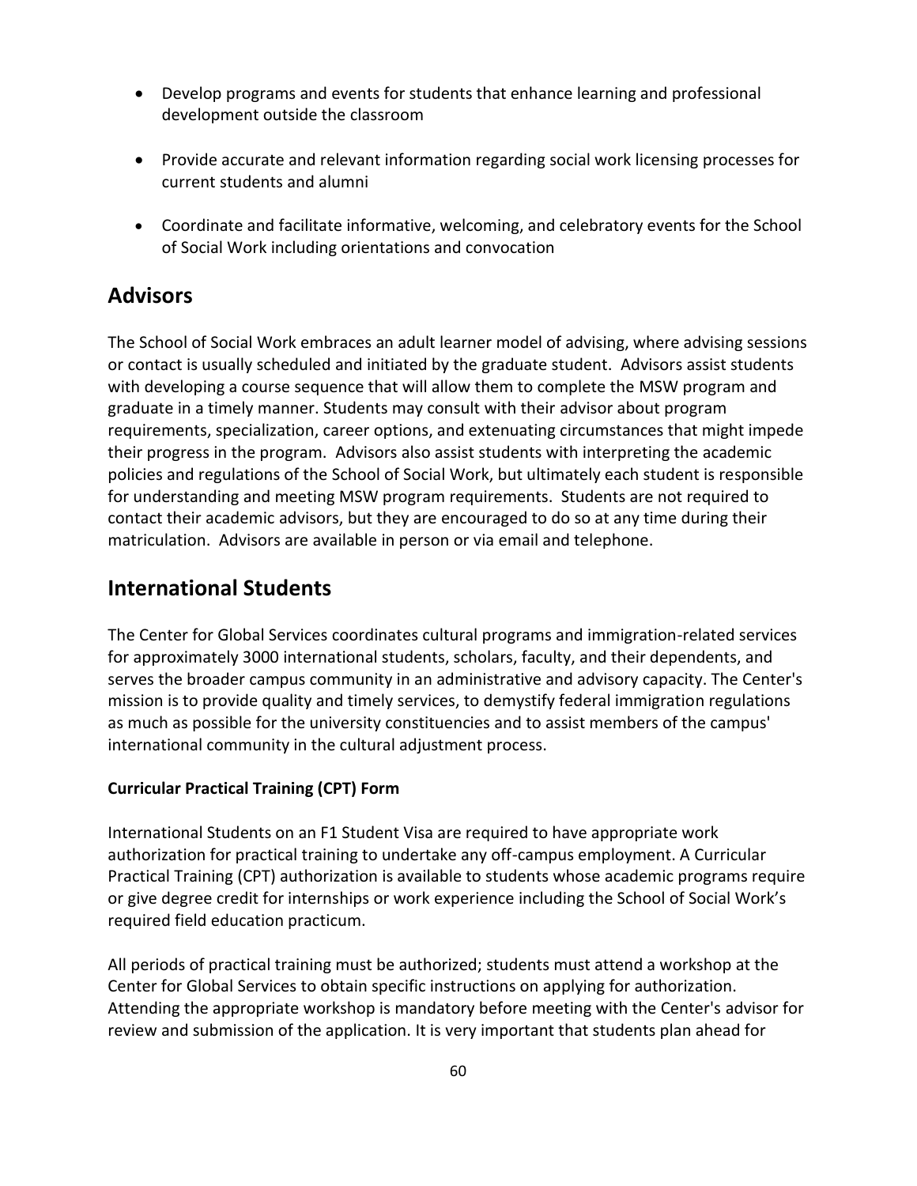- Develop programs and events for students that enhance learning and professional development outside the classroom
- Provide accurate and relevant information regarding social work licensing processes for current students and alumni
- Coordinate and facilitate informative, welcoming, and celebratory events for the School of Social Work including orientations and convocation

## Advisors

The School of Social Work embraces an adult learner model of advising, where advising sessions or contact is usually scheduled and initiated by the graduate student. Advisors assist students with developing a course sequence that will allow them to complete the MSW program and graduate in a timely manner. Students may consult with their advisor about program requirements, specialization, career options, and extenuating circumstances that might impede their progress in the program. Advisors also assist students with interpreting the academic policies and regulations of the School of Social Work, but ultimately each student is responsible for understanding and meeting MSW program requirements. Students are not required to contact their academic advisors, but they are encouraged to do so at any time during their matriculation. Advisors are available in person or via email and telephone.

## International Students

The Center for Global Services coordinates cultural programs and immigration-related services for approximately 3000 international students, scholars, faculty, and their dependents, and serves the broader campus community in an administrative and advisory capacity. The Center's mission is to provide quality and timely services, to demystify federal immigration regulations as much as possible for the university constituencies and to assist members of the campus' international community in the cultural adjustment process.

**Curricular Practical Training (CPT) Form**

International Students on an F1 Student Visa are required to have appropriate work authorization for practical training to undertake any off-campus employment. A Curricular Practical Training (CPT) authorization is available to students whose academic programs require or give degree credit for internships or work experience including the School of Social Work's required field education practicum.

All periods of practical training must be authorized; students must attend a workshop at the Center for Global Services to obtain specific instructions on applying for authorization. Attending the appropriate workshop is mandatory before meeting with the Center's advisor for review and submission of the application. It is very important that students plan ahead for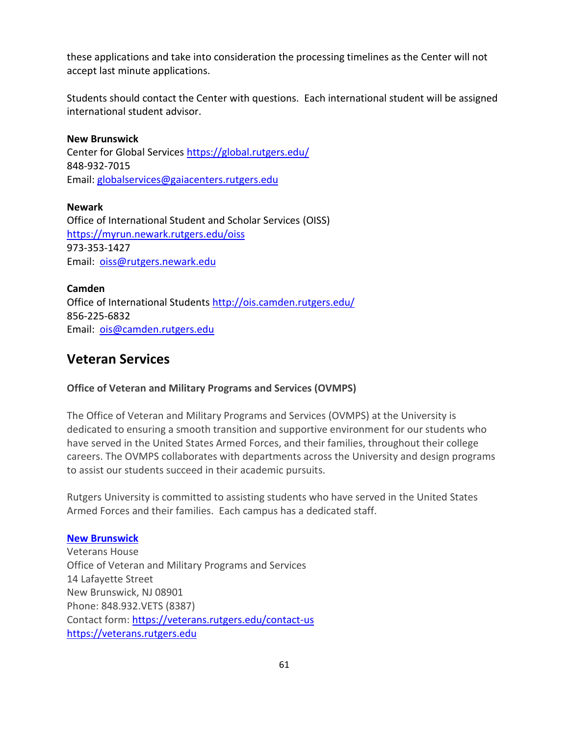these applications and take into consideration the processing timelines as the Center will not accept last minute applications.

Students should contact the Center with questions. Each international student will be assigned international student advisor.

**New Brunswick**
Center for Global Services https://global.rutgers.edu/
848-932-7015
Email: globalservices@gaiacenters.rutgers.edu

**Newark**
Office of International Student and Scholar Services (OISS)
https://myrun.newark.rutgers.edu/oiss
973-353-1427
Email: oiss@rutgers.newark.edu

**Camden**
Office of International Students http://ois.camden.rutgers.edu/
856-225-6832
Email: ois@camden.rutgers.edu

## Veteran Services

**Office of Veteran and Military Programs and Services (OVMPS)**

The Office of Veteran and Military Programs and Services (OVMPS) at the University is dedicated to ensuring a smooth transition and supportive environment for our students who have served in the United States Armed Forces, and their families, throughout their college careers. The OVMPS collaborates with departments across the University and design programs to assist our students succeed in their academic pursuits.

Rutgers University is committed to assisting students who have served in the United States Armed Forces and their families. Each campus has a dedicated staff.

**New Brunswick**
Veterans House
Office of Veteran and Military Programs and Services
14 Lafayette Street
New Brunswick, NJ 08901
Phone: 848.932.VETS (8387)
Contact form: https://veterans.rutgers.edu/contact-us
https://veterans.rutgers.edu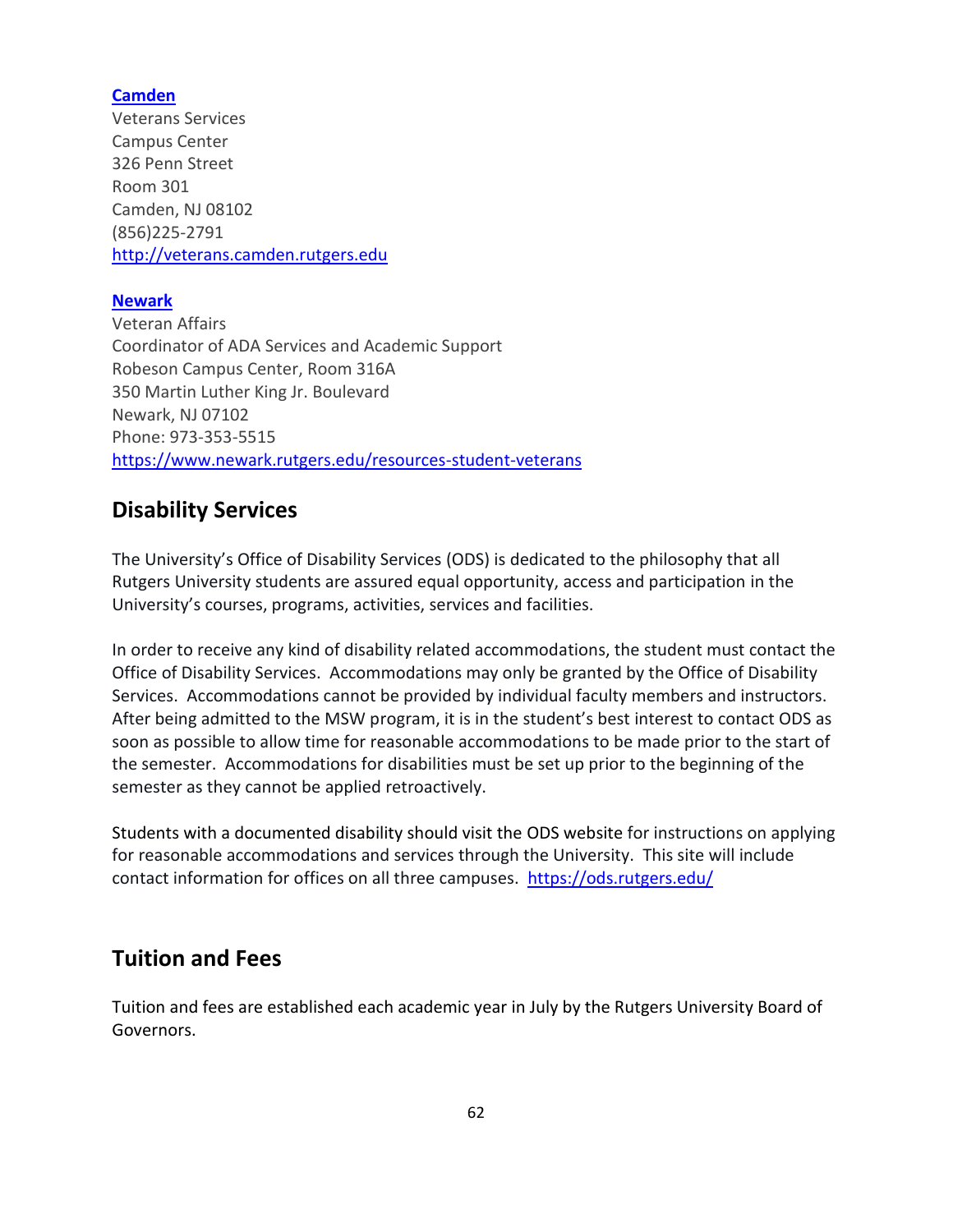**Camden**
Veterans Services
Campus Center
326 Penn Street
Room 301
Camden, NJ 08102
(856)225-2791
http://veterans.camden.rutgers.edu

**Newark**
Veteran Affairs
Coordinator of ADA Services and Academic Support
Robeson Campus Center, Room 316A
350 Martin Luther King Jr. Boulevard
Newark, NJ 07102
Phone: 973-353-5515
https://www.newark.rutgers.edu/resources-student-veterans

## Disability Services

The University's Office of Disability Services (ODS) is dedicated to the philosophy that all Rutgers University students are assured equal opportunity, access and participation in the University's courses, programs, activities, services and facilities.

In order to receive any kind of disability related accommodations, the student must contact the Office of Disability Services. Accommodations may only be granted by the Office of Disability Services. Accommodations cannot be provided by individual faculty members and instructors. After being admitted to the MSW program, it is in the student's best interest to contact ODS as soon as possible to allow time for reasonable accommodations to be made prior to the start of the semester. Accommodations for disabilities must be set up prior to the beginning of the semester as they cannot be applied retroactively.

Students with a documented disability should visit the ODS website for instructions on applying for reasonable accommodations and services through the University. This site will include contact information for offices on all three campuses. https://ods.rutgers.edu/

## Tuition and Fees

Tuition and fees are established each academic year in July by the Rutgers University Board of Governors.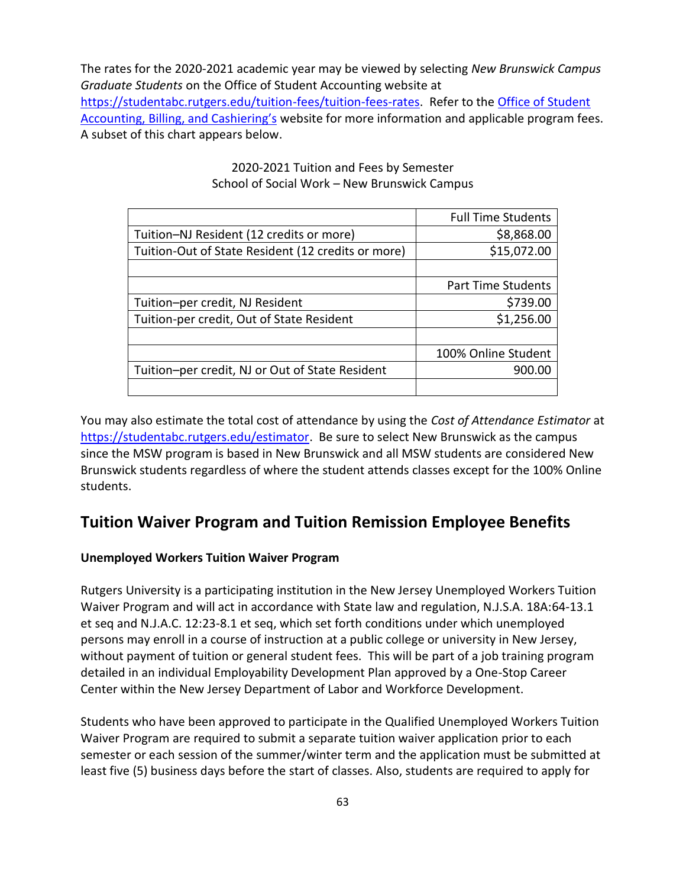The rates for the 2020-2021 academic year may be viewed by selecting *New Brunswick Campus Graduate Students* on the Office of Student Accounting website at https://studentabc.rutgers.edu/tuition-fees/tuition-fees-rates. Refer to the Office of Student Accounting, Billing, and Cashiering's website for more information and applicable program fees. A subset of this chart appears below.

2020-2021 Tuition and Fees by Semester
School of Social Work – New Brunswick Campus

| | Full Time Students |
|---|---|
| Tuition–NJ Resident (12 credits or more) | $8,868.00 |
| Tuition-Out of State Resident (12 credits or more) | $15,072.00 |
| | |
| | Part Time Students |
| Tuition–per credit, NJ Resident | $739.00 |
| Tuition-per credit, Out of State Resident | $1,256.00 |
| | |
| | 100% Online Student |
| Tuition–per credit, NJ or Out of State Resident | 900.00 |
| | |

You may also estimate the total cost of attendance by using the *Cost of Attendance Estimator* at https://studentabc.rutgers.edu/estimator. Be sure to select New Brunswick as the campus since the MSW program is based in New Brunswick and all MSW students are considered New Brunswick students regardless of where the student attends classes except for the 100% Online students.

## Tuition Waiver Program and Tuition Remission Employee Benefits

**Unemployed Workers Tuition Waiver Program**

Rutgers University is a participating institution in the New Jersey Unemployed Workers Tuition Waiver Program and will act in accordance with State law and regulation, N.J.S.A. 18A:64-13.1 et seq and N.J.A.C. 12:23-8.1 et seq, which set forth conditions under which unemployed persons may enroll in a course of instruction at a public college or university in New Jersey, without payment of tuition or general student fees. This will be part of a job training program detailed in an individual Employability Development Plan approved by a One-Stop Career Center within the New Jersey Department of Labor and Workforce Development.

Students who have been approved to participate in the Qualified Unemployed Workers Tuition Waiver Program are required to submit a separate tuition waiver application prior to each semester or each session of the summer/winter term and the application must be submitted at least five (5) business days before the start of classes. Also, students are required to apply for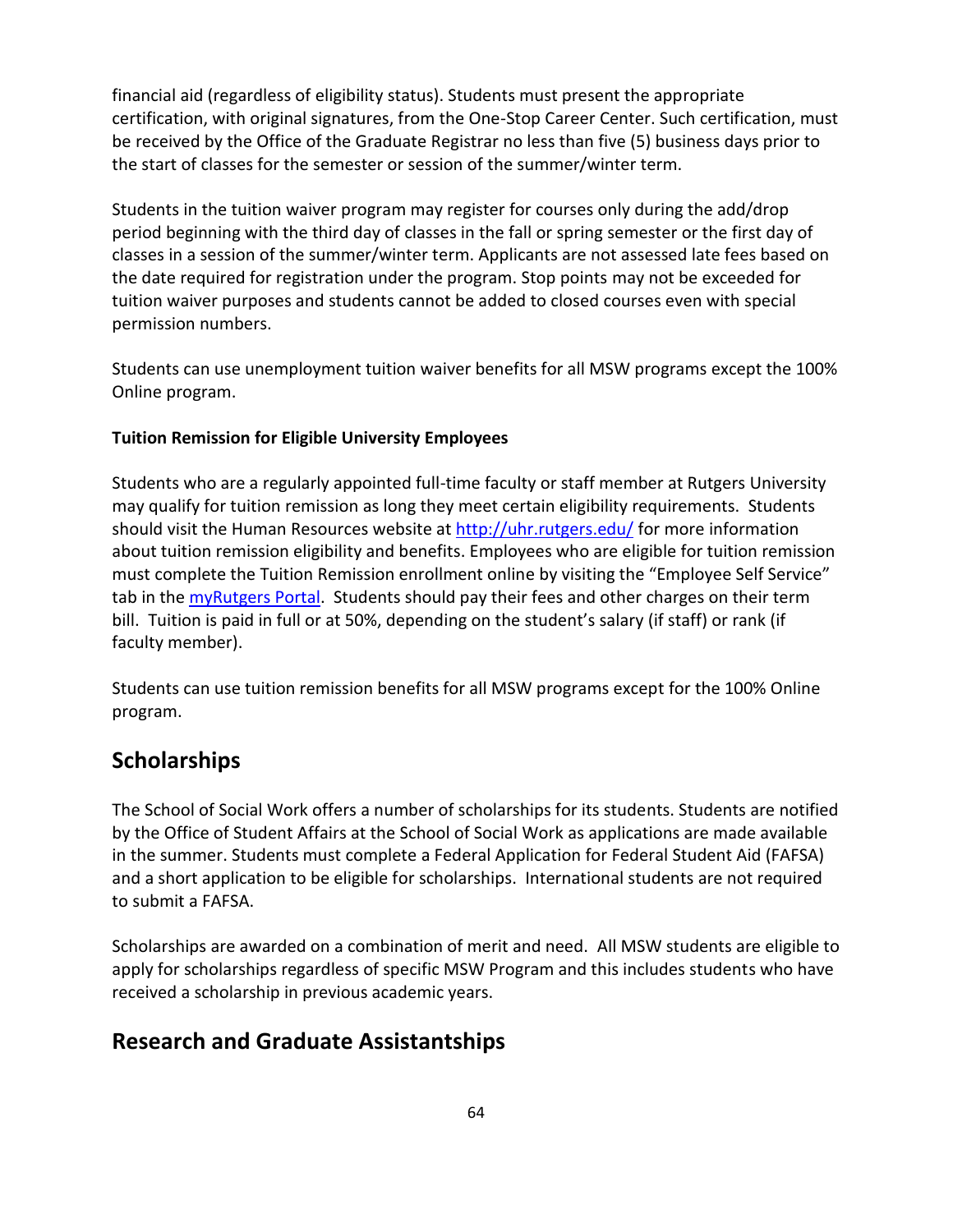financial aid (regardless of eligibility status). Students must present the appropriate certification, with original signatures, from the One-Stop Career Center. Such certification, must be received by the Office of the Graduate Registrar no less than five (5) business days prior to the start of classes for the semester or session of the summer/winter term.

Students in the tuition waiver program may register for courses only during the add/drop period beginning with the third day of classes in the fall or spring semester or the first day of classes in a session of the summer/winter term. Applicants are not assessed late fees based on the date required for registration under the program. Stop points may not be exceeded for tuition waiver purposes and students cannot be added to closed courses even with special permission numbers.

Students can use unemployment tuition waiver benefits for all MSW programs except the 100% Online program.

**Tuition Remission for Eligible University Employees**

Students who are a regularly appointed full-time faculty or staff member at Rutgers University may qualify for tuition remission as long they meet certain eligibility requirements. Students should visit the Human Resources website at [http://uhr.rutgers.edu/](http://uhr.rutgers.edu/) for more information about tuition remission eligibility and benefits. Employees who are eligible for tuition remission must complete the Tuition Remission enrollment online by visiting the "Employee Self Service" tab in the myRutgers Portal. Students should pay their fees and other charges on their term bill. Tuition is paid in full or at 50%, depending on the student's salary (if staff) or rank (if faculty member).

Students can use tuition remission benefits for all MSW programs except for the 100% Online program.

## Scholarships

The School of Social Work offers a number of scholarships for its students. Students are notified by the Office of Student Affairs at the School of Social Work as applications are made available in the summer. Students must complete a Federal Application for Federal Student Aid (FAFSA) and a short application to be eligible for scholarships. International students are not required to submit a FAFSA.

Scholarships are awarded on a combination of merit and need. All MSW students are eligible to apply for scholarships regardless of specific MSW Program and this includes students who have received a scholarship in previous academic years.

## Research and Graduate Assistantships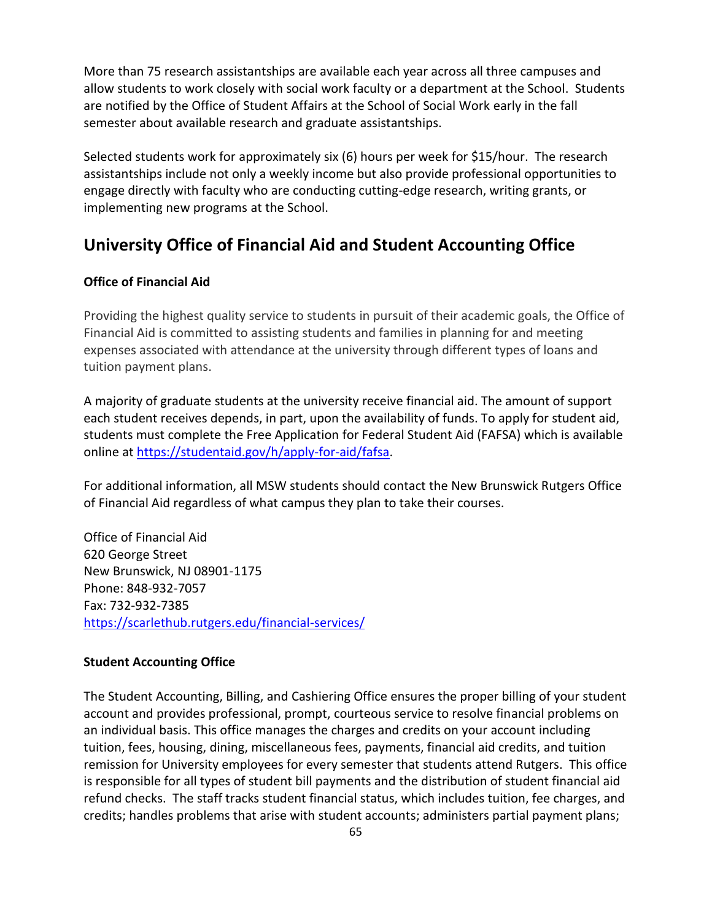More than 75 research assistantships are available each year across all three campuses and allow students to work closely with social work faculty or a department at the School. Students are notified by the Office of Student Affairs at the School of Social Work early in the fall semester about available research and graduate assistantships.

Selected students work for approximately six (6) hours per week for $15/hour. The research assistantships include not only a weekly income but also provide professional opportunities to engage directly with faculty who are conducting cutting-edge research, writing grants, or implementing new programs at the School.

## University Office of Financial Aid and Student Accounting Office

**Office of Financial Aid**

Providing the highest quality service to students in pursuit of their academic goals, the Office of Financial Aid is committed to assisting students and families in planning for and meeting expenses associated with attendance at the university through different types of loans and tuition payment plans.

A majority of graduate students at the university receive financial aid. The amount of support each student receives depends, in part, upon the availability of funds. To apply for student aid, students must complete the Free Application for Federal Student Aid (FAFSA) which is available online at [https://studentaid.gov/h/apply-for-aid/fafsa](https://studentaid.gov/h/apply-for-aid/fafsa).

For additional information, all MSW students should contact the New Brunswick Rutgers Office of Financial Aid regardless of what campus they plan to take their courses.

Office of Financial Aid
620 George Street
New Brunswick, NJ 08901-1175
Phone: 848-932-7057
Fax: 732-932-7385
[https://scarlethub.rutgers.edu/financial-services/](https://scarlethub.rutgers.edu/financial-services/)

**Student Accounting Office**

The Student Accounting, Billing, and Cashiering Office ensures the proper billing of your student account and provides professional, prompt, courteous service to resolve financial problems on an individual basis. This office manages the charges and credits on your account including tuition, fees, housing, dining, miscellaneous fees, payments, financial aid credits, and tuition remission for University employees for every semester that students attend Rutgers. This office is responsible for all types of student bill payments and the distribution of student financial aid refund checks. The staff tracks student financial status, which includes tuition, fee charges, and credits; handles problems that arise with student accounts; administers partial payment plans;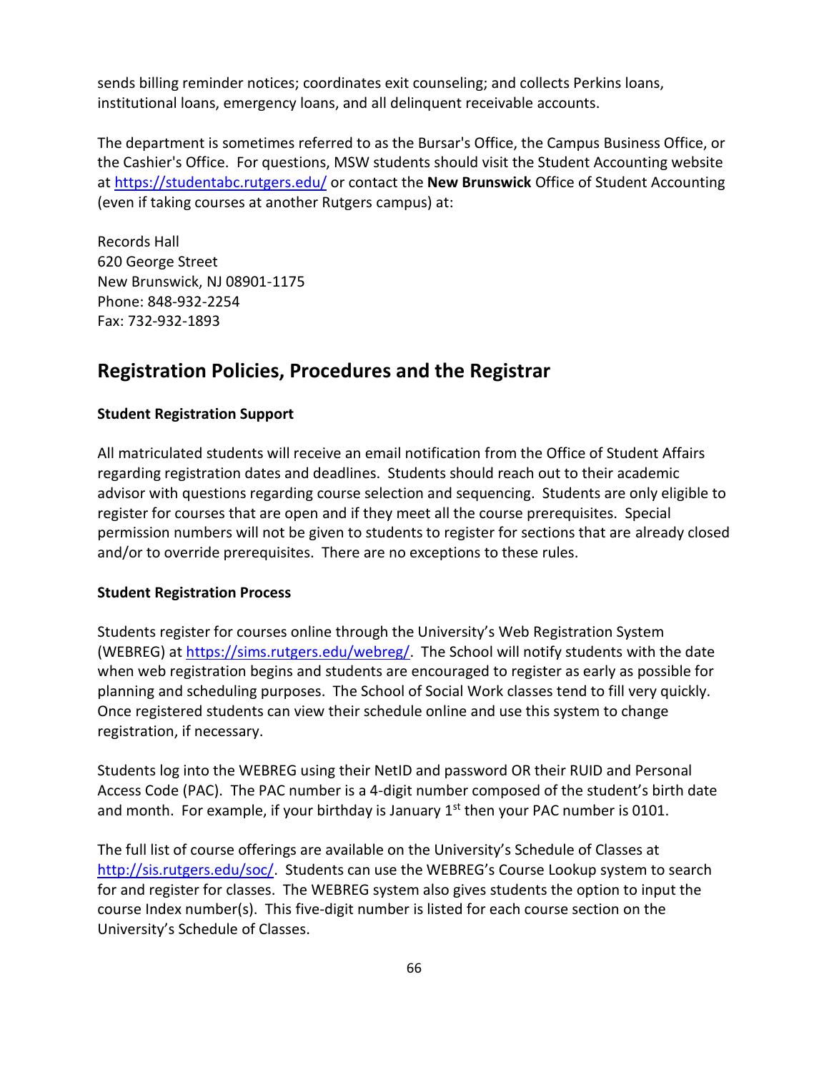sends billing reminder notices; coordinates exit counseling; and collects Perkins loans, institutional loans, emergency loans, and all delinquent receivable accounts.

The department is sometimes referred to as the Bursar's Office, the Campus Business Office, or the Cashier's Office. For questions, MSW students should visit the Student Accounting website at https://studentabc.rutgers.edu/ or contact the **New Brunswick** Office of Student Accounting (even if taking courses at another Rutgers campus) at:

Records Hall
620 George Street
New Brunswick, NJ 08901-1175
Phone: 848-932-2254
Fax: 732-932-1893

## Registration Policies, Procedures and the Registrar

**Student Registration Support**

All matriculated students will receive an email notification from the Office of Student Affairs regarding registration dates and deadlines. Students should reach out to their academic advisor with questions regarding course selection and sequencing. Students are only eligible to register for courses that are open and if they meet all the course prerequisites. Special permission numbers will not be given to students to register for sections that are already closed and/or to override prerequisites. There are no exceptions to these rules.

**Student Registration Process**

Students register for courses online through the University's Web Registration System (WEBREG) at https://sims.rutgers.edu/webreg/. The School will notify students with the date when web registration begins and students are encouraged to register as early as possible for planning and scheduling purposes. The School of Social Work classes tend to fill very quickly. Once registered students can view their schedule online and use this system to change registration, if necessary.

Students log into the WEBREG using their NetID and password OR their RUID and Personal Access Code (PAC). The PAC number is a 4-digit number composed of the student's birth date and month. For example, if your birthday is January 1st then your PAC number is 0101.

The full list of course offerings are available on the University's Schedule of Classes at http://sis.rutgers.edu/soc/. Students can use the WEBREG's Course Lookup system to search for and register for classes. The WEBREG system also gives students the option to input the course Index number(s). This five-digit number is listed for each course section on the University's Schedule of Classes.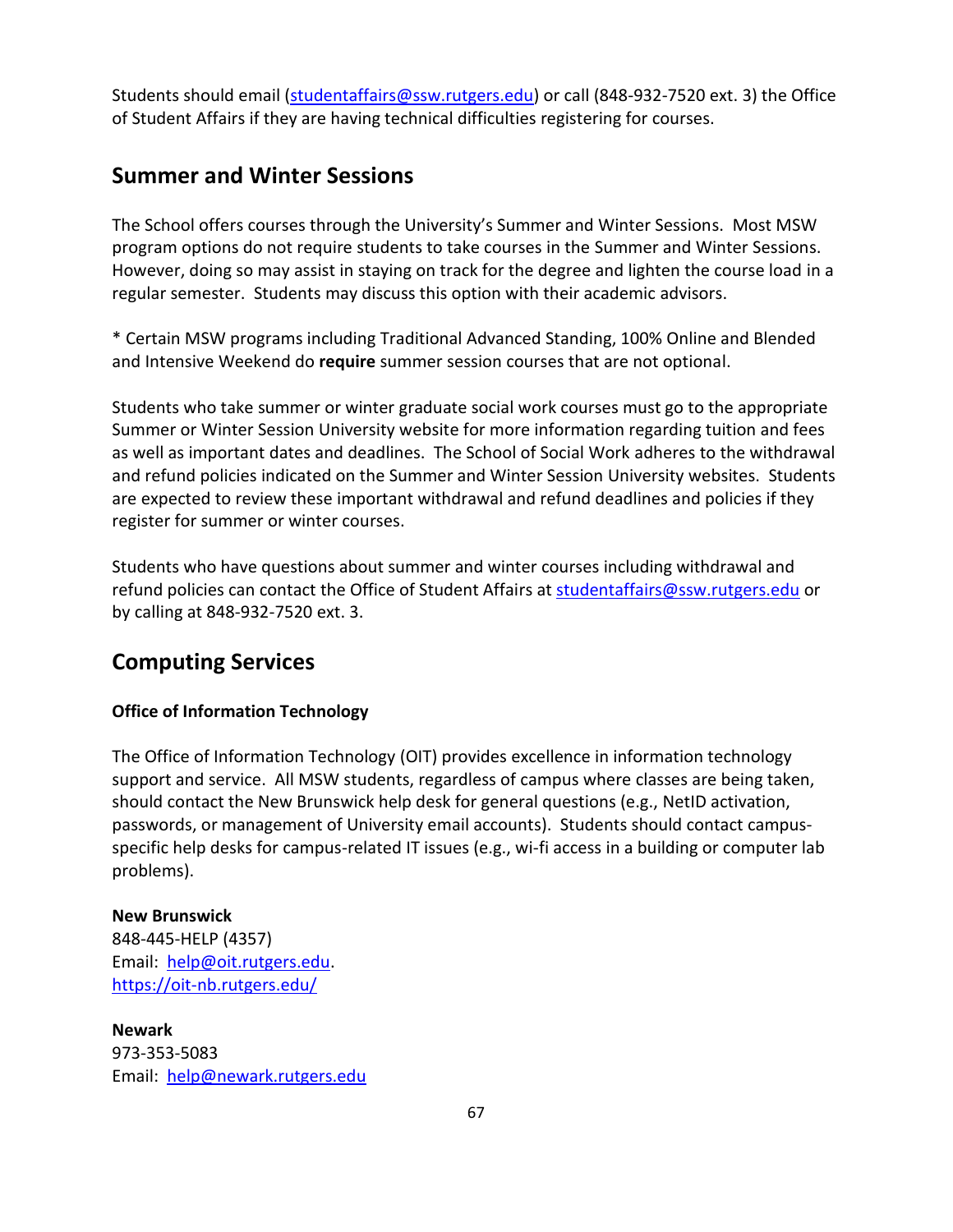Students should email (studentaffairs@ssw.rutgers.edu) or call (848-932-7520 ext. 3) the Office of Student Affairs if they are having technical difficulties registering for courses.

## Summer and Winter Sessions

The School offers courses through the University's Summer and Winter Sessions. Most MSW program options do not require students to take courses in the Summer and Winter Sessions. However, doing so may assist in staying on track for the degree and lighten the course load in a regular semester. Students may discuss this option with their academic advisors.

* Certain MSW programs including Traditional Advanced Standing, 100% Online and Blended and Intensive Weekend do **require** summer session courses that are not optional.

Students who take summer or winter graduate social work courses must go to the appropriate Summer or Winter Session University website for more information regarding tuition and fees as well as important dates and deadlines. The School of Social Work adheres to the withdrawal and refund policies indicated on the Summer and Winter Session University websites. Students are expected to review these important withdrawal and refund deadlines and policies if they register for summer or winter courses.

Students who have questions about summer and winter courses including withdrawal and refund policies can contact the Office of Student Affairs at studentaffairs@ssw.rutgers.edu or by calling at 848-932-7520 ext. 3.

## Computing Services

### Office of Information Technology

The Office of Information Technology (OIT) provides excellence in information technology support and service. All MSW students, regardless of campus where classes are being taken, should contact the New Brunswick help desk for general questions (e.g., NetID activation, passwords, or management of University email accounts). Students should contact campus-specific help desks for campus-related IT issues (e.g., wi-fi access in a building or computer lab problems).

**New Brunswick**
848-445-HELP (4357)
Email: help@oit.rutgers.edu.
https://oit-nb.rutgers.edu/

**Newark**
973-353-5083
Email: help@newark.rutgers.edu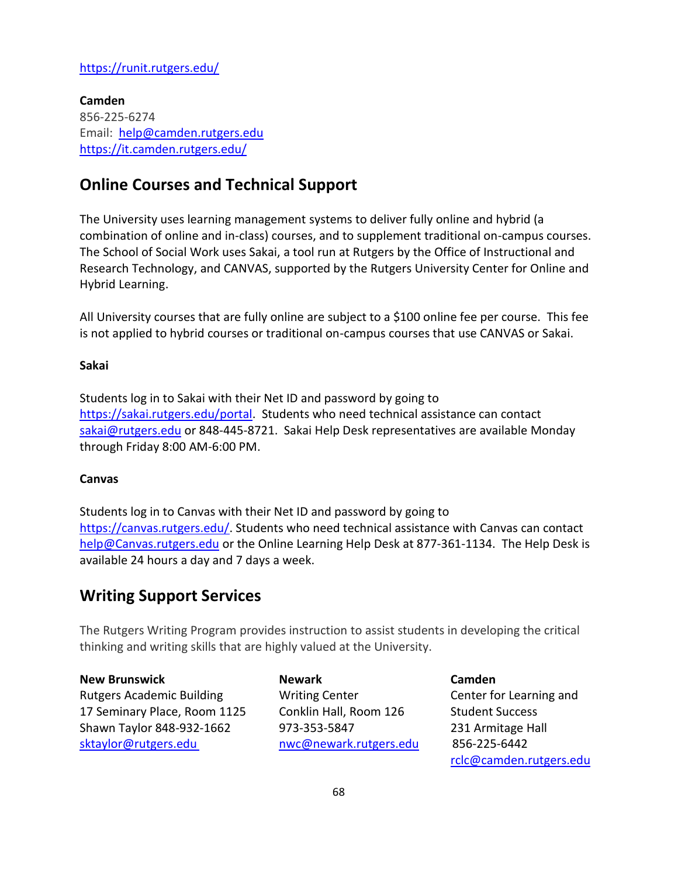https://runit.rutgers.edu/

**Camden**
856-225-6274
Email: help@camden.rutgers.edu
https://it.camden.rutgers.edu/

## Online Courses and Technical Support

The University uses learning management systems to deliver fully online and hybrid (a combination of online and in-class) courses, and to supplement traditional on-campus courses. The School of Social Work uses Sakai, a tool run at Rutgers by the Office of Instructional and Research Technology, and CANVAS, supported by the Rutgers University Center for Online and Hybrid Learning.

All University courses that are fully online are subject to a $100 online fee per course. This fee is not applied to hybrid courses or traditional on-campus courses that use CANVAS or Sakai.

**Sakai**

Students log in to Sakai with their Net ID and password by going to https://sakai.rutgers.edu/portal. Students who need technical assistance can contact sakai@rutgers.edu or 848-445-8721. Sakai Help Desk representatives are available Monday through Friday 8:00 AM-6:00 PM.

**Canvas**

Students log in to Canvas with their Net ID and password by going to https://canvas.rutgers.edu/. Students who need technical assistance with Canvas can contact help@Canvas.rutgers.edu or the Online Learning Help Desk at 877-361-1134. The Help Desk is available 24 hours a day and 7 days a week.

## Writing Support Services

The Rutgers Writing Program provides instruction to assist students in developing the critical thinking and writing skills that are highly valued at the University.

**New Brunswick**
Rutgers Academic Building
17 Seminary Place, Room 1125
Shawn Taylor 848-932-1662
sktaylor@rutgers.edu

**Newark**
Writing Center
Conklin Hall, Room 126
973-353-5847
nwc@newark.rutgers.edu

**Camden**
Center for Learning and Student Success
231 Armitage Hall
856-225-6442
rclc@camden.rutgers.edu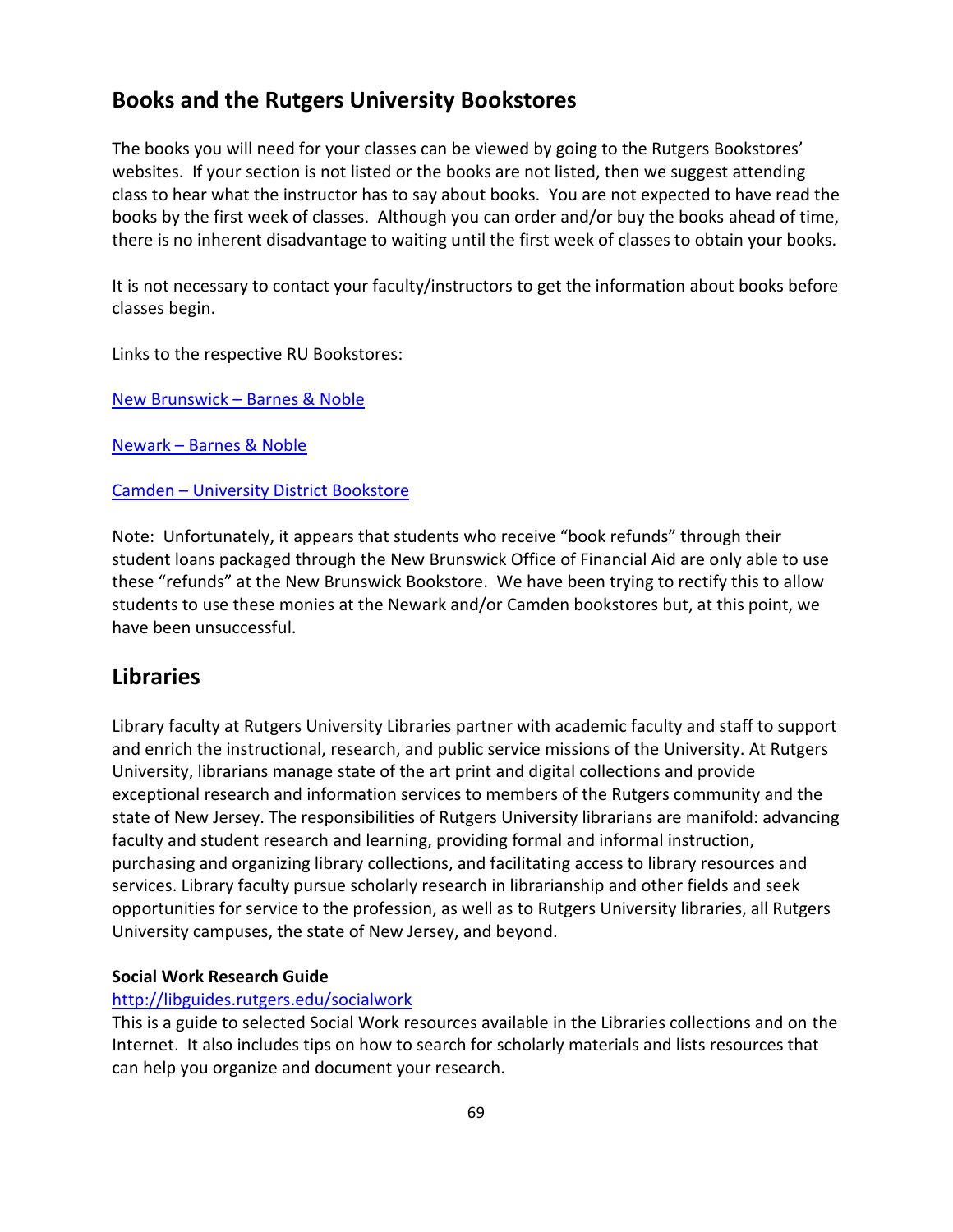## Books and the Rutgers University Bookstores

The books you will need for your classes can be viewed by going to the Rutgers Bookstores' websites. If your section is not listed or the books are not listed, then we suggest attending class to hear what the instructor has to say about books. You are not expected to have read the books by the first week of classes. Although you can order and/or buy the books ahead of time, there is no inherent disadvantage to waiting until the first week of classes to obtain your books.

It is not necessary to contact your faculty/instructors to get the information about books before classes begin.

Links to the respective RU Bookstores:

New Brunswick – Barnes & Noble

Newark – Barnes & Noble

Camden – University District Bookstore

Note: Unfortunately, it appears that students who receive "book refunds" through their student loans packaged through the New Brunswick Office of Financial Aid are only able to use these "refunds" at the New Brunswick Bookstore. We have been trying to rectify this to allow students to use these monies at the Newark and/or Camden bookstores but, at this point, we have been unsuccessful.

## Libraries

Library faculty at Rutgers University Libraries partner with academic faculty and staff to support and enrich the instructional, research, and public service missions of the University. At Rutgers University, librarians manage state of the art print and digital collections and provide exceptional research and information services to members of the Rutgers community and the state of New Jersey. The responsibilities of Rutgers University librarians are manifold: advancing faculty and student research and learning, providing formal and informal instruction, purchasing and organizing library collections, and facilitating access to library resources and services. Library faculty pursue scholarly research in librarianship and other fields and seek opportunities for service to the profession, as well as to Rutgers University libraries, all Rutgers University campuses, the state of New Jersey, and beyond.

**Social Work Research Guide**
http://libguides.rutgers.edu/socialwork
This is a guide to selected Social Work resources available in the Libraries collections and on the Internet. It also includes tips on how to search for scholarly materials and lists resources that can help you organize and document your research.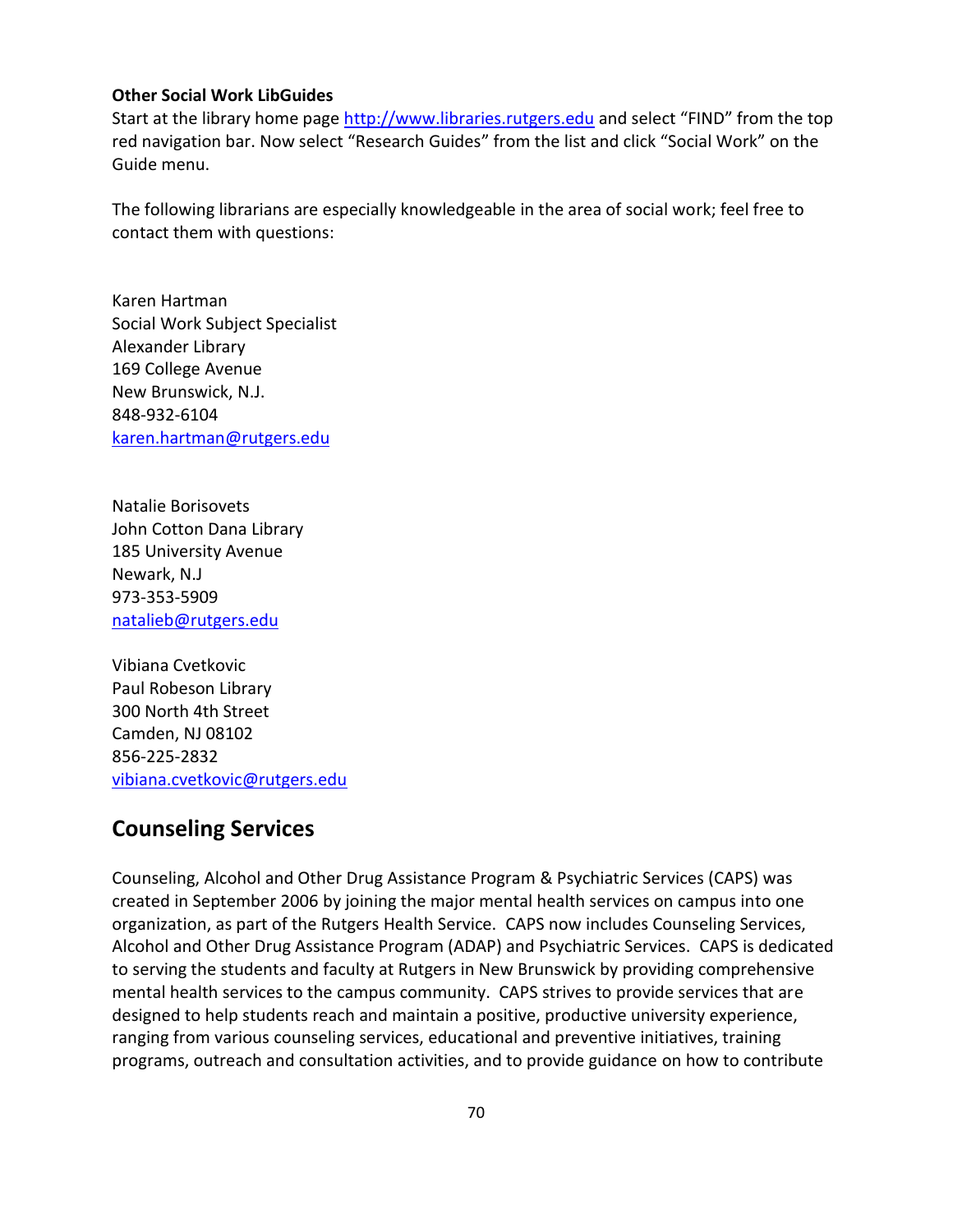**Other Social Work LibGuides**
Start at the library home page http://www.libraries.rutgers.edu and select "FIND" from the top red navigation bar. Now select "Research Guides" from the list and click "Social Work" on the Guide menu.

The following librarians are especially knowledgeable in the area of social work; feel free to contact them with questions:

Karen Hartman
Social Work Subject Specialist
Alexander Library
169 College Avenue
New Brunswick, N.J.
848-932-6104
karen.hartman@rutgers.edu

Natalie Borisovets
John Cotton Dana Library
185 University Avenue
Newark, N.J
973-353-5909
natalieb@rutgers.edu

Vibiana Cvetkovic
Paul Robeson Library
300 North 4th Street
Camden, NJ 08102
856-225-2832
vibiana.cvetkovic@rutgers.edu

## Counseling Services

Counseling, Alcohol and Other Drug Assistance Program & Psychiatric Services (CAPS) was created in September 2006 by joining the major mental health services on campus into one organization, as part of the Rutgers Health Service. CAPS now includes Counseling Services, Alcohol and Other Drug Assistance Program (ADAP) and Psychiatric Services. CAPS is dedicated to serving the students and faculty at Rutgers in New Brunswick by providing comprehensive mental health services to the campus community. CAPS strives to provide services that are designed to help students reach and maintain a positive, productive university experience, ranging from various counseling services, educational and preventive initiatives, training programs, outreach and consultation activities, and to provide guidance on how to contribute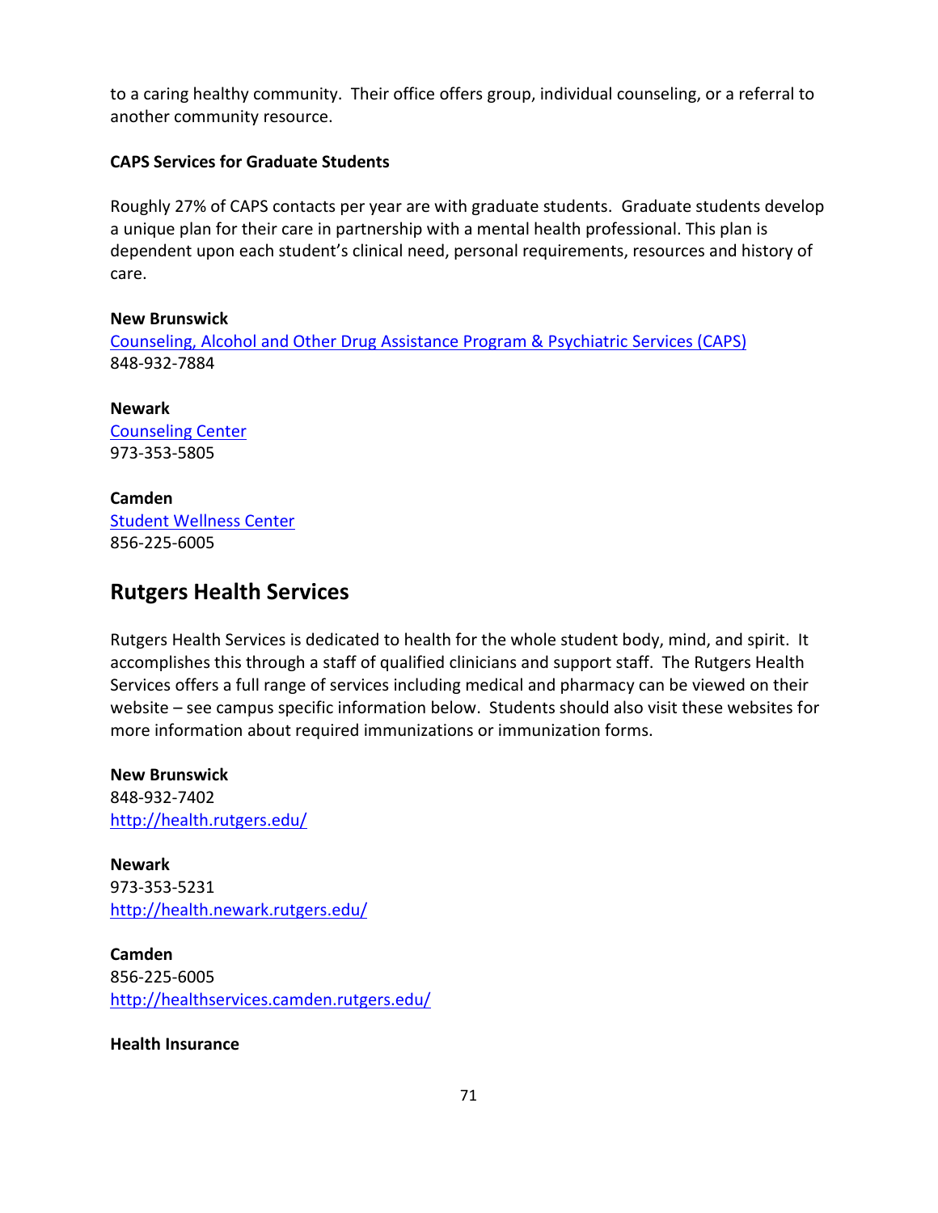to a caring healthy community. Their office offers group, individual counseling, or a referral to another community resource.

**CAPS Services for Graduate Students**

Roughly 27% of CAPS contacts per year are with graduate students. Graduate students develop a unique plan for their care in partnership with a mental health professional. This plan is dependent upon each student's clinical need, personal requirements, resources and history of care.

**New Brunswick**
Counseling, Alcohol and Other Drug Assistance Program & Psychiatric Services (CAPS)
848-932-7884

**Newark**
Counseling Center
973-353-5805

**Camden**
Student Wellness Center
856-225-6005

## Rutgers Health Services

Rutgers Health Services is dedicated to health for the whole student body, mind, and spirit. It accomplishes this through a staff of qualified clinicians and support staff. The Rutgers Health Services offers a full range of services including medical and pharmacy can be viewed on their website – see campus specific information below. Students should also visit these websites for more information about required immunizations or immunization forms.

**New Brunswick**
848-932-7402
http://health.rutgers.edu/

**Newark**
973-353-5231
http://health.newark.rutgers.edu/

**Camden**
856-225-6005
http://healthservices.camden.rutgers.edu/

**Health Insurance**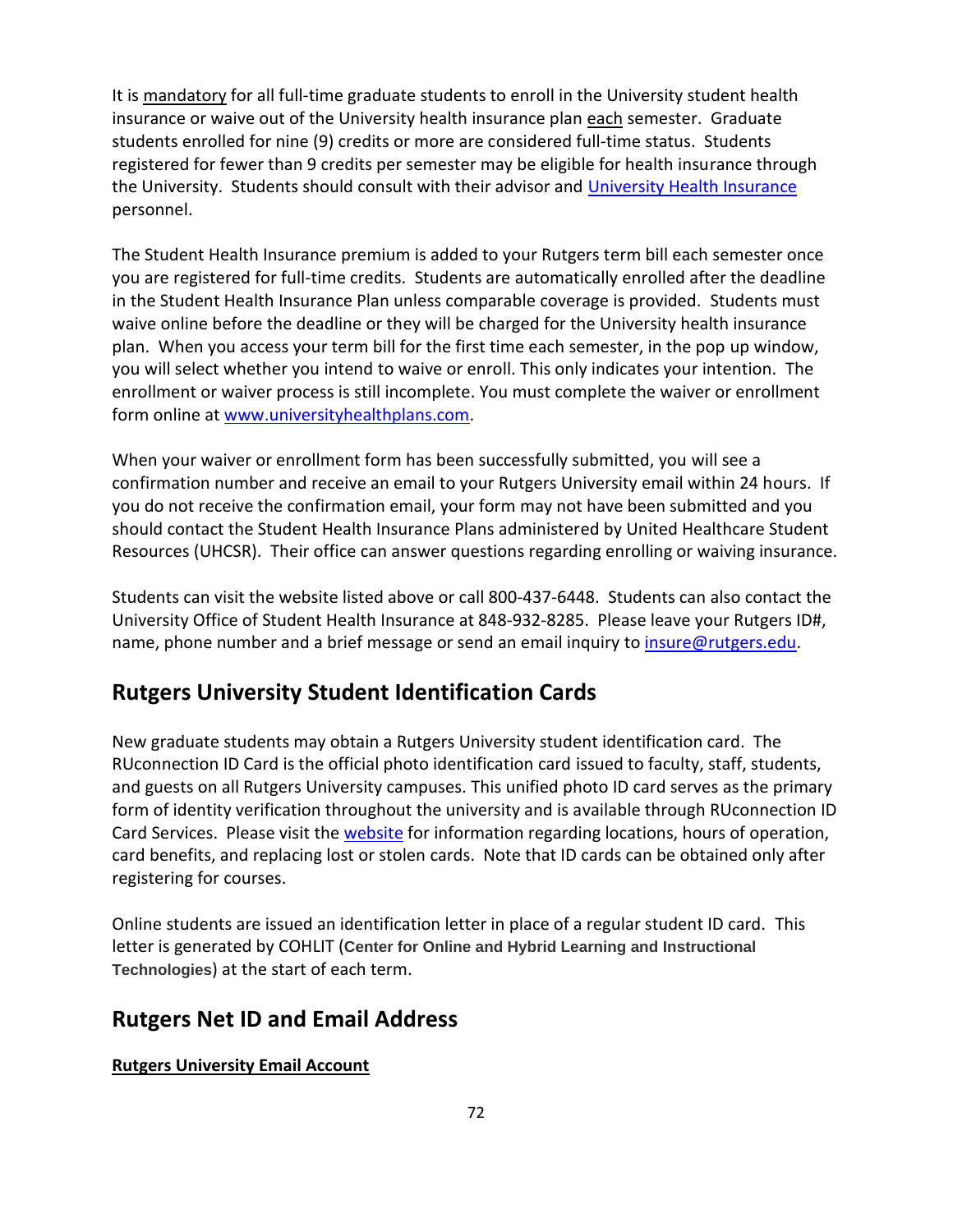It is mandatory for all full-time graduate students to enroll in the University student health insurance or waive out of the University health insurance plan each semester. Graduate students enrolled for nine (9) credits or more are considered full-time status. Students registered for fewer than 9 credits per semester may be eligible for health insurance through the University. Students should consult with their advisor and University Health Insurance personnel.

The Student Health Insurance premium is added to your Rutgers term bill each semester once you are registered for full-time credits. Students are automatically enrolled after the deadline in the Student Health Insurance Plan unless comparable coverage is provided. Students must waive online before the deadline or they will be charged for the University health insurance plan. When you access your term bill for the first time each semester, in the pop up window, you will select whether you intend to waive or enroll. This only indicates your intention. The enrollment or waiver process is still incomplete. You must complete the waiver or enrollment form online at www.universityhealthplans.com.

When your waiver or enrollment form has been successfully submitted, you will see a confirmation number and receive an email to your Rutgers University email within 24 hours. If you do not receive the confirmation email, your form may not have been submitted and you should contact the Student Health Insurance Plans administered by United Healthcare Student Resources (UHCSR). Their office can answer questions regarding enrolling or waiving insurance.

Students can visit the website listed above or call 800-437-6448. Students can also contact the University Office of Student Health Insurance at 848-932-8285. Please leave your Rutgers ID#, name, phone number and a brief message or send an email inquiry to insure@rutgers.edu.

## Rutgers University Student Identification Cards

New graduate students may obtain a Rutgers University student identification card. The RUconnection ID Card is the official photo identification card issued to faculty, staff, students, and guests on all Rutgers University campuses. This unified photo ID card serves as the primary form of identity verification throughout the university and is available through RUconnection ID Card Services. Please visit the website for information regarding locations, hours of operation, card benefits, and replacing lost or stolen cards. Note that ID cards can be obtained only after registering for courses.

Online students are issued an identification letter in place of a regular student ID card. This letter is generated by COHLIT (**Center for Online and Hybrid Learning and Instructional Technologies**) at the start of each term.

## Rutgers Net ID and Email Address

**Rutgers University Email Account**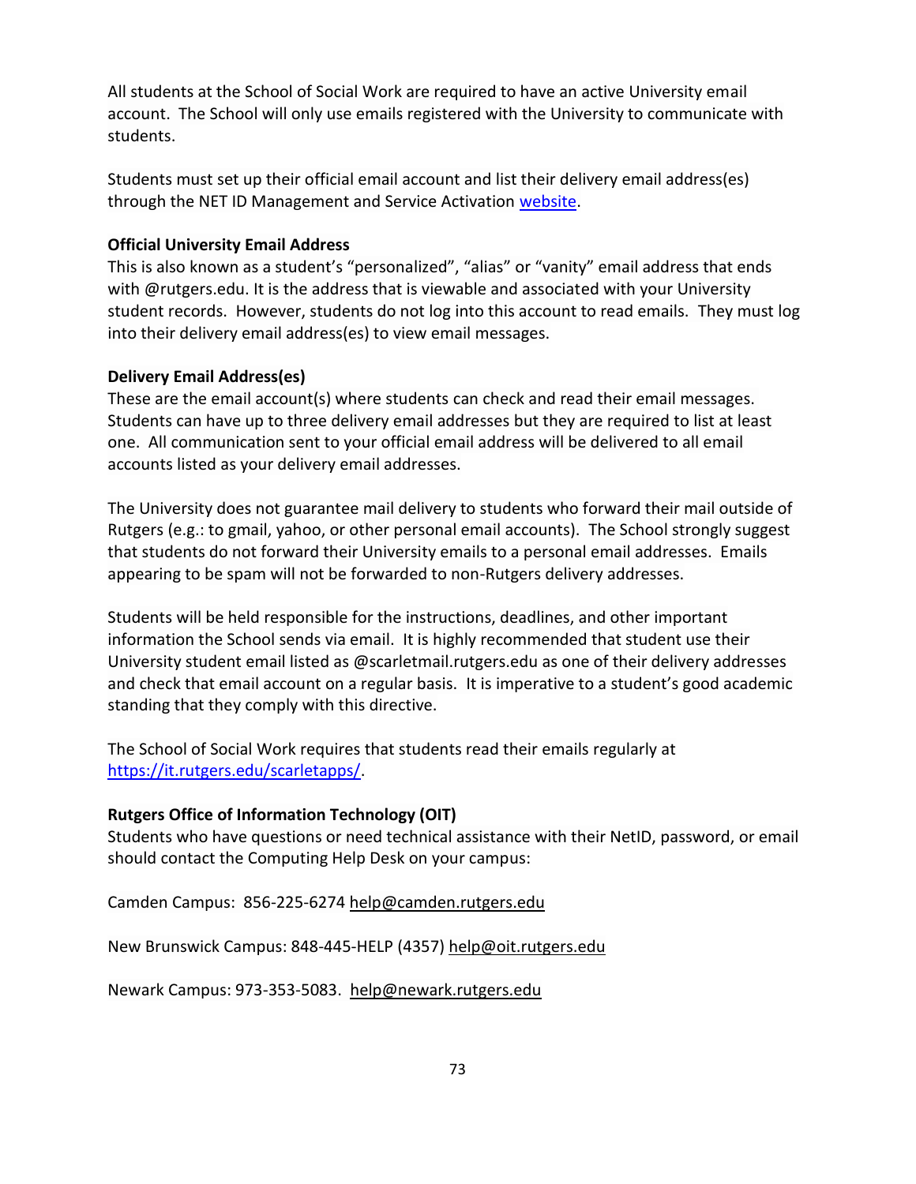All students at the School of Social Work are required to have an active University email account. The School will only use emails registered with the University to communicate with students.

Students must set up their official email account and list their delivery email address(es) through the NET ID Management and Service Activation [website](#).

**Official University Email Address**
This is also known as a student's "personalized", "alias" or "vanity" email address that ends with @rutgers.edu. It is the address that is viewable and associated with your University student records. However, students do not log into this account to read emails. They must log into their delivery email address(es) to view email messages.

**Delivery Email Address(es)**
These are the email account(s) where students can check and read their email messages. Students can have up to three delivery email addresses but they are required to list at least one. All communication sent to your official email address will be delivered to all email accounts listed as your delivery email addresses.

The University does not guarantee mail delivery to students who forward their mail outside of Rutgers (e.g.: to gmail, yahoo, or other personal email accounts). The School strongly suggest that students do not forward their University emails to a personal email addresses. Emails appearing to be spam will not be forwarded to non-Rutgers delivery addresses.

Students will be held responsible for the instructions, deadlines, and other important information the School sends via email. It is highly recommended that student use their University student email listed as @scarletmail.rutgers.edu as one of their delivery addresses and check that email account on a regular basis. It is imperative to a student's good academic standing that they comply with this directive.

The School of Social Work requires that students read their emails regularly at [https://it.rutgers.edu/scarletapps/](https://it.rutgers.edu/scarletapps/).

**Rutgers Office of Information Technology (OIT)**
Students who have questions or need technical assistance with their NetID, password, or email should contact the Computing Help Desk on your campus:

Camden Campus: 856-225-6274 help@camden.rutgers.edu

New Brunswick Campus: 848-445-HELP (4357) help@oit.rutgers.edu

Newark Campus: 973-353-5083. help@newark.rutgers.edu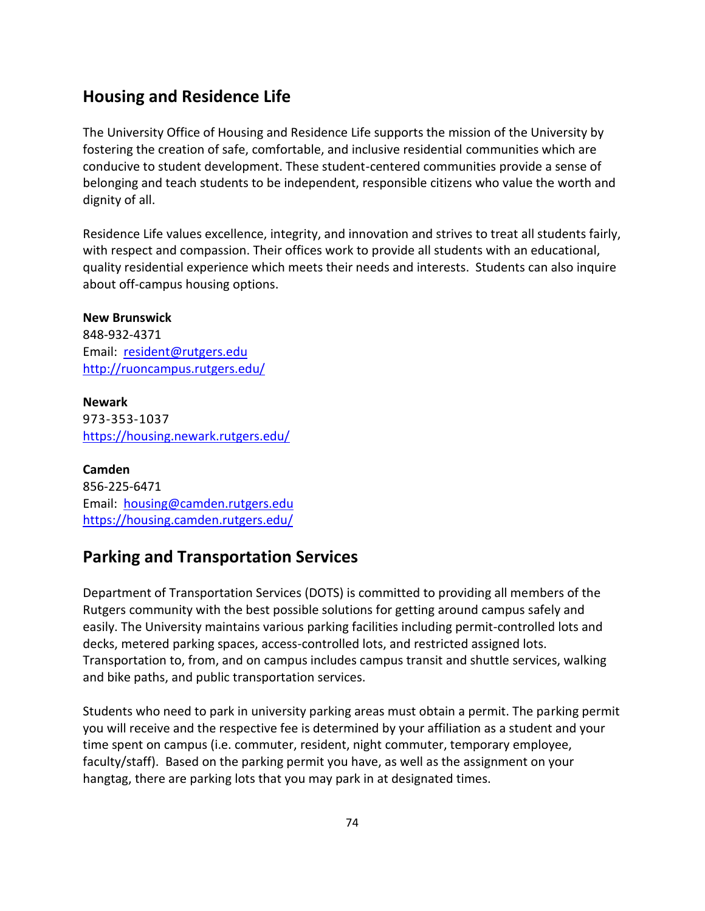## Housing and Residence Life

The University Office of Housing and Residence Life supports the mission of the University by fostering the creation of safe, comfortable, and inclusive residential communities which are conducive to student development. These student-centered communities provide a sense of belonging and teach students to be independent, responsible citizens who value the worth and dignity of all.

Residence Life values excellence, integrity, and innovation and strives to treat all students fairly, with respect and compassion. Their offices work to provide all students with an educational, quality residential experience which meets their needs and interests. Students can also inquire about off-campus housing options.

**New Brunswick**
848-932-4371
Email: [resident@rutgers.edu](mailto:resident@rutgers.edu)
[http://ruoncampus.rutgers.edu/](http://ruoncampus.rutgers.edu/)

**Newark**
973-353-1037
[https://housing.newark.rutgers.edu/](https://housing.newark.rutgers.edu/)

**Camden**
856-225-6471
Email: [housing@camden.rutgers.edu](mailto:housing@camden.rutgers.edu)
[https://housing.camden.rutgers.edu/](https://housing.camden.rutgers.edu/)

## Parking and Transportation Services

Department of Transportation Services (DOTS) is committed to providing all members of the Rutgers community with the best possible solutions for getting around campus safely and easily. The University maintains various parking facilities including permit-controlled lots and decks, metered parking spaces, access-controlled lots, and restricted assigned lots. Transportation to, from, and on campus includes campus transit and shuttle services, walking and bike paths, and public transportation services.

Students who need to park in university parking areas must obtain a permit. The parking permit you will receive and the respective fee is determined by your affiliation as a student and your time spent on campus (i.e. commuter, resident, night commuter, temporary employee, faculty/staff). Based on the parking permit you have, as well as the assignment on your hangtag, there are parking lots that you may park in at designated times.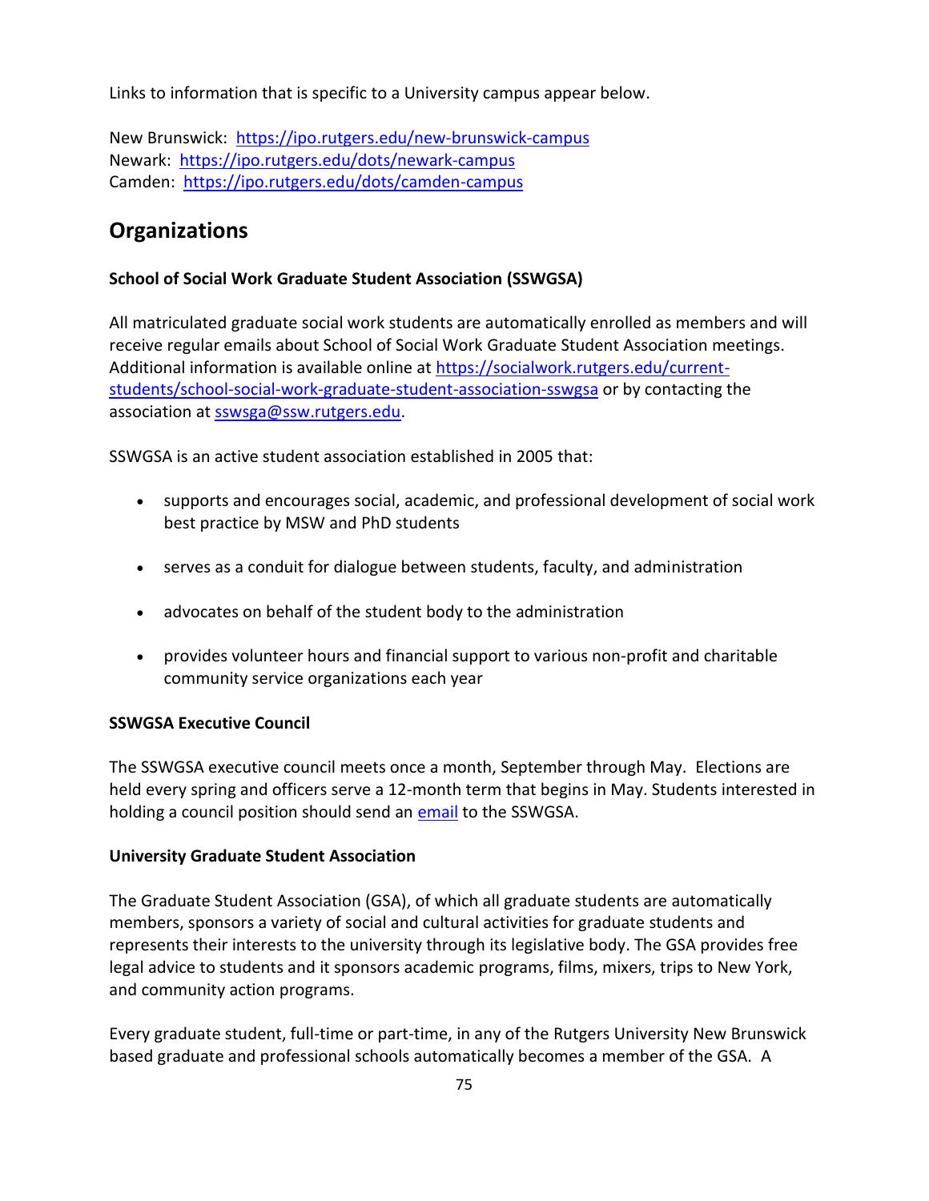Links to information that is specific to a University campus appear below.

New Brunswick: [https://ipo.rutgers.edu/new-brunswick-campus](https://ipo.rutgers.edu/new-brunswick-campus)
Newark: [https://ipo.rutgers.edu/dots/newark-campus](https://ipo.rutgers.edu/dots/newark-campus)
Camden: [https://ipo.rutgers.edu/dots/camden-campus](https://ipo.rutgers.edu/dots/camden-campus)

## Organizations

**School of Social Work Graduate Student Association (SSWGSA)**

All matriculated graduate social work students are automatically enrolled as members and will receive regular emails about School of Social Work Graduate Student Association meetings. Additional information is available online at [https://socialwork.rutgers.edu/current-students/school-social-work-graduate-student-association-sswgsa](https://socialwork.rutgers.edu/current-students/school-social-work-graduate-student-association-sswgsa) or by contacting the association at [sswsga@ssw.rutgers.edu](mailto:sswsga@ssw.rutgers.edu).

SSWGSA is an active student association established in 2005 that:

- supports and encourages social, academic, and professional development of social work best practice by MSW and PhD students
- serves as a conduit for dialogue between students, faculty, and administration
- advocates on behalf of the student body to the administration
- provides volunteer hours and financial support to various non-profit and charitable community service organizations each year

**SSWGSA Executive Council**

The SSWGSA executive council meets once a month, September through May. Elections are held every spring and officers serve a 12-month term that begins in May. Students interested in holding a council position should send an email to the SSWGSA.

**University Graduate Student Association**

The Graduate Student Association (GSA), of which all graduate students are automatically members, sponsors a variety of social and cultural activities for graduate students and represents their interests to the university through its legislative body. The GSA provides free legal advice to students and it sponsors academic programs, films, mixers, trips to New York, and community action programs.

Every graduate student, full-time or part-time, in any of the Rutgers University New Brunswick based graduate and professional schools automatically becomes a member of the GSA. A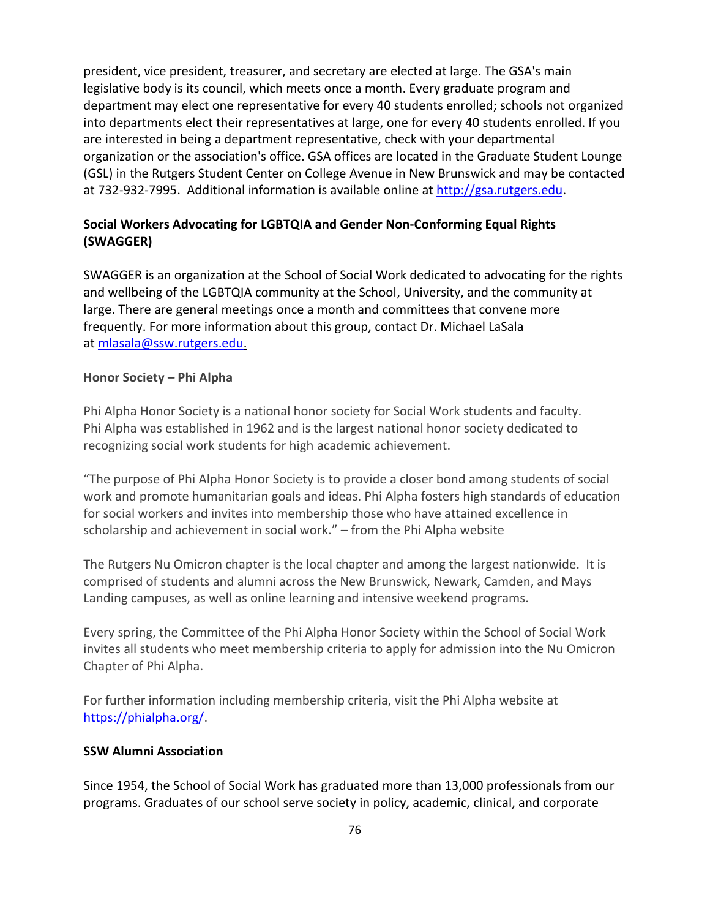president, vice president, treasurer, and secretary are elected at large. The GSA's main legislative body is its council, which meets once a month. Every graduate program and department may elect one representative for every 40 students enrolled; schools not organized into departments elect their representatives at large, one for every 40 students enrolled. If you are interested in being a department representative, check with your departmental organization or the association's office. GSA offices are located in the Graduate Student Lounge (GSL) in the Rutgers Student Center on College Avenue in New Brunswick and may be contacted at 732-932-7995. Additional information is available online at http://gsa.rutgers.edu.

**Social Workers Advocating for LGBTQIA and Gender Non-Conforming Equal Rights (SWAGGER)**

SWAGGER is an organization at the School of Social Work dedicated to advocating for the rights and wellbeing of the LGBTQIA community at the School, University, and the community at large. There are general meetings once a month and committees that convene more frequently. For more information about this group, contact Dr. Michael LaSala at mlasala@ssw.rutgers.edu.

**Honor Society – Phi Alpha**

Phi Alpha Honor Society is a national honor society for Social Work students and faculty. Phi Alpha was established in 1962 and is the largest national honor society dedicated to recognizing social work students for high academic achievement.

"The purpose of Phi Alpha Honor Society is to provide a closer bond among students of social work and promote humanitarian goals and ideas. Phi Alpha fosters high standards of education for social workers and invites into membership those who have attained excellence in scholarship and achievement in social work." – from the Phi Alpha website

The Rutgers Nu Omicron chapter is the local chapter and among the largest nationwide. It is comprised of students and alumni across the New Brunswick, Newark, Camden, and Mays Landing campuses, as well as online learning and intensive weekend programs.

Every spring, the Committee of the Phi Alpha Honor Society within the School of Social Work invites all students who meet membership criteria to apply for admission into the Nu Omicron Chapter of Phi Alpha.

For further information including membership criteria, visit the Phi Alpha website at https://phialpha.org/.

**SSW Alumni Association**

Since 1954, the School of Social Work has graduated more than 13,000 professionals from our programs. Graduates of our school serve society in policy, academic, clinical, and corporate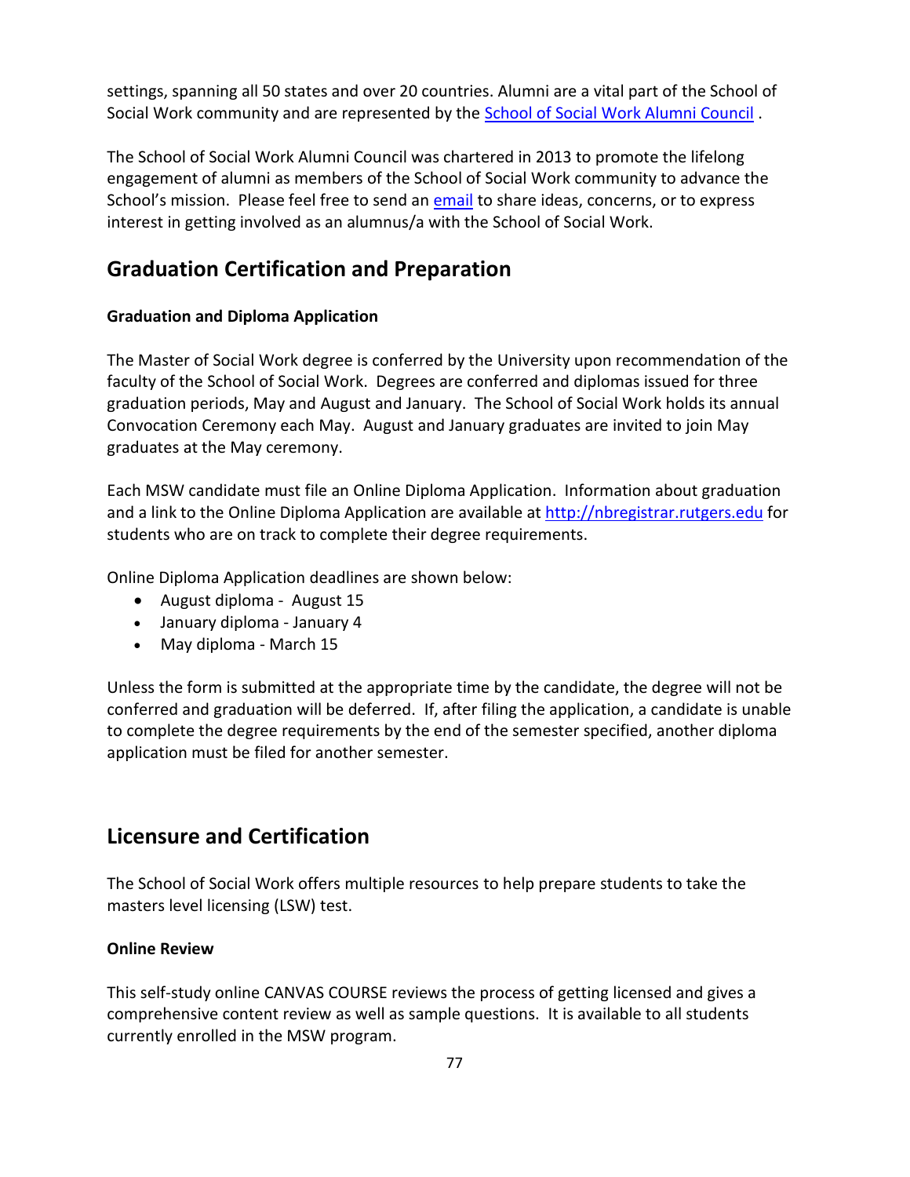settings, spanning all 50 states and over 20 countries. Alumni are a vital part of the School of Social Work community and are represented by the [School of Social Work Alumni Council](#) .

The School of Social Work Alumni Council was chartered in 2013 to promote the lifelong engagement of alumni as members of the School of Social Work community to advance the School's mission. Please feel free to send an [email](#) to share ideas, concerns, or to express interest in getting involved as an alumnus/a with the School of Social Work.

## Graduation Certification and Preparation

### Graduation and Diploma Application

The Master of Social Work degree is conferred by the University upon recommendation of the faculty of the School of Social Work. Degrees are conferred and diplomas issued for three graduation periods, May and August and January. The School of Social Work holds its annual Convocation Ceremony each May. August and January graduates are invited to join May graduates at the May ceremony.

Each MSW candidate must file an Online Diploma Application. Information about graduation and a link to the Online Diploma Application are available at http://nbregistrar.rutgers.edu for students who are on track to complete their degree requirements.

Online Diploma Application deadlines are shown below:

- August diploma - August 15
- January diploma - January 4
- May diploma - March 15

Unless the form is submitted at the appropriate time by the candidate, the degree will not be conferred and graduation will be deferred. If, after filing the application, a candidate is unable to complete the degree requirements by the end of the semester specified, another diploma application must be filed for another semester.

## Licensure and Certification

The School of Social Work offers multiple resources to help prepare students to take the masters level licensing (LSW) test.

### Online Review

This self-study online CANVAS COURSE reviews the process of getting licensed and gives a comprehensive content review as well as sample questions. It is available to all students currently enrolled in the MSW program.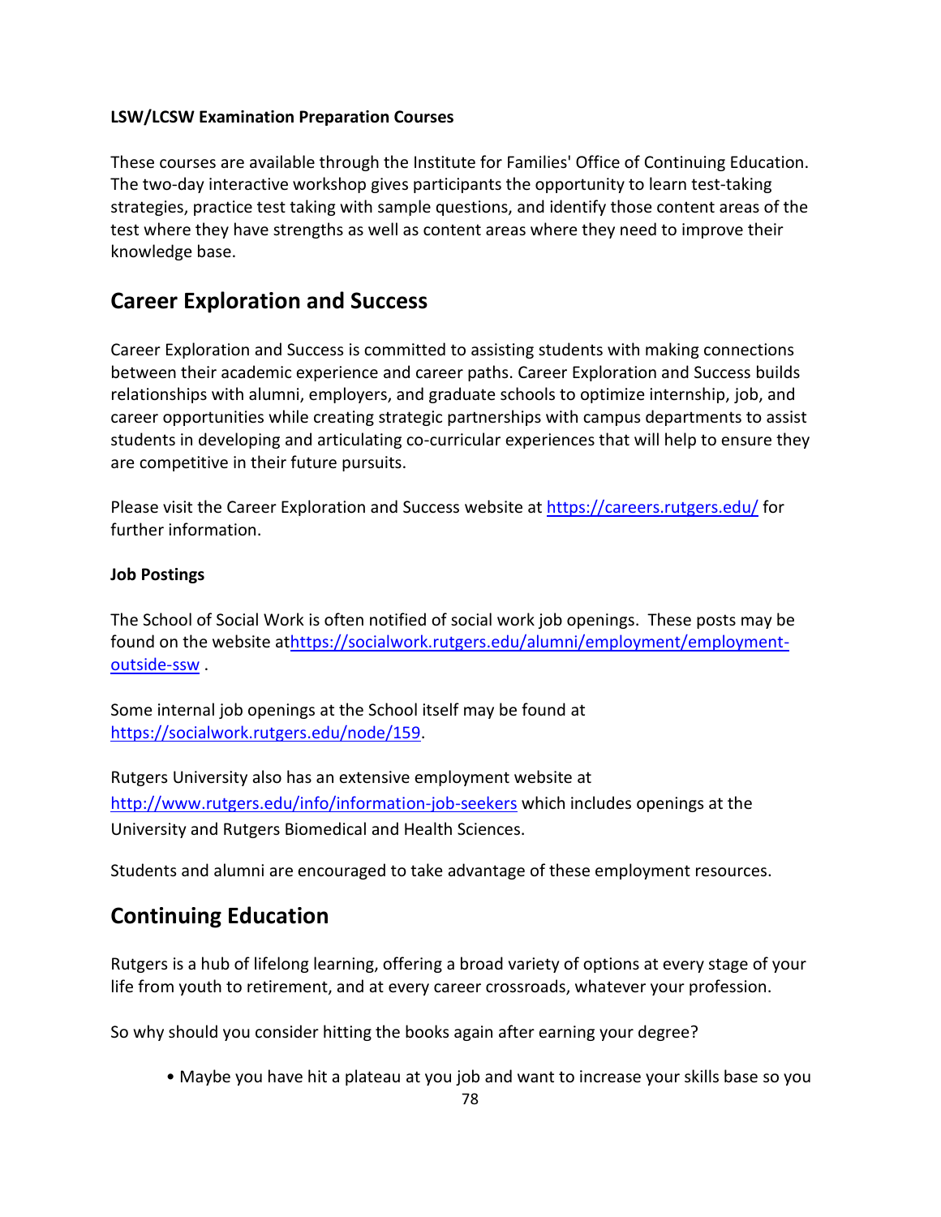**LSW/LCSW Examination Preparation Courses**

These courses are available through the Institute for Families' Office of Continuing Education. The two-day interactive workshop gives participants the opportunity to learn test-taking strategies, practice test taking with sample questions, and identify those content areas of the test where they have strengths as well as content areas where they need to improve their knowledge base.

## Career Exploration and Success

Career Exploration and Success is committed to assisting students with making connections between their academic experience and career paths. Career Exploration and Success builds relationships with alumni, employers, and graduate schools to optimize internship, job, and career opportunities while creating strategic partnerships with campus departments to assist students in developing and articulating co-curricular experiences that will help to ensure they are competitive in their future pursuits.

Please visit the Career Exploration and Success website at https://careers.rutgers.edu/ for further information.

**Job Postings**

The School of Social Work is often notified of social work job openings. These posts may be found on the website athttps://socialwork.rutgers.edu/alumni/employment/employment-outside-ssw .

Some internal job openings at the School itself may be found at https://socialwork.rutgers.edu/node/159.

Rutgers University also has an extensive employment website at http://www.rutgers.edu/info/information-job-seekers which includes openings at the University and Rutgers Biomedical and Health Sciences.

Students and alumni are encouraged to take advantage of these employment resources.

## Continuing Education

Rutgers is a hub of lifelong learning, offering a broad variety of options at every stage of your life from youth to retirement, and at every career crossroads, whatever your profession.

So why should you consider hitting the books again after earning your degree?

- Maybe you have hit a plateau at you job and want to increase your skills base so you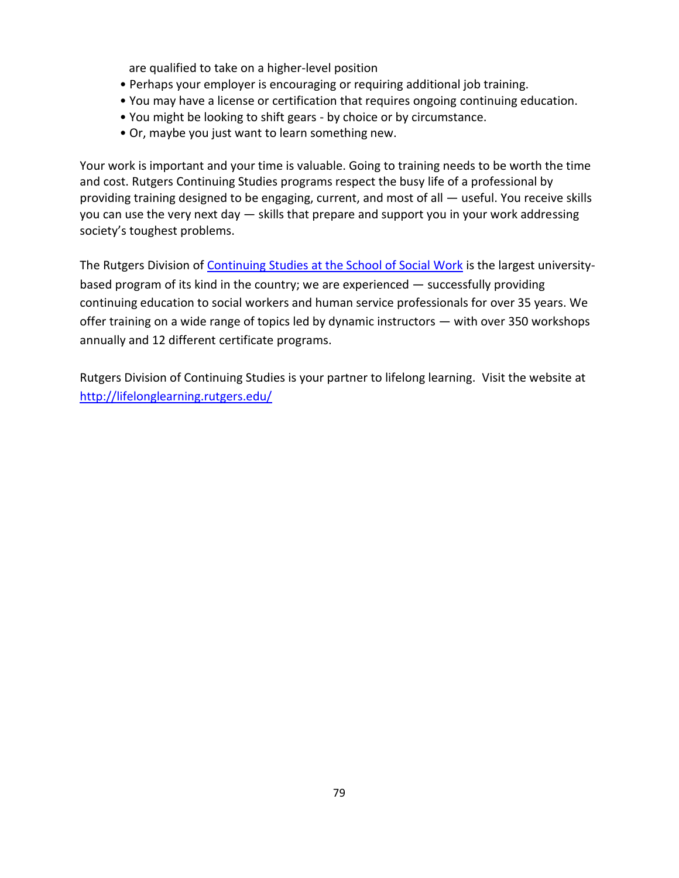are qualified to take on a higher-level position

- Perhaps your employer is encouraging or requiring additional job training.
- You may have a license or certification that requires ongoing continuing education.
- You might be looking to shift gears - by choice or by circumstance.
- Or, maybe you just want to learn something new.

Your work is important and your time is valuable. Going to training needs to be worth the time and cost. Rutgers Continuing Studies programs respect the busy life of a professional by providing training designed to be engaging, current, and most of all — useful. You receive skills you can use the very next day — skills that prepare and support you in your work addressing society's toughest problems.

The Rutgers Division of [Continuing Studies at the School of Social Work] is the largest university-based program of its kind in the country; we are experienced — successfully providing continuing education to social workers and human service professionals for over 35 years. We offer training on a wide range of topics led by dynamic instructors — with over 350 workshops annually and 12 different certificate programs.

Rutgers Division of Continuing Studies is your partner to lifelong learning. Visit the website at http://lifelonglearning.rutgers.edu/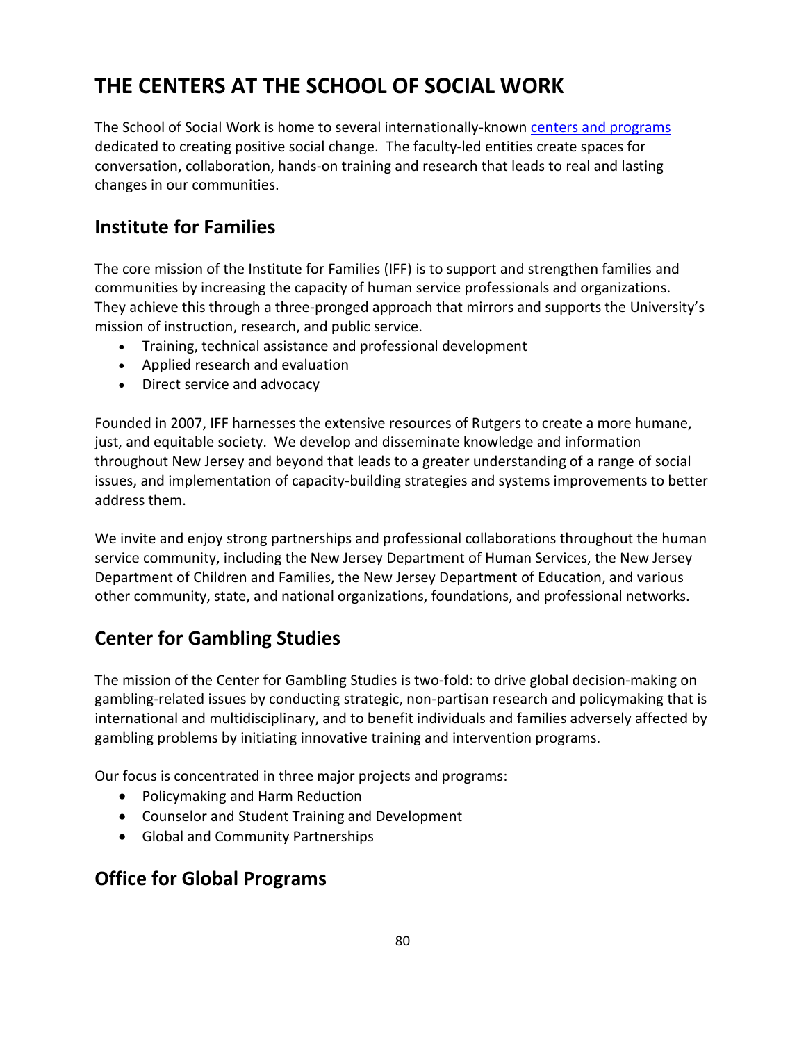# THE CENTERS AT THE SCHOOL OF SOCIAL WORK

The School of Social Work is home to several internationally-known [centers and programs](centers and programs) dedicated to creating positive social change. The faculty-led entities create spaces for conversation, collaboration, hands-on training and research that leads to real and lasting changes in our communities.

## Institute for Families

The core mission of the Institute for Families (IFF) is to support and strengthen families and communities by increasing the capacity of human service professionals and organizations. They achieve this through a three-pronged approach that mirrors and supports the University's mission of instruction, research, and public service.

- Training, technical assistance and professional development
- Applied research and evaluation
- Direct service and advocacy

Founded in 2007, IFF harnesses the extensive resources of Rutgers to create a more humane, just, and equitable society. We develop and disseminate knowledge and information throughout New Jersey and beyond that leads to a greater understanding of a range of social issues, and implementation of capacity-building strategies and systems improvements to better address them.

We invite and enjoy strong partnerships and professional collaborations throughout the human service community, including the New Jersey Department of Human Services, the New Jersey Department of Children and Families, the New Jersey Department of Education, and various other community, state, and national organizations, foundations, and professional networks.

## Center for Gambling Studies

The mission of the Center for Gambling Studies is two-fold: to drive global decision-making on gambling-related issues by conducting strategic, non-partisan research and policymaking that is international and multidisciplinary, and to benefit individuals and families adversely affected by gambling problems by initiating innovative training and intervention programs.

Our focus is concentrated in three major projects and programs:

- Policymaking and Harm Reduction
- Counselor and Student Training and Development
- Global and Community Partnerships

## Office for Global Programs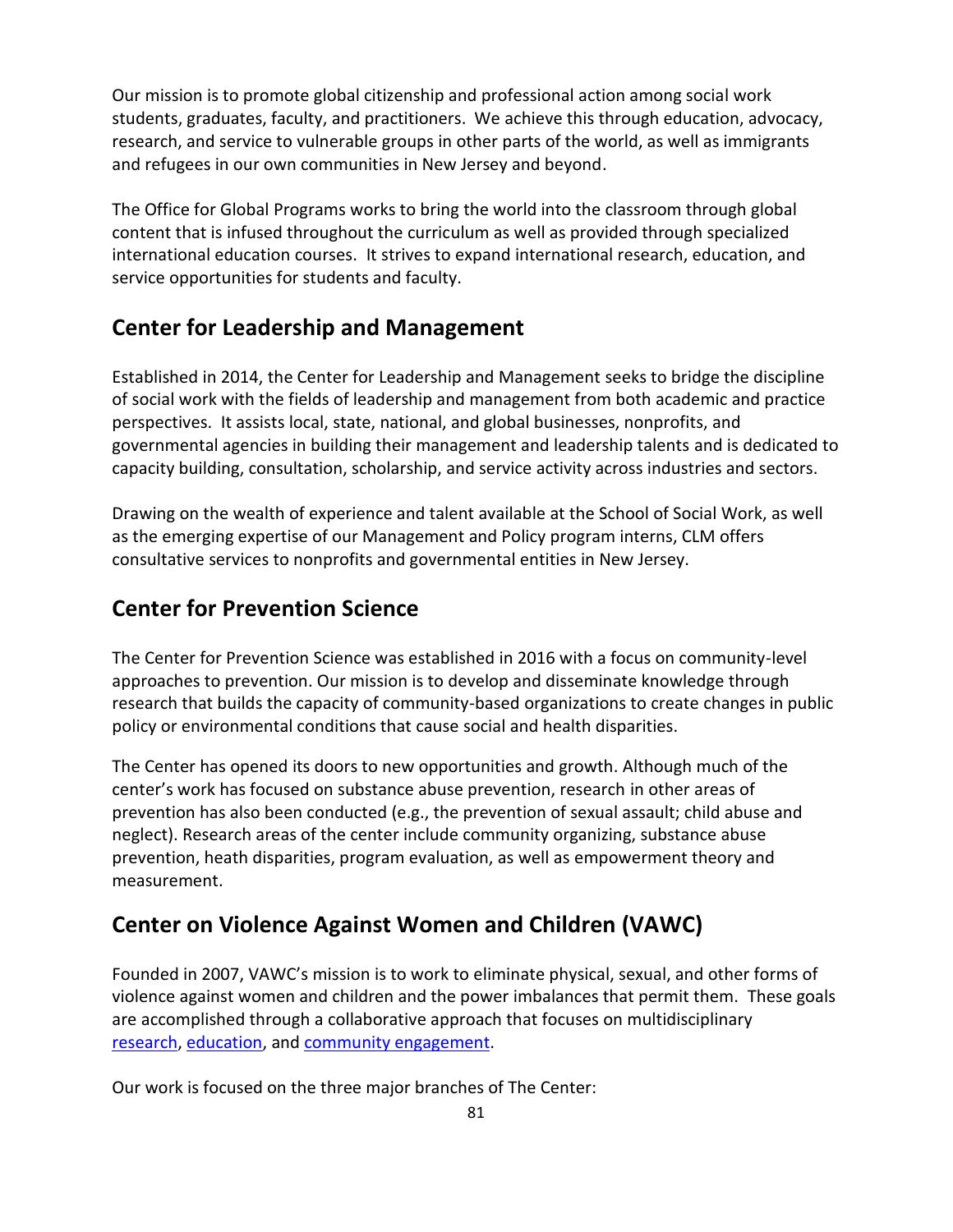Our mission is to promote global citizenship and professional action among social work students, graduates, faculty, and practitioners. We achieve this through education, advocacy, research, and service to vulnerable groups in other parts of the world, as well as immigrants and refugees in our own communities in New Jersey and beyond.

The Office for Global Programs works to bring the world into the classroom through global content that is infused throughout the curriculum as well as provided through specialized international education courses. It strives to expand international research, education, and service opportunities for students and faculty.

## Center for Leadership and Management

Established in 2014, the Center for Leadership and Management seeks to bridge the discipline of social work with the fields of leadership and management from both academic and practice perspectives. It assists local, state, national, and global businesses, nonprofits, and governmental agencies in building their management and leadership talents and is dedicated to capacity building, consultation, scholarship, and service activity across industries and sectors.

Drawing on the wealth of experience and talent available at the School of Social Work, as well as the emerging expertise of our Management and Policy program interns, CLM offers consultative services to nonprofits and governmental entities in New Jersey.

## Center for Prevention Science

The Center for Prevention Science was established in 2016 with a focus on community-level approaches to prevention. Our mission is to develop and disseminate knowledge through research that builds the capacity of community-based organizations to create changes in public policy or environmental conditions that cause social and health disparities.

The Center has opened its doors to new opportunities and growth. Although much of the center's work has focused on substance abuse prevention, research in other areas of prevention has also been conducted (e.g., the prevention of sexual assault; child abuse and neglect). Research areas of the center include community organizing, substance abuse prevention, heath disparities, program evaluation, as well as empowerment theory and measurement.

## Center on Violence Against Women and Children (VAWC)

Founded in 2007, VAWC's mission is to work to eliminate physical, sexual, and other forms of violence against women and children and the power imbalances that permit them. These goals are accomplished through a collaborative approach that focuses on multidisciplinary research, education, and community engagement.

Our work is focused on the three major branches of The Center: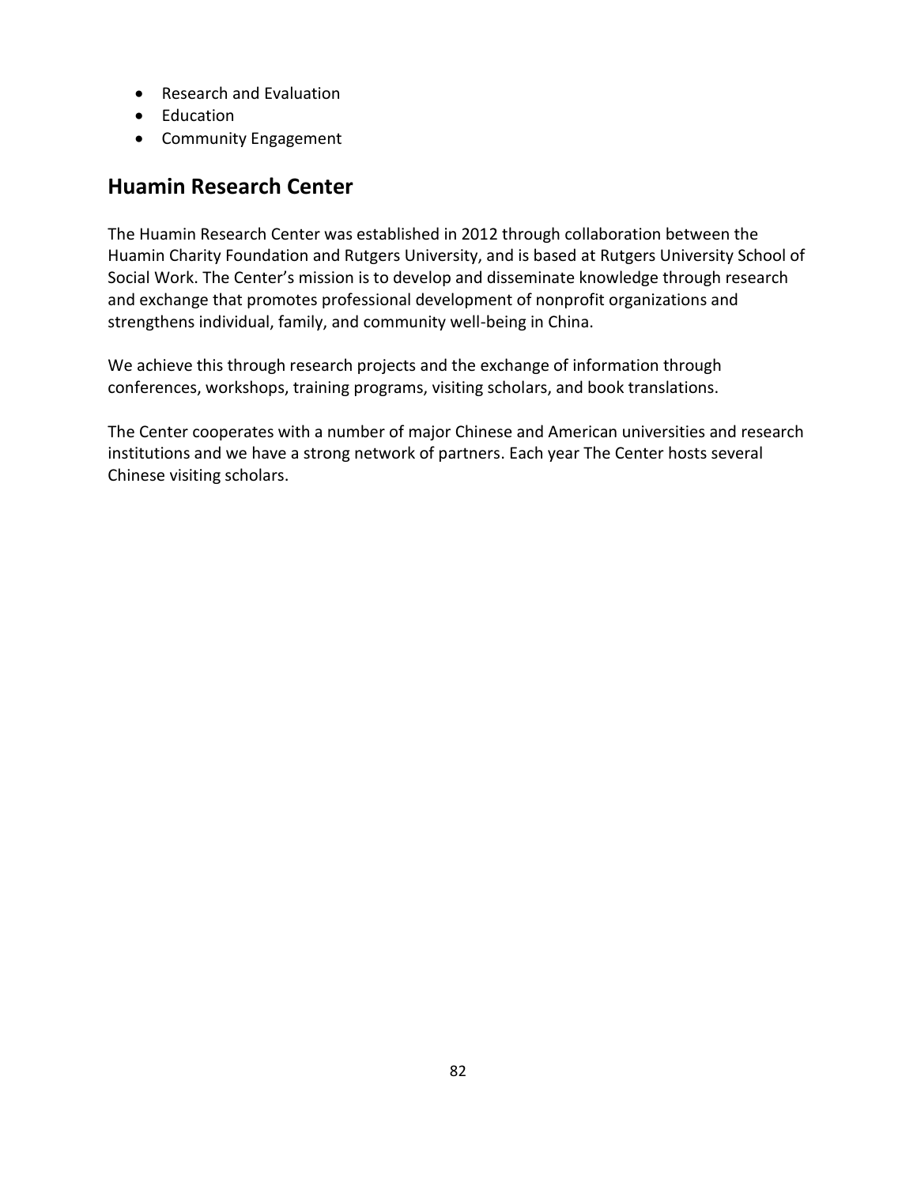- Research and Evaluation
- Education
- Community Engagement

## Huamin Research Center

The Huamin Research Center was established in 2012 through collaboration between the Huamin Charity Foundation and Rutgers University, and is based at Rutgers University School of Social Work. The Center's mission is to develop and disseminate knowledge through research and exchange that promotes professional development of nonprofit organizations and strengthens individual, family, and community well-being in China.

We achieve this through research projects and the exchange of information through conferences, workshops, training programs, visiting scholars, and book translations.

The Center cooperates with a number of major Chinese and American universities and research institutions and we have a strong network of partners. Each year The Center hosts several Chinese visiting scholars.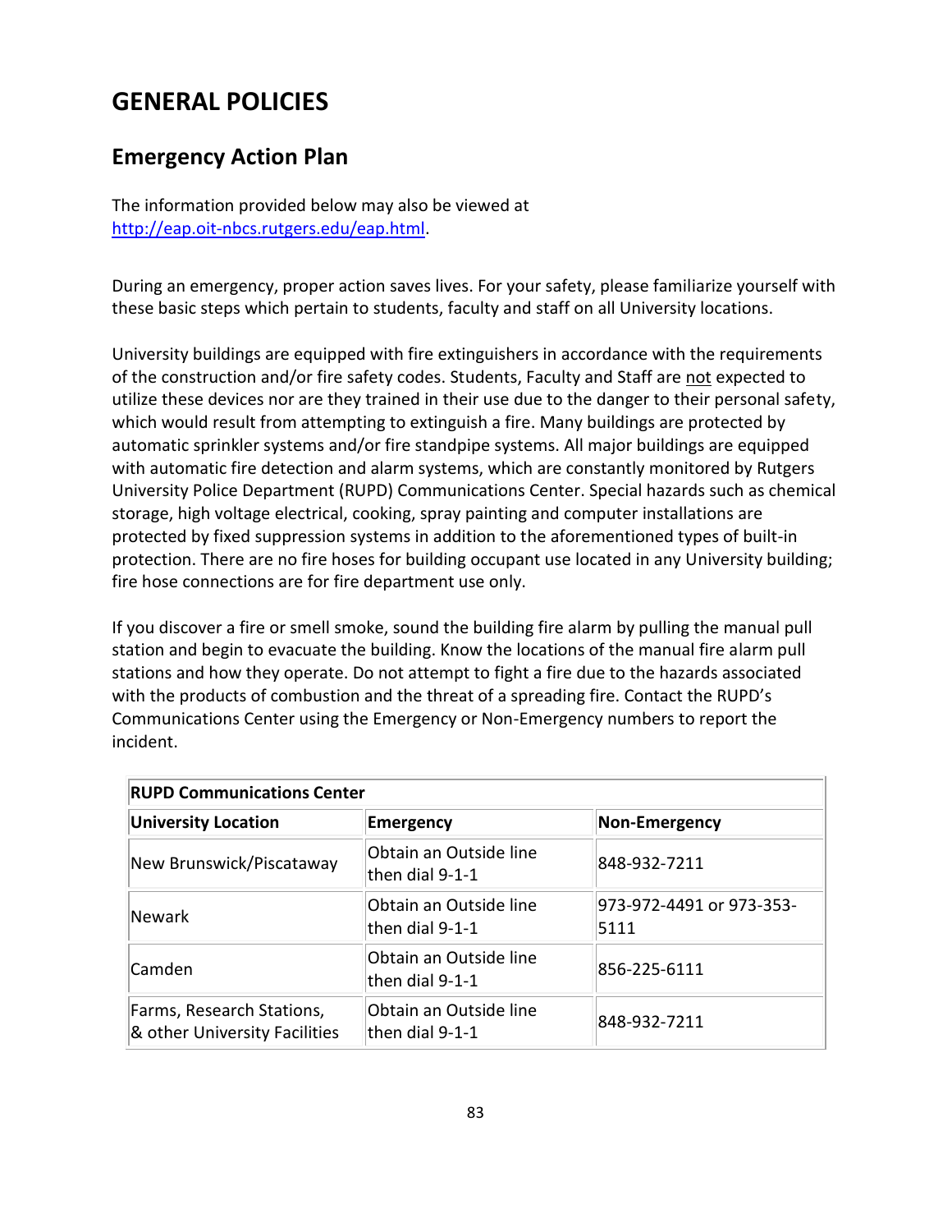# GENERAL POLICIES

## Emergency Action Plan

The information provided below may also be viewed at [http://eap.oit-nbcs.rutgers.edu/eap.html](http://eap.oit-nbcs.rutgers.edu/eap.html).

During an emergency, proper action saves lives. For your safety, please familiarize yourself with these basic steps which pertain to students, faculty and staff on all University locations.

University buildings are equipped with fire extinguishers in accordance with the requirements of the construction and/or fire safety codes. Students, Faculty and Staff are <u>not</u> expected to utilize these devices nor are they trained in their use due to the danger to their personal safety, which would result from attempting to extinguish a fire. Many buildings are protected by automatic sprinkler systems and/or fire standpipe systems. All major buildings are equipped with automatic fire detection and alarm systems, which are constantly monitored by Rutgers University Police Department (RUPD) Communications Center. Special hazards such as chemical storage, high voltage electrical, cooking, spray painting and computer installations are protected by fixed suppression systems in addition to the aforementioned types of built-in protection. There are no fire hoses for building occupant use located in any University building; fire hose connections are for fire department use only.

If you discover a fire or smell smoke, sound the building fire alarm by pulling the manual pull station and begin to evacuate the building. Know the locations of the manual fire alarm pull stations and how they operate. Do not attempt to fight a fire due to the hazards associated with the products of combustion and the threat of a spreading fire. Contact the RUPD's Communications Center using the Emergency or Non-Emergency numbers to report the incident.

| **RUPD Communications Center** | | |
|---|---|---|
| **University Location** | **Emergency** | **Non-Emergency** |
| New Brunswick/Piscataway | Obtain an Outside line then dial 9-1-1 | 848-932-7211 |
| Newark | Obtain an Outside line then dial 9-1-1 | 973-972-4491 or 973-353-5111 |
| Camden | Obtain an Outside line then dial 9-1-1 | 856-225-6111 |
| Farms, Research Stations, & other University Facilities | Obtain an Outside line then dial 9-1-1 | 848-932-7211 |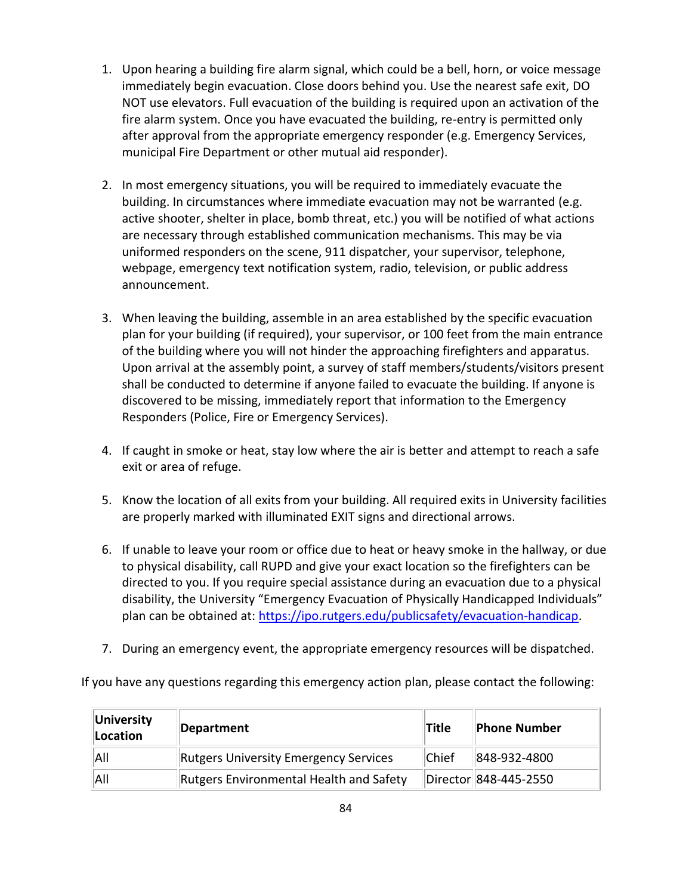1. Upon hearing a building fire alarm signal, which could be a bell, horn, or voice message immediately begin evacuation. Close doors behind you. Use the nearest safe exit, DO NOT use elevators. Full evacuation of the building is required upon an activation of the fire alarm system. Once you have evacuated the building, re-entry is permitted only after approval from the appropriate emergency responder (e.g. Emergency Services, municipal Fire Department or other mutual aid responder).

2. In most emergency situations, you will be required to immediately evacuate the building. In circumstances where immediate evacuation may not be warranted (e.g. active shooter, shelter in place, bomb threat, etc.) you will be notified of what actions are necessary through established communication mechanisms. This may be via uniformed responders on the scene, 911 dispatcher, your supervisor, telephone, webpage, emergency text notification system, radio, television, or public address announcement.

3. When leaving the building, assemble in an area established by the specific evacuation plan for your building (if required), your supervisor, or 100 feet from the main entrance of the building where you will not hinder the approaching firefighters and apparatus. Upon arrival at the assembly point, a survey of staff members/students/visitors present shall be conducted to determine if anyone failed to evacuate the building. If anyone is discovered to be missing, immediately report that information to the Emergency Responders (Police, Fire or Emergency Services).

4. If caught in smoke or heat, stay low where the air is better and attempt to reach a safe exit or area of refuge.

5. Know the location of all exits from your building. All required exits in University facilities are properly marked with illuminated EXIT signs and directional arrows.

6. If unable to leave your room or office due to heat or heavy smoke in the hallway, or due to physical disability, call RUPD and give your exact location so the firefighters can be directed to you. If you require special assistance during an evacuation due to a physical disability, the University "Emergency Evacuation of Physically Handicapped Individuals" plan can be obtained at: [https://ipo.rutgers.edu/publicsafety/evacuation-handicap](https://ipo.rutgers.edu/publicsafety/evacuation-handicap).

7. During an emergency event, the appropriate emergency resources will be dispatched.

If you have any questions regarding this emergency action plan, please contact the following:

| University Location | Department | Title | Phone Number |
|---|---|---|---|
| All | Rutgers University Emergency Services | Chief | 848-932-4800 |
| All | Rutgers Environmental Health and Safety | Director | 848-445-2550 |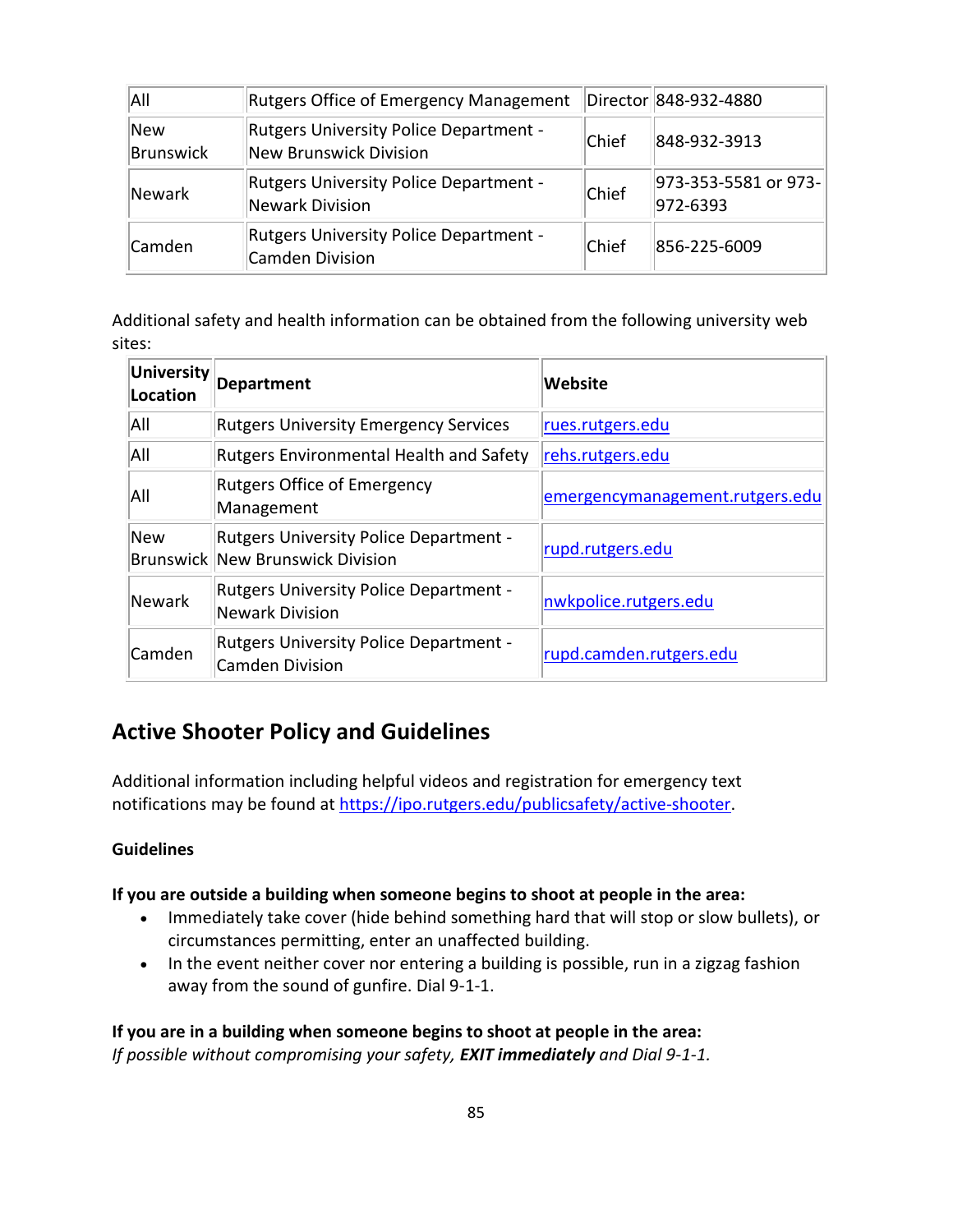| All | Rutgers Office of Emergency Management | Director | 848-932-4880 |
|---|---|---|---|
| New Brunswick | Rutgers University Police Department - New Brunswick Division | Chief | 848-932-3913 |
| Newark | Rutgers University Police Department - Newark Division | Chief | 973-353-5581 or 973-972-6393 |
| Camden | Rutgers University Police Department - Camden Division | Chief | 856-225-6009 |

Additional safety and health information can be obtained from the following university web sites:

| University Location | Department | Website |
|---|---|---|
| All | Rutgers University Emergency Services | rues.rutgers.edu |
| All | Rutgers Environmental Health and Safety | rehs.rutgers.edu |
| All | Rutgers Office of Emergency Management | emergencymanagement.rutgers.edu |
| New Brunswick | Rutgers University Police Department - New Brunswick Division | rupd.rutgers.edu |
| Newark | Rutgers University Police Department - Newark Division | nwkpolice.rutgers.edu |
| Camden | Rutgers University Police Department - Camden Division | rupd.camden.rutgers.edu |

## Active Shooter Policy and Guidelines

Additional information including helpful videos and registration for emergency text notifications may be found at https://ipo.rutgers.edu/publicsafety/active-shooter.

**Guidelines**

**If you are outside a building when someone begins to shoot at people in the area:**

- Immediately take cover (hide behind something hard that will stop or slow bullets), or circumstances permitting, enter an unaffected building.
- In the event neither cover nor entering a building is possible, run in a zigzag fashion away from the sound of gunfire. Dial 9-1-1.

**If you are in a building when someone begins to shoot at people in the area:**
*If possible without compromising your safety, **EXIT immediately** and Dial 9-1-1.*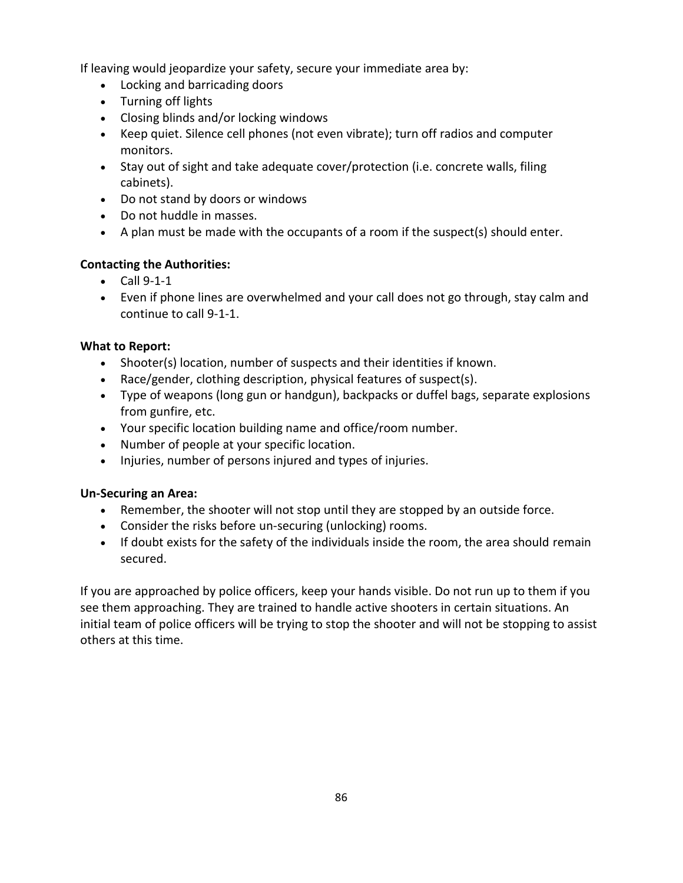If leaving would jeopardize your safety, secure your immediate area by:

- Locking and barricading doors
- Turning off lights
- Closing blinds and/or locking windows
- Keep quiet. Silence cell phones (not even vibrate); turn off radios and computer monitors.
- Stay out of sight and take adequate cover/protection (i.e. concrete walls, filing cabinets).
- Do not stand by doors or windows
- Do not huddle in masses.
- A plan must be made with the occupants of a room if the suspect(s) should enter.

**Contacting the Authorities:**

- Call 9-1-1
- Even if phone lines are overwhelmed and your call does not go through, stay calm and continue to call 9-1-1.

**What to Report:**

- Shooter(s) location, number of suspects and their identities if known.
- Race/gender, clothing description, physical features of suspect(s).
- Type of weapons (long gun or handgun), backpacks or duffel bags, separate explosions from gunfire, etc.
- Your specific location building name and office/room number.
- Number of people at your specific location.
- Injuries, number of persons injured and types of injuries.

**Un-Securing an Area:**

- Remember, the shooter will not stop until they are stopped by an outside force.
- Consider the risks before un-securing (unlocking) rooms.
- If doubt exists for the safety of the individuals inside the room, the area should remain secured.

If you are approached by police officers, keep your hands visible. Do not run up to them if you see them approaching. They are trained to handle active shooters in certain situations. An initial team of police officers will be trying to stop the shooter and will not be stopping to assist others at this time.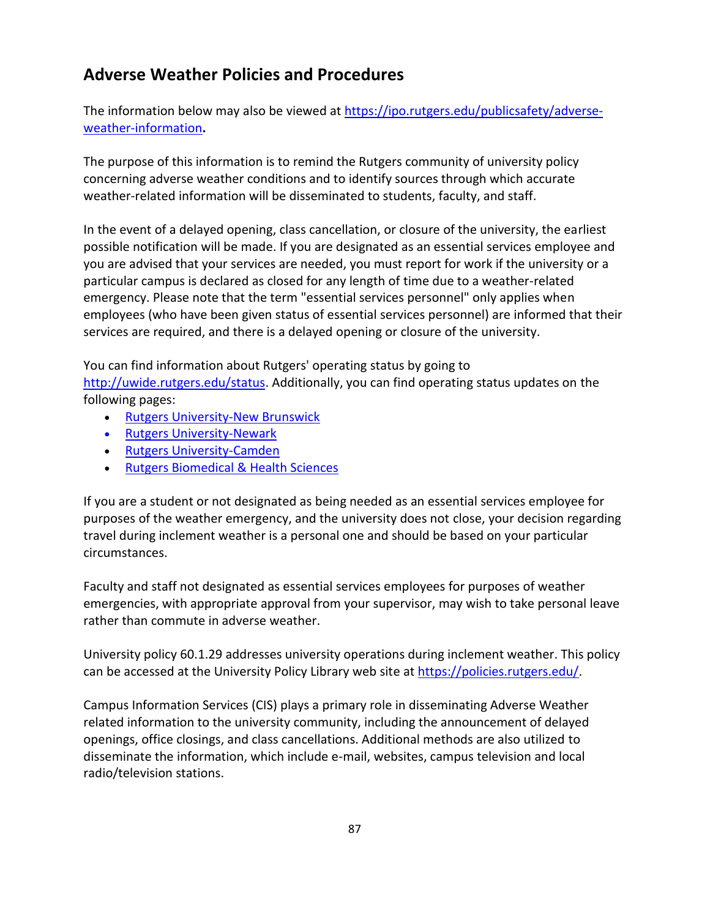## Adverse Weather Policies and Procedures

The information below may also be viewed at [https://ipo.rutgers.edu/publicsafety/adverse-weather-information](https://ipo.rutgers.edu/publicsafety/adverse-weather-information).

The purpose of this information is to remind the Rutgers community of university policy concerning adverse weather conditions and to identify sources through which accurate weather-related information will be disseminated to students, faculty, and staff.

In the event of a delayed opening, class cancellation, or closure of the university, the earliest possible notification will be made. If you are designated as an essential services employee and you are advised that your services are needed, you must report for work if the university or a particular campus is declared as closed for any length of time due to a weather-related emergency. Please note that the term "essential services personnel" only applies when employees (who have been given status of essential services personnel) are informed that their services are required, and there is a delayed opening or closure of the university.

You can find information about Rutgers' operating status by going to [http://uwide.rutgers.edu/status](http://uwide.rutgers.edu/status). Additionally, you can find operating status updates on the following pages:

- Rutgers University-New Brunswick
- Rutgers University-Newark
- Rutgers University-Camden
- Rutgers Biomedical & Health Sciences

If you are a student or not designated as being needed as an essential services employee for purposes of the weather emergency, and the university does not close, your decision regarding travel during inclement weather is a personal one and should be based on your particular circumstances.

Faculty and staff not designated as essential services employees for purposes of weather emergencies, with appropriate approval from your supervisor, may wish to take personal leave rather than commute in adverse weather.

University policy 60.1.29 addresses university operations during inclement weather. This policy can be accessed at the University Policy Library web site at [https://policies.rutgers.edu/](https://policies.rutgers.edu/).

Campus Information Services (CIS) plays a primary role in disseminating Adverse Weather related information to the university community, including the announcement of delayed openings, office closings, and class cancellations. Additional methods are also utilized to disseminate the information, which include e-mail, websites, campus television and local radio/television stations.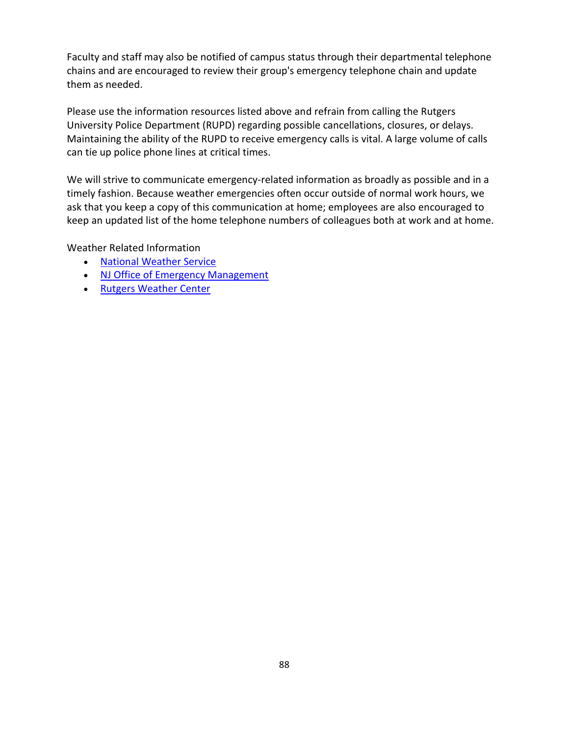Faculty and staff may also be notified of campus status through their departmental telephone chains and are encouraged to review their group's emergency telephone chain and update them as needed.

Please use the information resources listed above and refrain from calling the Rutgers University Police Department (RUPD) regarding possible cancellations, closures, or delays. Maintaining the ability of the RUPD to receive emergency calls is vital. A large volume of calls can tie up police phone lines at critical times.

We will strive to communicate emergency-related information as broadly as possible and in a timely fashion. Because weather emergencies often occur outside of normal work hours, we ask that you keep a copy of this communication at home; employees are also encouraged to keep an updated list of the home telephone numbers of colleagues both at work and at home.

Weather Related Information

- National Weather Service
- NJ Office of Emergency Management
- Rutgers Weather Center